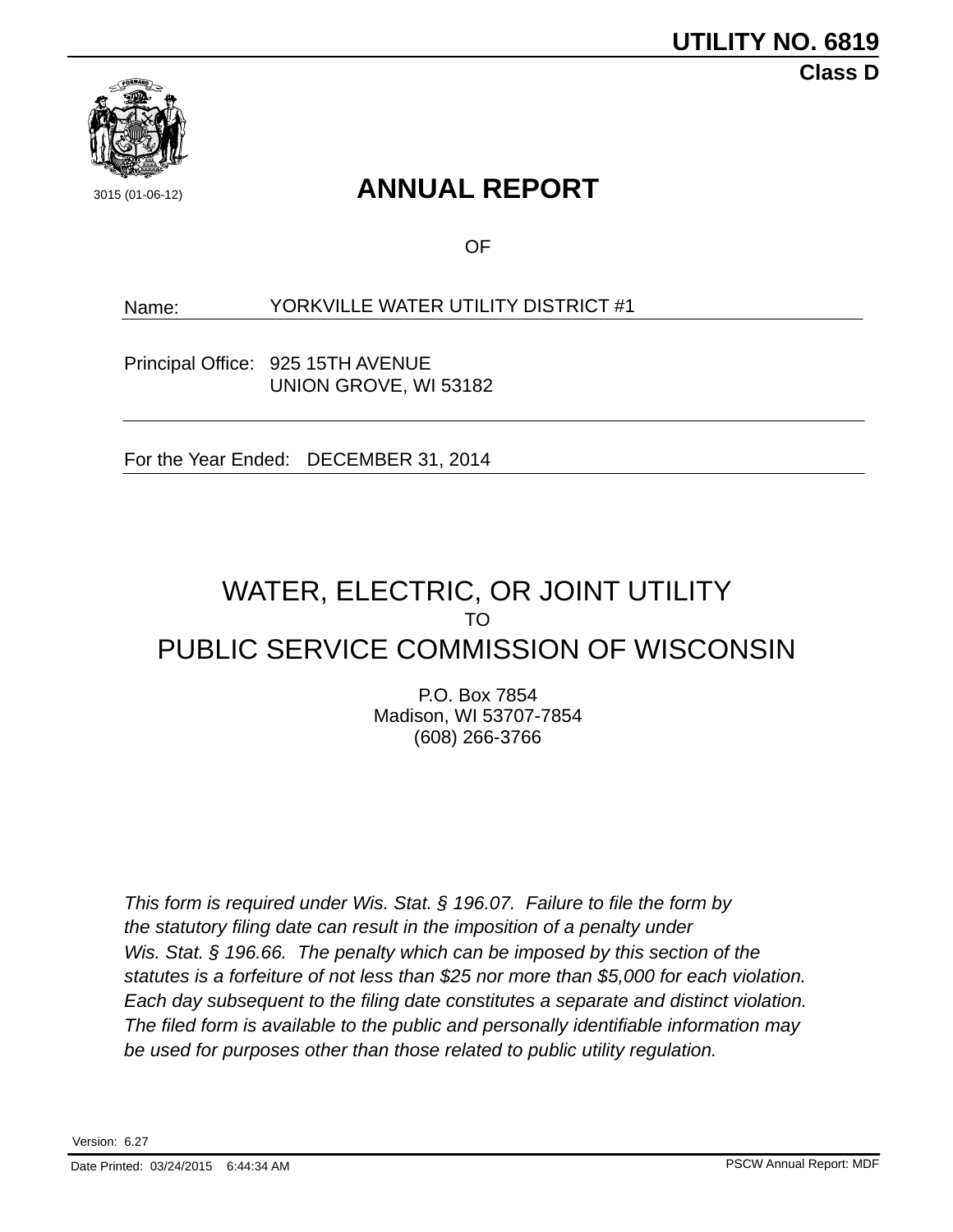**UTILITY NO. 6819**

**Class D**

3015 (01-06-12)

# ANNUAL REPORT

OF

Name: YORKVILLE WATER UTILITY DISTRICT #1

Principal Office: 925 15TH AVENUE
UNION GROVE, WI 53182

For the Year Ended: DECEMBER 31, 2014

## WATER, ELECTRIC, OR JOINT UTILITY

TO

## PUBLIC SERVICE COMMISSION OF WISCONSIN

P.O. Box 7854
Madison, WI 53707-7854
(608) 266-3766

*This form is required under Wis. Stat. § 196.07. Failure to file the form by the statutory filing date can result in the imposition of a penalty under Wis. Stat. § 196.66. The penalty which can be imposed by this section of the statutes is a forfeiture of not less than $25 nor more than $5,000 for each violation. Each day subsequent to the filing date constitutes a separate and distinct violation. The filed form is available to the public and personally identifiable information may be used for purposes other than those related to public utility regulation.*

Version: 6.27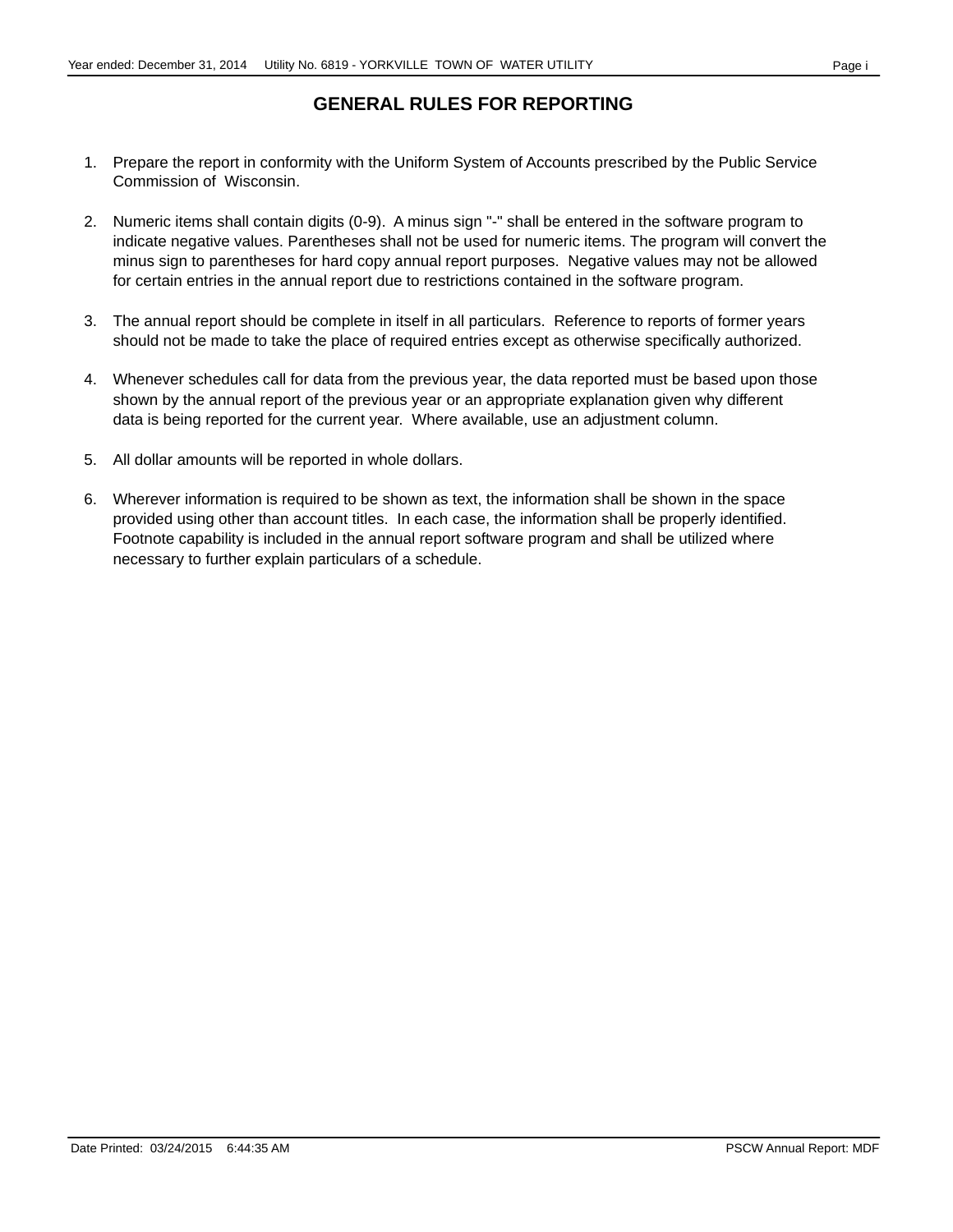# GENERAL RULES FOR REPORTING

1. Prepare the report in conformity with the Uniform System of Accounts prescribed by the Public Service Commission of Wisconsin.

2. Numeric items shall contain digits (0-9). A minus sign "-" shall be entered in the software program to indicate negative values. Parentheses shall not be used for numeric items. The program will convert the minus sign to parentheses for hard copy annual report purposes. Negative values may not be allowed for certain entries in the annual report due to restrictions contained in the software program.

3. The annual report should be complete in itself in all particulars. Reference to reports of former years should not be made to take the place of required entries except as otherwise specifically authorized.

4. Whenever schedules call for data from the previous year, the data reported must be based upon those shown by the annual report of the previous year or an appropriate explanation given why different data is being reported for the current year. Where available, use an adjustment column.

5. All dollar amounts will be reported in whole dollars.

6. Wherever information is required to be shown as text, the information shall be shown in the space provided using other than account titles. In each case, the information shall be properly identified. Footnote capability is included in the annual report software program and shall be utilized where necessary to further explain particulars of a schedule.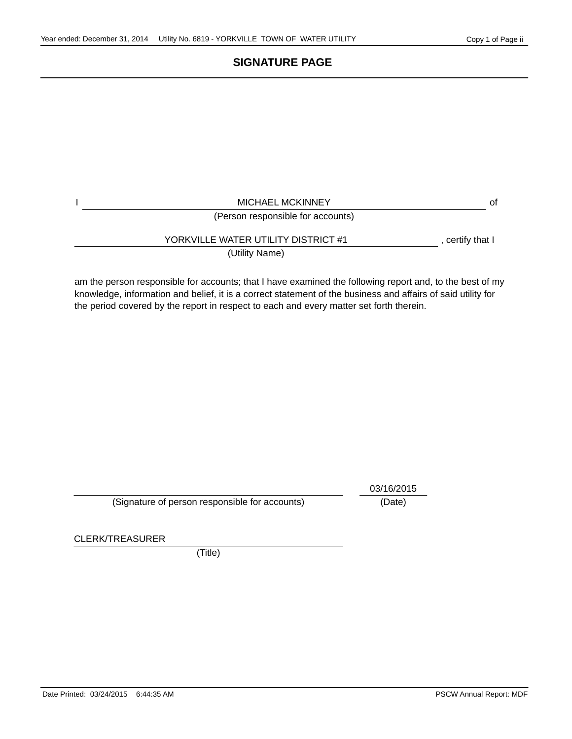# SIGNATURE PAGE

I MICHAEL MCKINNEY of
(Person responsible for accounts)

YORKVILLE WATER UTILITY DISTRICT #1, certify that I
(Utility Name)

am the person responsible for accounts; that I have examined the following report and, to the best of my knowledge, information and belief, it is a correct statement of the business and affairs of said utility for the period covered by the report in respect to each and every matter set forth therein.

\_\_\_\_\_\_\_\_\_\_\_\_\_\_\_\_\_\_\_\_\_\_\_\_\_\_\_\_\_\_\_\_\_\_\_\_\_\_\_\_ 03/16/2015
(Signature of person responsible for accounts) (Date)

CLERK/TREASURER
(Title)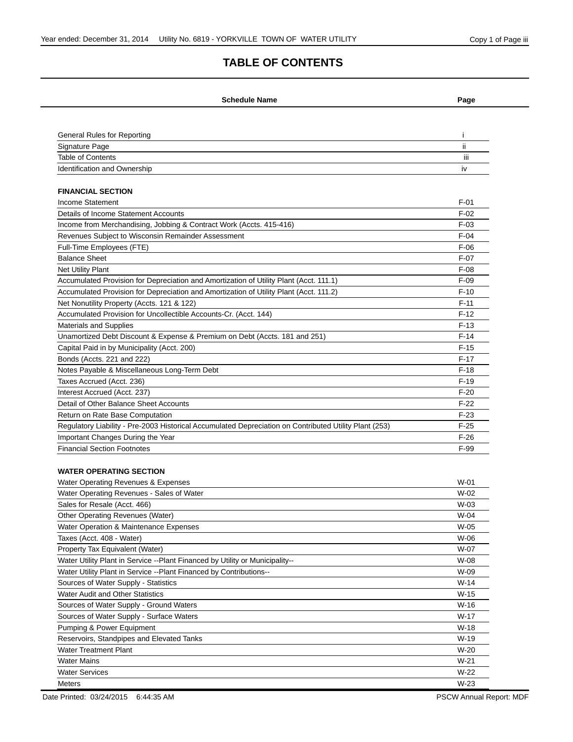# TABLE OF CONTENTS

| Schedule Name | Page |
|---|---|
| General Rules for Reporting | i |
| Signature Page | ii |
| Table of Contents | iii |
| Identification and Ownership | iv |
| **FINANCIAL SECTION** | |
| Income Statement | F-01 |
| Details of Income Statement Accounts | F-02 |
| Income from Merchandising, Jobbing & Contract Work (Accts. 415-416) | F-03 |
| Revenues Subject to Wisconsin Remainder Assessment | F-04 |
| Full-Time Employees (FTE) | F-06 |
| Balance Sheet | F-07 |
| Net Utility Plant | F-08 |
| Accumulated Provision for Depreciation and Amortization of Utility Plant (Acct. 111.1) | F-09 |
| Accumulated Provision for Depreciation and Amortization of Utility Plant (Acct. 111.2) | F-10 |
| Net Nonutility Property (Accts. 121 & 122) | F-11 |
| Accumulated Provision for Uncollectible Accounts-Cr. (Acct. 144) | F-12 |
| Materials and Supplies | F-13 |
| Unamortized Debt Discount & Expense & Premium on Debt (Accts. 181 and 251) | F-14 |
| Capital Paid in by Municipality (Acct. 200) | F-15 |
| Bonds (Accts. 221 and 222) | F-17 |
| Notes Payable & Miscellaneous Long-Term Debt | F-18 |
| Taxes Accrued (Acct. 236) | F-19 |
| Interest Accrued (Acct. 237) | F-20 |
| Detail of Other Balance Sheet Accounts | F-22 |
| Return on Rate Base Computation | F-23 |
| Regulatory Liability - Pre-2003 Historical Accumulated Depreciation on Contributed Utility Plant (253) | F-25 |
| Important Changes During the Year | F-26 |
| Financial Section Footnotes | F-99 |
| **WATER OPERATING SECTION** | |
| Water Operating Revenues & Expenses | W-01 |
| Water Operating Revenues - Sales of Water | W-02 |
| Sales for Resale (Acct. 466) | W-03 |
| Other Operating Revenues (Water) | W-04 |
| Water Operation & Maintenance Expenses | W-05 |
| Taxes (Acct. 408 - Water) | W-06 |
| Property Tax Equivalent (Water) | W-07 |
| Water Utility Plant in Service --Plant Financed by Utility or Municipality-- | W-08 |
| Water Utility Plant in Service --Plant Financed by Contributions-- | W-09 |
| Sources of Water Supply - Statistics | W-14 |
| Water Audit and Other Statistics | W-15 |
| Sources of Water Supply - Ground Waters | W-16 |
| Sources of Water Supply - Surface Waters | W-17 |
| Pumping & Power Equipment | W-18 |
| Reservoirs, Standpipes and Elevated Tanks | W-19 |
| Water Treatment Plant | W-20 |
| Water Mains | W-21 |
| Water Services | W-22 |
| Meters | W-23 |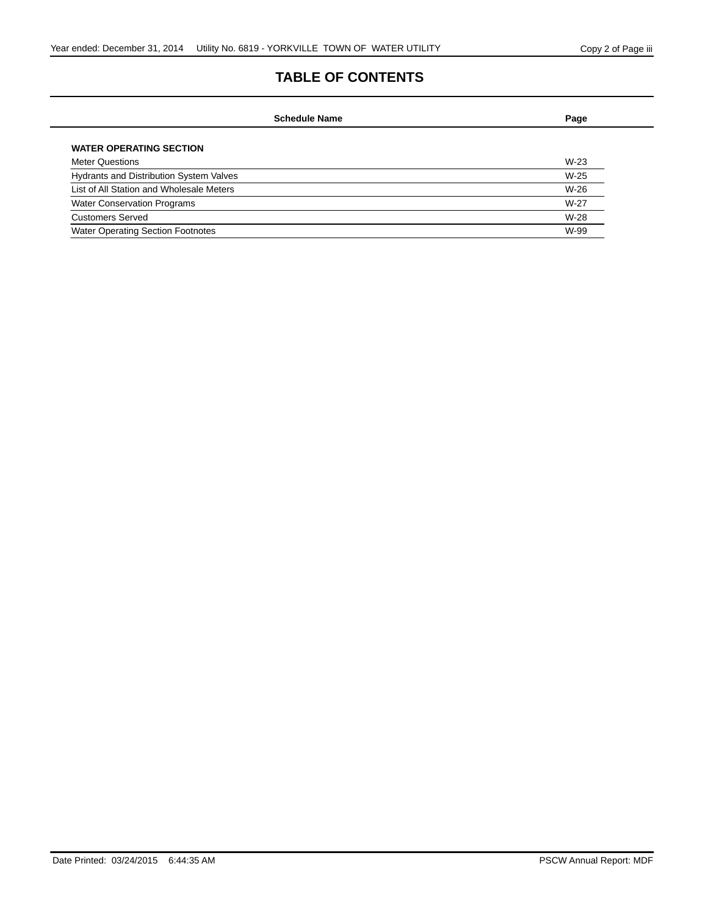# TABLE OF CONTENTS

| Schedule Name | Page |
|---|---|
| **WATER OPERATING SECTION** | |
| Meter Questions | W-23 |
| Hydrants and Distribution System Valves | W-25 |
| List of All Station and Wholesale Meters | W-26 |
| Water Conservation Programs | W-27 |
| Customers Served | W-28 |
| Water Operating Section Footnotes | W-99 |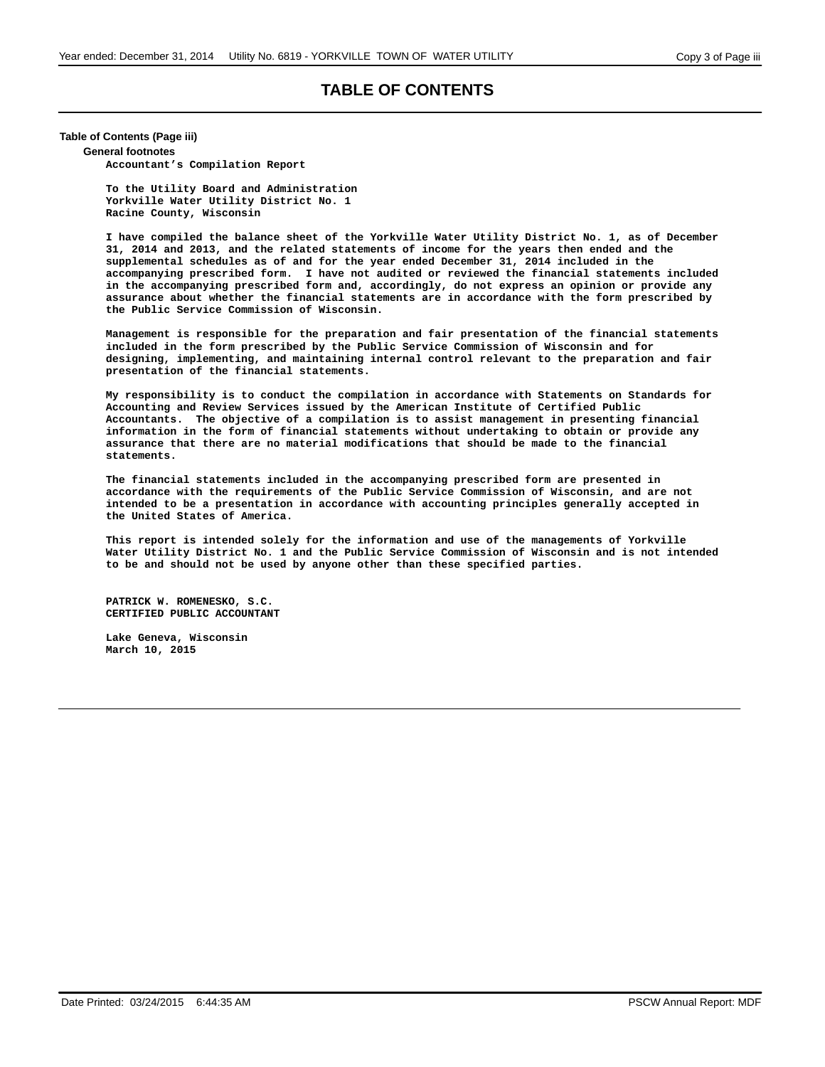# TABLE OF CONTENTS

**Table of Contents (Page iii)**

**General footnotes**

**Accountant's Compilation Report**

**To the Utility Board and Administration**
**Yorkville Water Utility District No. 1**
**Racine County, Wisconsin**

**I have compiled the balance sheet of the Yorkville Water Utility District No. 1, as of December 31, 2014 and 2013, and the related statements of income for the years then ended and the supplemental schedules as of and for the year ended December 31, 2014 included in the accompanying prescribed form. I have not audited or reviewed the financial statements included in the accompanying prescribed form and, accordingly, do not express an opinion or provide any assurance about whether the financial statements are in accordance with the form prescribed by the Public Service Commission of Wisconsin.**

**Management is responsible for the preparation and fair presentation of the financial statements included in the form prescribed by the Public Service Commission of Wisconsin and for designing, implementing, and maintaining internal control relevant to the preparation and fair presentation of the financial statements.**

**My responsibility is to conduct the compilation in accordance with Statements on Standards for Accounting and Review Services issued by the American Institute of Certified Public Accountants. The objective of a compilation is to assist management in presenting financial information in the form of financial statements without undertaking to obtain or provide any assurance that there are no material modifications that should be made to the financial statements.**

**The financial statements included in the accompanying prescribed form are presented in accordance with the requirements of the Public Service Commission of Wisconsin, and are not intended to be a presentation in accordance with accounting principles generally accepted in the United States of America.**

**This report is intended solely for the information and use of the managements of Yorkville Water Utility District No. 1 and the Public Service Commission of Wisconsin and is not intended to be and should not be used by anyone other than these specified parties.**

**PATRICK W. ROMENESKO, S.C.**
**CERTIFIED PUBLIC ACCOUNTANT**

**Lake Geneva, Wisconsin**
**March 10, 2015**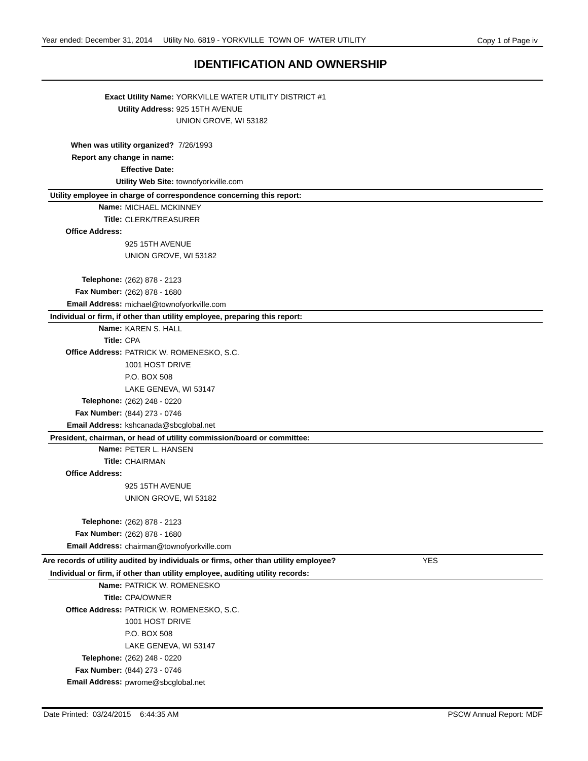# IDENTIFICATION AND OWNERSHIP

**Exact Utility Name:** YORKVILLE WATER UTILITY DISTRICT #1
**Utility Address:** 925 15TH AVENUE
UNION GROVE, WI 53182

**When was utility organized?** 7/26/1993
**Report any change in name:**
**Effective Date:**
**Utility Web Site:** townofyorkville.com

**Utility employee in charge of correspondence concerning this report:**

**Name:** MICHAEL MCKINNEY
**Title:** CLERK/TREASURER
**Office Address:**
925 15TH AVENUE
UNION GROVE, WI 53182

**Telephone:** (262) 878 - 2123
**Fax Number:** (262) 878 - 1680
**Email Address:** michael@townofyorkville.com

**Individual or firm, if other than utility employee, preparing this report:**

**Name:** KAREN S. HALL
**Title:** CPA
**Office Address:** PATRICK W. ROMENESKO, S.C.
1001 HOST DRIVE
P.O. BOX 508
LAKE GENEVA, WI 53147
**Telephone:** (262) 248 - 0220
**Fax Number:** (844) 273 - 0746
**Email Address:** kshcanada@sbcglobal.net

**President, chairman, or head of utility commission/board or committee:**

**Name:** PETER L. HANSEN
**Title:** CHAIRMAN
**Office Address:**
925 15TH AVENUE
UNION GROVE, WI 53182

**Telephone:** (262) 878 - 2123
**Fax Number:** (262) 878 - 1680
**Email Address:** chairman@townofyorkville.com

**Are records of utility audited by individuals or firms, other than utility employee?** YES

**Individual or firm, if other than utility employee, auditing utility records:**

**Name:** PATRICK W. ROMENESKO
**Title:** CPA/OWNER
**Office Address:** PATRICK W. ROMENESKO, S.C.
1001 HOST DRIVE
P.O. BOX 508
LAKE GENEVA, WI 53147
**Telephone:** (262) 248 - 0220
**Fax Number:** (844) 273 - 0746
**Email Address:** pwrome@sbcglobal.net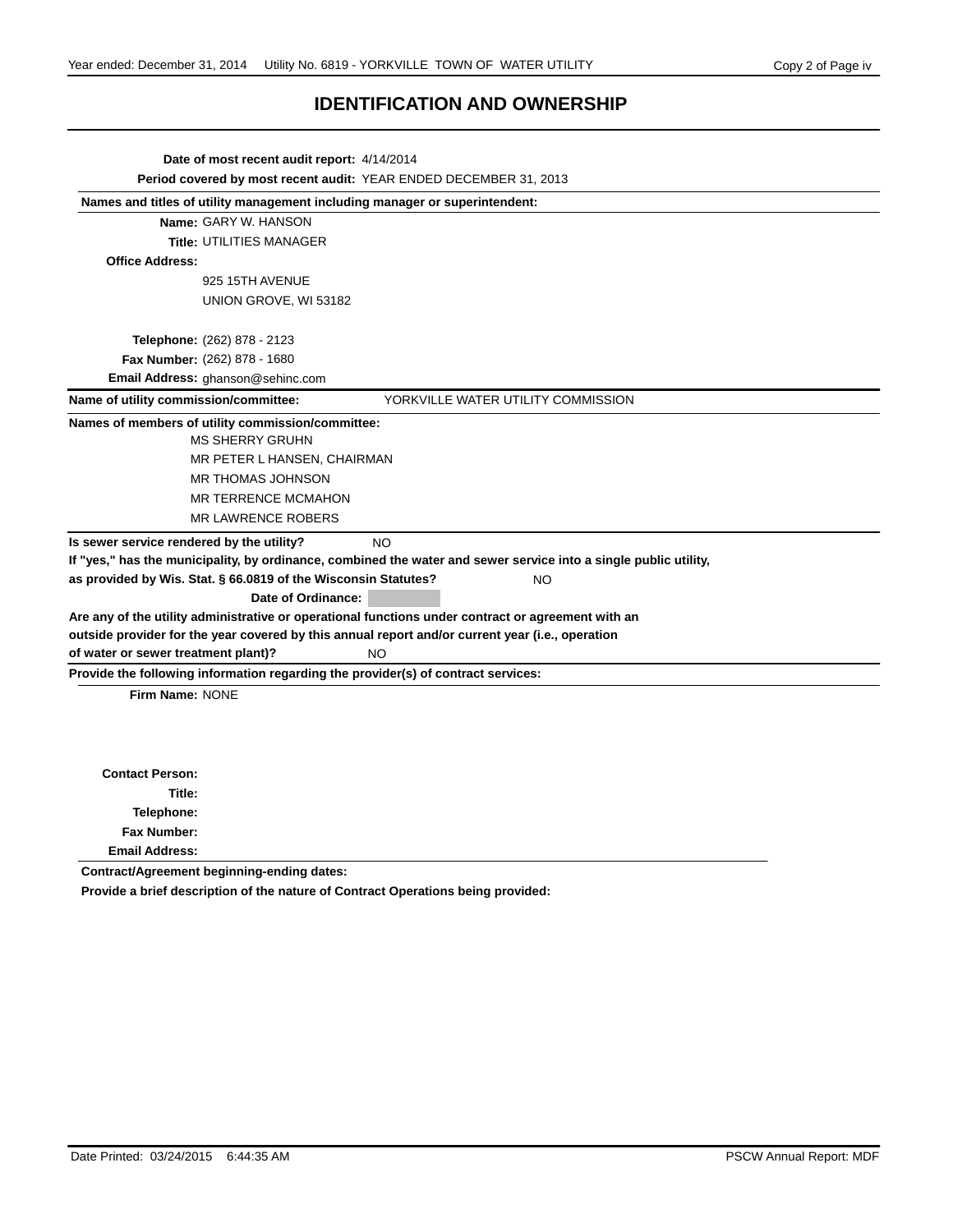# IDENTIFICATION AND OWNERSHIP

**Date of most recent audit report:** 4/14/2014

**Period covered by most recent audit:** YEAR ENDED DECEMBER 31, 2013

**Names and titles of utility management including manager or superintendent:**

**Name:** GARY W. HANSON

**Title:** UTILITIES MANAGER

**Office Address:**

925 15TH AVENUE
UNION GROVE, WI 53182

**Telephone:** (262) 878 - 2123

**Fax Number:** (262) 878 - 1680

**Email Address:** ghanson@sehinc.com

**Name of utility commission/committee:** YORKVILLE WATER UTILITY COMMISSION

**Names of members of utility commission/committee:**

MS SHERRY GRUHN
MR PETER L HANSEN, CHAIRMAN
MR THOMAS JOHNSON
MR TERRENCE MCMAHON
MR LAWRENCE ROBERS

**Is sewer service rendered by the utility?** NO

**If "yes," has the municipality, by ordinance, combined the water and sewer service into a single public utility, as provided by Wis. Stat. § 66.0819 of the Wisconsin Statutes?** NO

**Date of Ordinance:**

**Are any of the utility administrative or operational functions under contract or agreement with an outside provider for the year covered by this annual report and/or current year (i.e., operation of water or sewer treatment plant)?** NO

**Provide the following information regarding the provider(s) of contract services:**

**Firm Name:** NONE

**Contact Person:**

**Title:**

**Telephone:**

**Fax Number:**

**Email Address:**

**Contract/Agreement beginning-ending dates:**

**Provide a brief description of the nature of Contract Operations being provided:**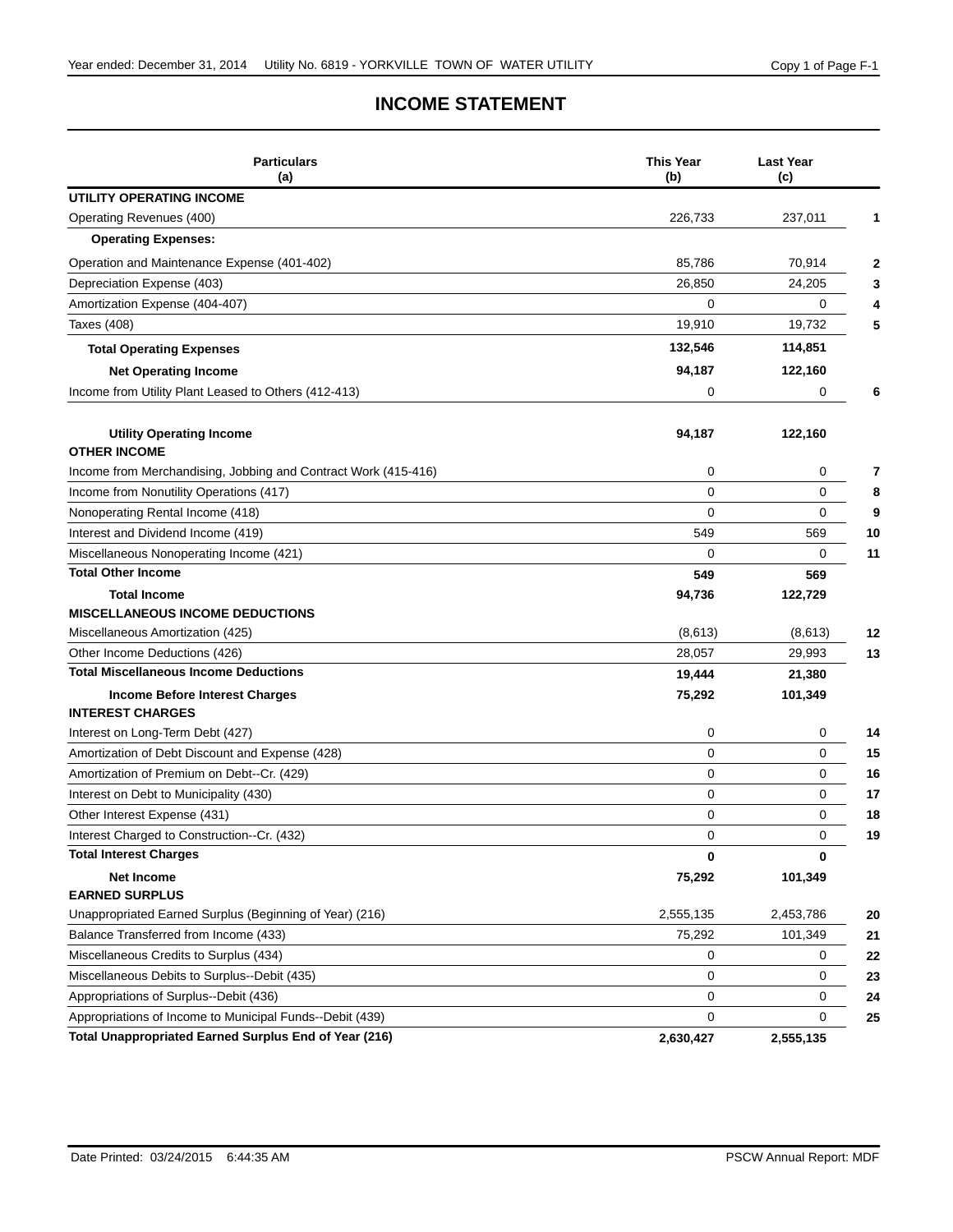# INCOME STATEMENT

| Particulars (a) | This Year (b) | Last Year (c) | |
|---|---|---|---|
| **UTILITY OPERATING INCOME** | | | |
| Operating Revenues (400) | 226,733 | 237,011 | 1 |
| **Operating Expenses:** | | | |
| Operation and Maintenance Expense (401-402) | 85,786 | 70,914 | 2 |
| Depreciation Expense (403) | 26,850 | 24,205 | 3 |
| Amortization Expense (404-407) | 0 | 0 | 4 |
| Taxes (408) | 19,910 | 19,732 | 5 |
| **Total Operating Expenses** | **132,546** | **114,851** | |
| **Net Operating Income** | **94,187** | **122,160** | |
| Income from Utility Plant Leased to Others (412-413) | 0 | 0 | 6 |
| **Utility Operating Income** | **94,187** | **122,160** | |
| **OTHER INCOME** | | | |
| Income from Merchandising, Jobbing and Contract Work (415-416) | 0 | 0 | 7 |
| Income from Nonutility Operations (417) | 0 | 0 | 8 |
| Nonoperating Rental Income (418) | 0 | 0 | 9 |
| Interest and Dividend Income (419) | 549 | 569 | 10 |
| Miscellaneous Nonoperating Income (421) | 0 | 0 | 11 |
| **Total Other Income** | **549** | **569** | |
| **Total Income** | **94,736** | **122,729** | |
| **MISCELLANEOUS INCOME DEDUCTIONS** | | | |
| Miscellaneous Amortization (425) | (8,613) | (8,613) | 12 |
| Other Income Deductions (426) | 28,057 | 29,993 | 13 |
| **Total Miscellaneous Income Deductions** | **19,444** | **21,380** | |
| **Income Before Interest Charges** | **75,292** | **101,349** | |
| **INTEREST CHARGES** | | | |
| Interest on Long-Term Debt (427) | 0 | 0 | 14 |
| Amortization of Debt Discount and Expense (428) | 0 | 0 | 15 |
| Amortization of Premium on Debt--Cr. (429) | 0 | 0 | 16 |
| Interest on Debt to Municipality (430) | 0 | 0 | 17 |
| Other Interest Expense (431) | 0 | 0 | 18 |
| Interest Charged to Construction--Cr. (432) | 0 | 0 | 19 |
| **Total Interest Charges** | **0** | **0** | |
| **Net Income** | **75,292** | **101,349** | |
| **EARNED SURPLUS** | | | |
| Unappropriated Earned Surplus (Beginning of Year) (216) | 2,555,135 | 2,453,786 | 20 |
| Balance Transferred from Income (433) | 75,292 | 101,349 | 21 |
| Miscellaneous Credits to Surplus (434) | 0 | 0 | 22 |
| Miscellaneous Debits to Surplus--Debit (435) | 0 | 0 | 23 |
| Appropriations of Surplus--Debit (436) | 0 | 0 | 24 |
| Appropriations of Income to Municipal Funds--Debit (439) | 0 | 0 | 25 |
| **Total Unappropriated Earned Surplus End of Year (216)** | **2,630,427** | **2,555,135** | |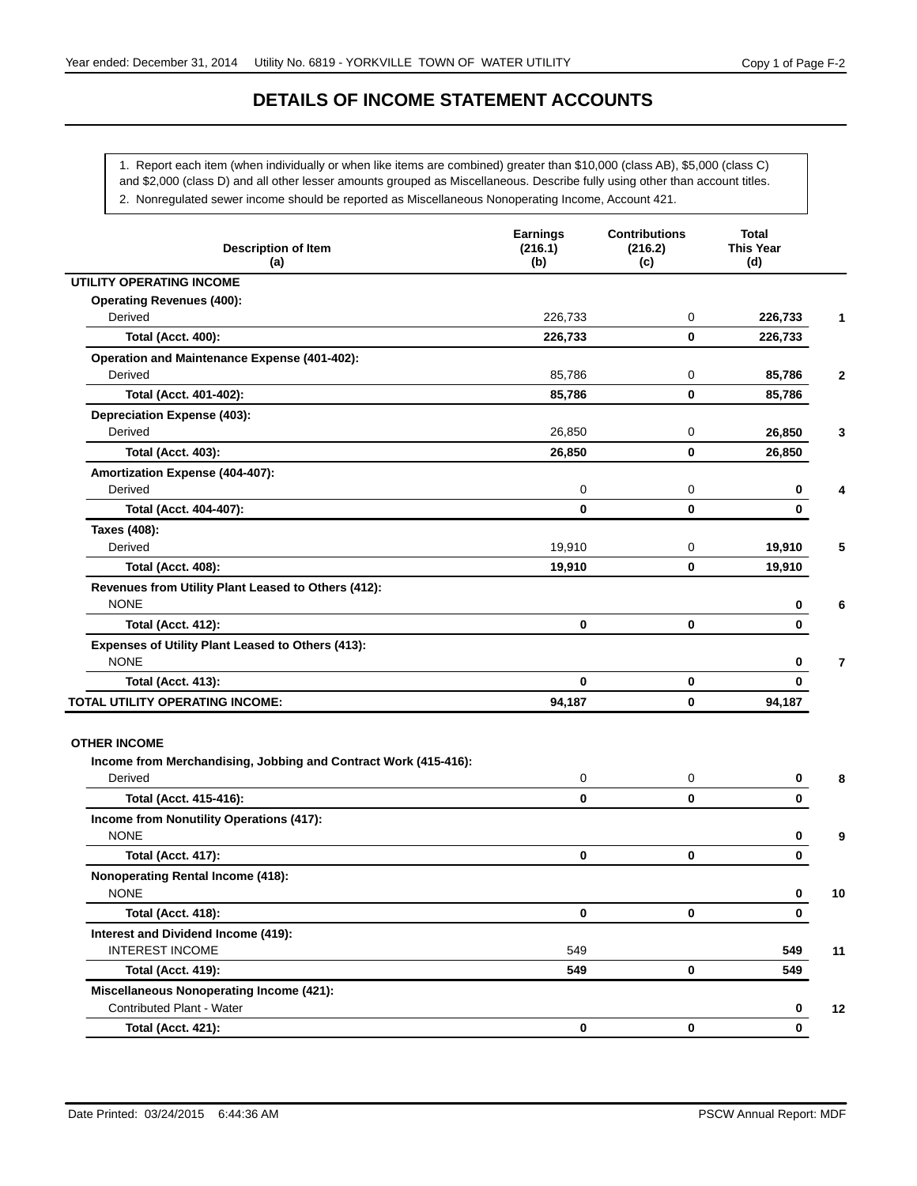# DETAILS OF INCOME STATEMENT ACCOUNTS

1. Report each item (when individually or when like items are combined) greater than $10,000 (class AB), $5,000 (class C) and $2,000 (class D) and all other lesser amounts grouped as Miscellaneous. Describe fully using other than account titles.
2. Nonregulated sewer income should be reported as Miscellaneous Nonoperating Income, Account 421.

| Description of Item (a) | Earnings (216.1) (b) | Contributions (216.2) (c) | Total This Year (d) | |
|---|---|---|---|---|
| **UTILITY OPERATING INCOME** | | | | |
| **Operating Revenues (400):** | | | | |
| Derived | 226,733 | 0 | **226,733** | **1** |
| **Total (Acct. 400):** | **226,733** | **0** | **226,733** | |
| **Operation and Maintenance Expense (401-402):** | | | | |
| Derived | 85,786 | 0 | **85,786** | **2** |
| **Total (Acct. 401-402):** | **85,786** | **0** | **85,786** | |
| **Depreciation Expense (403):** | | | | |
| Derived | 26,850 | 0 | **26,850** | **3** |
| **Total (Acct. 403):** | **26,850** | **0** | **26,850** | |
| **Amortization Expense (404-407):** | | | | |
| Derived | 0 | 0 | **0** | **4** |
| **Total (Acct. 404-407):** | **0** | **0** | **0** | |
| **Taxes (408):** | | | | |
| Derived | 19,910 | 0 | **19,910** | **5** |
| **Total (Acct. 408):** | **19,910** | **0** | **19,910** | |
| **Revenues from Utility Plant Leased to Others (412):** | | | | |
| NONE | | | **0** | **6** |
| **Total (Acct. 412):** | **0** | **0** | **0** | |
| **Expenses of Utility Plant Leased to Others (413):** | | | | |
| NONE | | | **0** | **7** |
| **Total (Acct. 413):** | **0** | **0** | **0** | |
| **TOTAL UTILITY OPERATING INCOME:** | **94,187** | **0** | **94,187** | |
| **OTHER INCOME** | | | | |
| **Income from Merchandising, Jobbing and Contract Work (415-416):** | | | | |
| Derived | 0 | 0 | **0** | **8** |
| **Total (Acct. 415-416):** | **0** | **0** | **0** | |
| **Income from Nonutility Operations (417):** | | | | |
| NONE | | | **0** | **9** |
| **Total (Acct. 417):** | **0** | **0** | **0** | |
| **Nonoperating Rental Income (418):** | | | | |
| NONE | | | **0** | **10** |
| **Total (Acct. 418):** | **0** | **0** | **0** | |
| **Interest and Dividend Income (419):** | | | | |
| INTEREST INCOME | 549 | | **549** | **11** |
| **Total (Acct. 419):** | **549** | **0** | **549** | |
| **Miscellaneous Nonoperating Income (421):** | | | | |
| Contributed Plant - Water | | | **0** | **12** |
| **Total (Acct. 421):** | **0** | **0** | **0** | |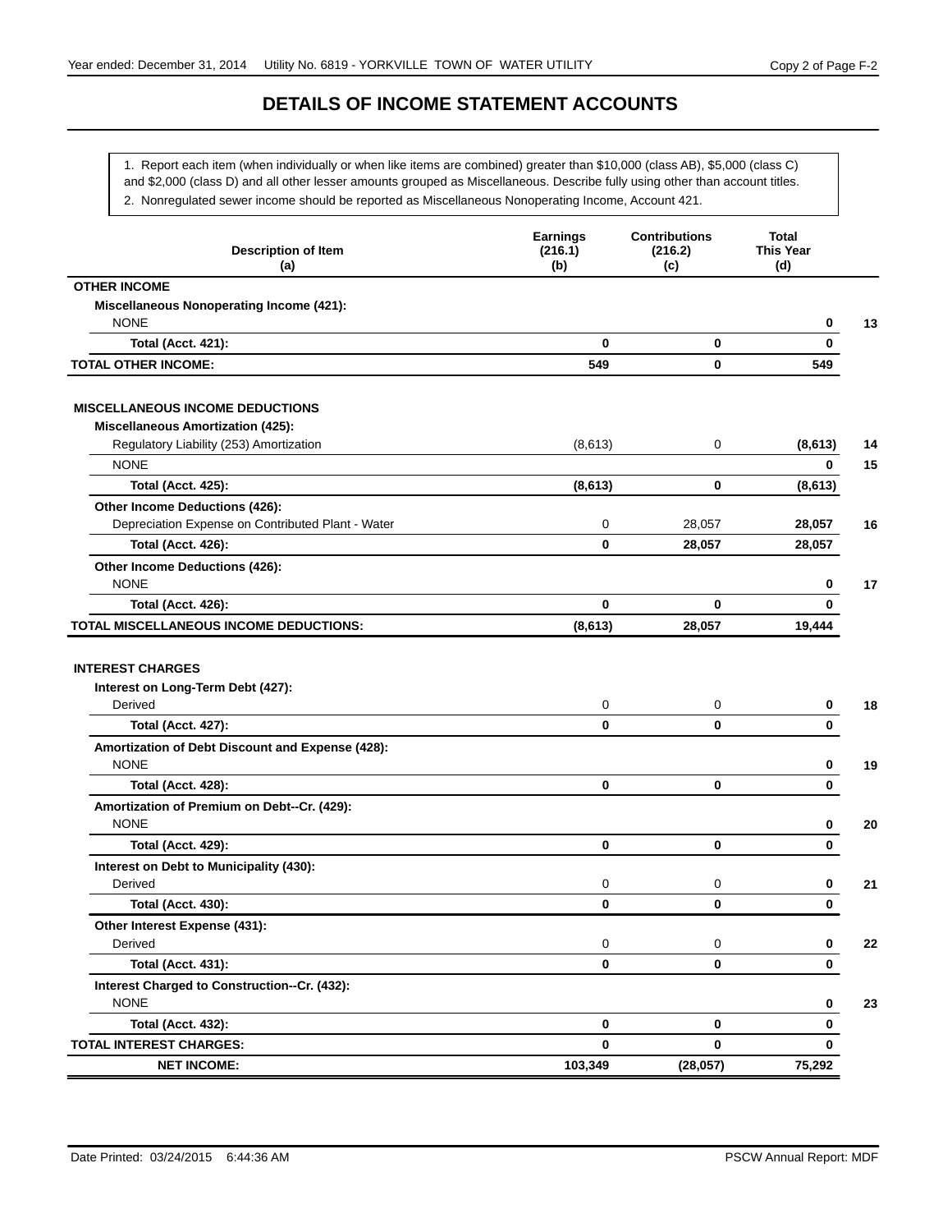# DETAILS OF INCOME STATEMENT ACCOUNTS

1. Report each item (when individually or when like items are combined) greater than $10,000 (class AB), $5,000 (class C) and $2,000 (class D) and all other lesser amounts grouped as Miscellaneous. Describe fully using other than account titles.
2. Nonregulated sewer income should be reported as Miscellaneous Nonoperating Income, Account 421.

| Description of Item (a) | Earnings (216.1) (b) | Contributions (216.2) (c) | Total This Year (d) | |
|---|---|---|---|---|
| **OTHER INCOME** | | | | |
| **Miscellaneous Nonoperating Income (421):** | | | | |
| NONE | | | **0** | **13** |
| **Total (Acct. 421):** | **0** | **0** | **0** | |
| **TOTAL OTHER INCOME:** | **549** | **0** | **549** | |
| **MISCELLANEOUS INCOME DEDUCTIONS** | | | | |
| **Miscellaneous Amortization (425):** | | | | |
| Regulatory Liability (253) Amortization | (8,613) | 0 | **(8,613)** | **14** |
| NONE | | | **0** | **15** |
| **Total (Acct. 425):** | **(8,613)** | **0** | **(8,613)** | |
| **Other Income Deductions (426):** | | | | |
| Depreciation Expense on Contributed Plant - Water | 0 | 28,057 | **28,057** | **16** |
| **Total (Acct. 426):** | **0** | **28,057** | **28,057** | |
| **Other Income Deductions (426):** | | | | |
| NONE | | | **0** | **17** |
| **Total (Acct. 426):** | **0** | **0** | **0** | |
| **TOTAL MISCELLANEOUS INCOME DEDUCTIONS:** | **(8,613)** | **28,057** | **19,444** | |
| **INTEREST CHARGES** | | | | |
| **Interest on Long-Term Debt (427):** | | | | |
| Derived | 0 | 0 | **0** | **18** |
| **Total (Acct. 427):** | **0** | **0** | **0** | |
| **Amortization of Debt Discount and Expense (428):** | | | | |
| NONE | | | **0** | **19** |
| **Total (Acct. 428):** | **0** | **0** | **0** | |
| **Amortization of Premium on Debt--Cr. (429):** | | | | |
| NONE | | | **0** | **20** |
| **Total (Acct. 429):** | **0** | **0** | **0** | |
| **Interest on Debt to Municipality (430):** | | | | |
| Derived | 0 | 0 | **0** | **21** |
| **Total (Acct. 430):** | **0** | **0** | **0** | |
| **Other Interest Expense (431):** | | | | |
| Derived | 0 | 0 | **0** | **22** |
| **Total (Acct. 431):** | **0** | **0** | **0** | |
| **Interest Charged to Construction--Cr. (432):** | | | | |
| NONE | | | **0** | **23** |
| **Total (Acct. 432):** | **0** | **0** | **0** | |
| **TOTAL INTEREST CHARGES:** | **0** | **0** | **0** | |
| **NET INCOME:** | **103,349** | **(28,057)** | **75,292** | |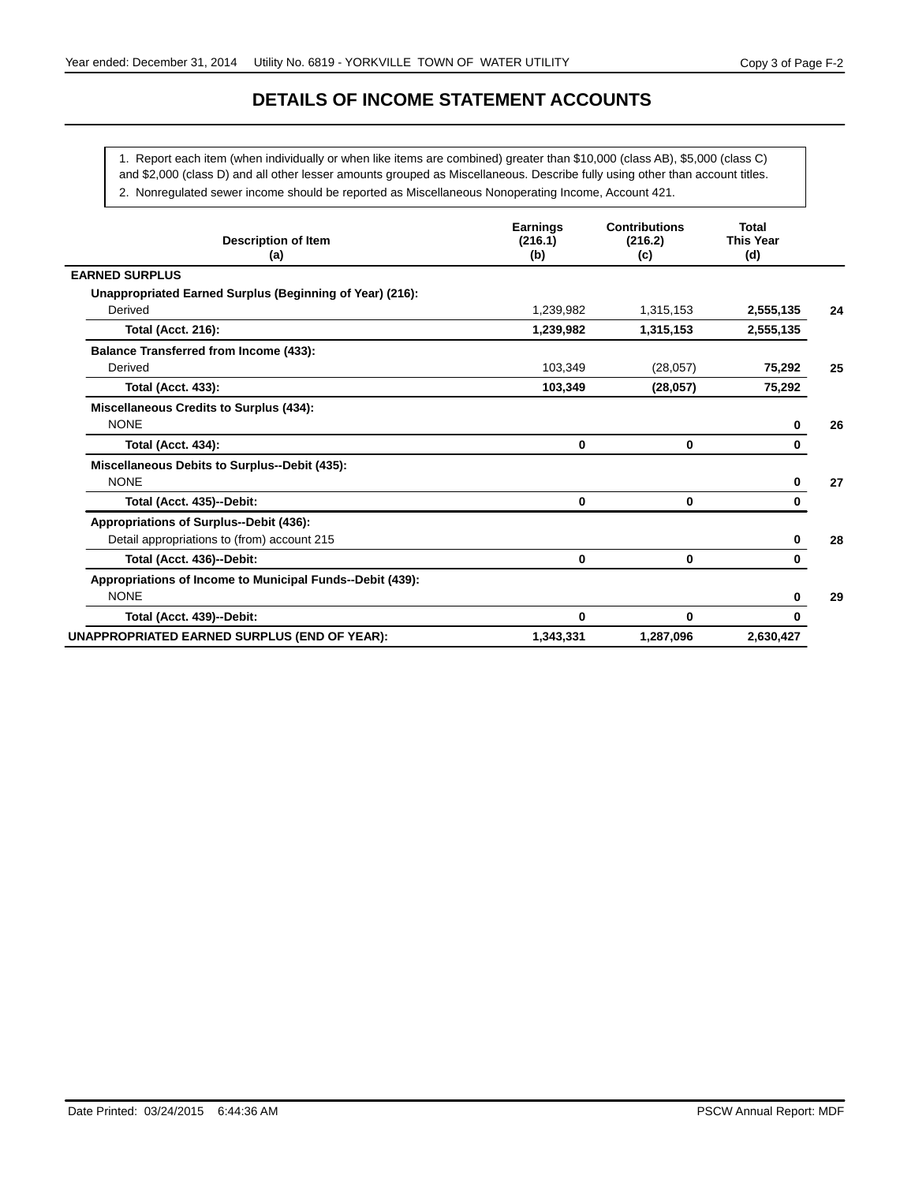# DETAILS OF INCOME STATEMENT ACCOUNTS

1. Report each item (when individually or when like items are combined) greater than $10,000 (class AB), $5,000 (class C) and $2,000 (class D) and all other lesser amounts grouped as Miscellaneous. Describe fully using other than account titles.
2. Nonregulated sewer income should be reported as Miscellaneous Nonoperating Income, Account 421.

| Description of Item (a) | Earnings (216.1) (b) | Contributions (216.2) (c) | Total This Year (d) | |
|---|---|---|---|---|
| **EARNED SURPLUS** | | | | |
| **Unappropriated Earned Surplus (Beginning of Year) (216):** | | | | |
| Derived | 1,239,982 | 1,315,153 | **2,555,135** | **24** |
| **Total (Acct. 216):** | **1,239,982** | **1,315,153** | **2,555,135** | |
| **Balance Transferred from Income (433):** | | | | |
| Derived | 103,349 | (28,057) | **75,292** | **25** |
| **Total (Acct. 433):** | **103,349** | **(28,057)** | **75,292** | |
| **Miscellaneous Credits to Surplus (434):** | | | | |
| NONE | | | **0** | **26** |
| **Total (Acct. 434):** | **0** | **0** | **0** | |
| **Miscellaneous Debits to Surplus--Debit (435):** | | | | |
| NONE | | | **0** | **27** |
| **Total (Acct. 435)--Debit:** | **0** | **0** | **0** | |
| **Appropriations of Surplus--Debit (436):** | | | | |
| Detail appropriations to (from) account 215 | | | **0** | **28** |
| **Total (Acct. 436)--Debit:** | **0** | **0** | **0** | |
| **Appropriations of Income to Municipal Funds--Debit (439):** | | | | |
| NONE | | | **0** | **29** |
| **Total (Acct. 439)--Debit:** | **0** | **0** | **0** | |
| **UNAPPROPRIATED EARNED SURPLUS (END OF YEAR):** | **1,343,331** | **1,287,096** | **2,630,427** | |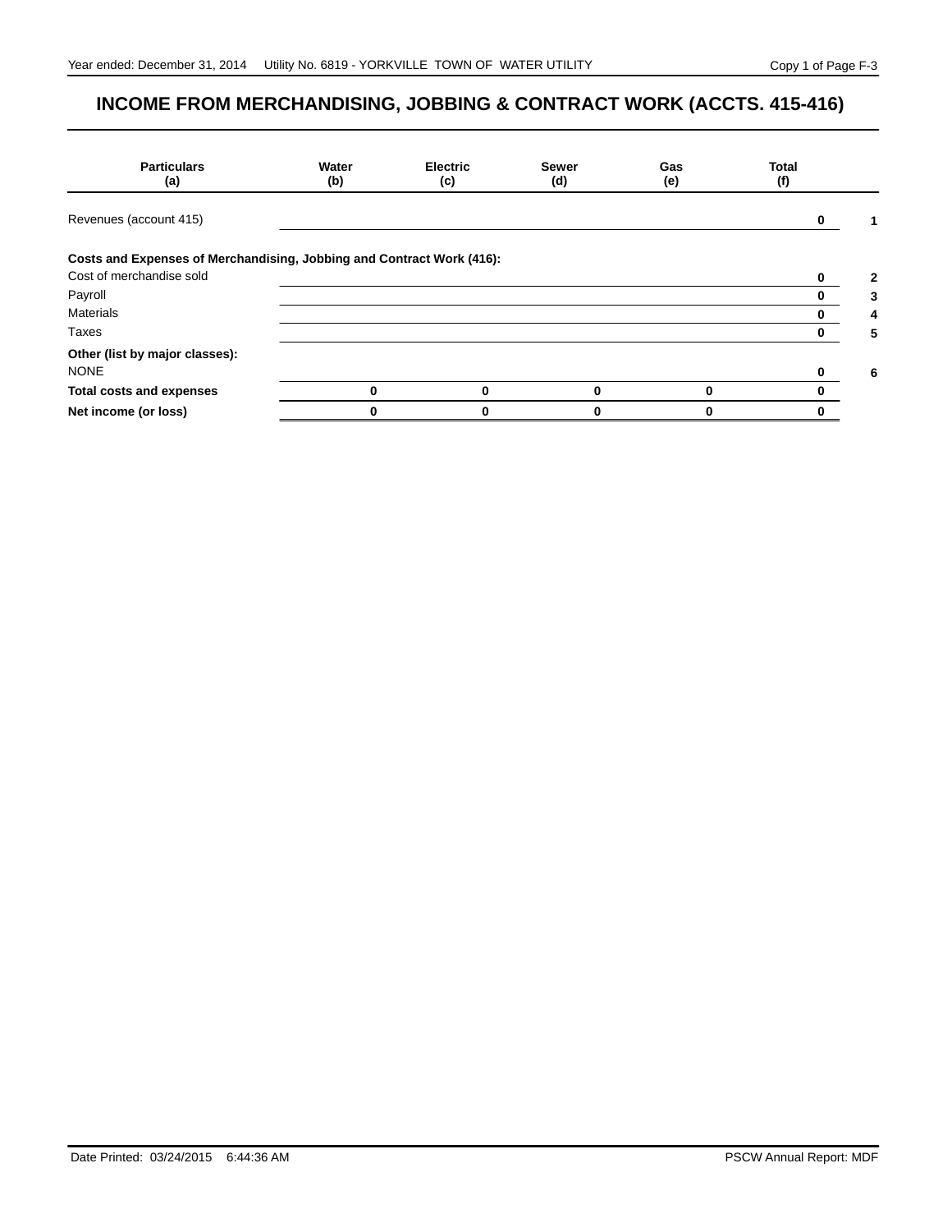# INCOME FROM MERCHANDISING, JOBBING & CONTRACT WORK (ACCTS. 415-416)

| Particulars (a) | Water (b) | Electric (c) | Sewer (d) | Gas (e) | Total (f) | |
|---|---|---|---|---|---|---|
| Revenues (account 415) | | | | | 0 | 1 |
| **Costs and Expenses of Merchandising, Jobbing and Contract Work (416):** | | | | | | |
| Cost of merchandise sold | | | | | 0 | 2 |
| Payroll | | | | | 0 | 3 |
| Materials | | | | | 0 | 4 |
| Taxes | | | | | 0 | 5 |
| **Other (list by major classes):** | | | | | | |
| NONE | | | | | 0 | 6 |
| **Total costs and expenses** | 0 | 0 | 0 | 0 | 0 | |
| **Net income (or loss)** | 0 | 0 | 0 | 0 | 0 | |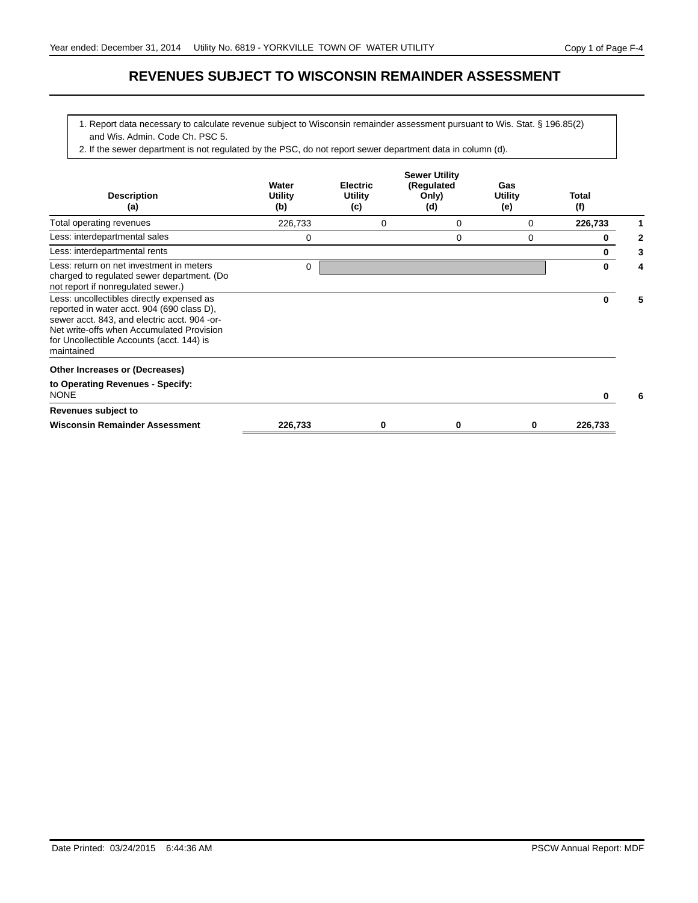# REVENUES SUBJECT TO WISCONSIN REMAINDER ASSESSMENT

1. Report data necessary to calculate revenue subject to Wisconsin remainder assessment pursuant to Wis. Stat. § 196.85(2) and Wis. Admin. Code Ch. PSC 5.
2. If the sewer department is not regulated by the PSC, do not report sewer department data in column (d).

| Description (a) | Water Utility (b) | Electric Utility (c) | Sewer Utility (Regulated Only) (d) | Gas Utility (e) | Total (f) | |
|---|---|---|---|---|---|---|
| Total operating revenues | 226,733 | 0 | 0 | 0 | **226,733** | 1 |
| Less: interdepartmental sales | 0 | | 0 | 0 | **0** | 2 |
| Less: interdepartmental rents | | | | | **0** | 3 |
| Less: return on net investment in meters charged to regulated sewer department. (Do not report if nonregulated sewer.) | 0 | | | | **0** | 4 |
| Less: uncollectibles directly expensed as reported in water acct. 904 (690 class D), sewer acct. 843, and electric acct. 904 -or- Net write-offs when Accumulated Provision for Uncollectible Accounts (acct. 144) is maintained | | | | | **0** | 5 |
| **Other Increases or (Decreases) to Operating Revenues - Specify:** NONE | | | | | **0** | 6 |
| **Revenues subject to Wisconsin Remainder Assessment** | **226,733** | **0** | **0** | **0** | **226,733** | |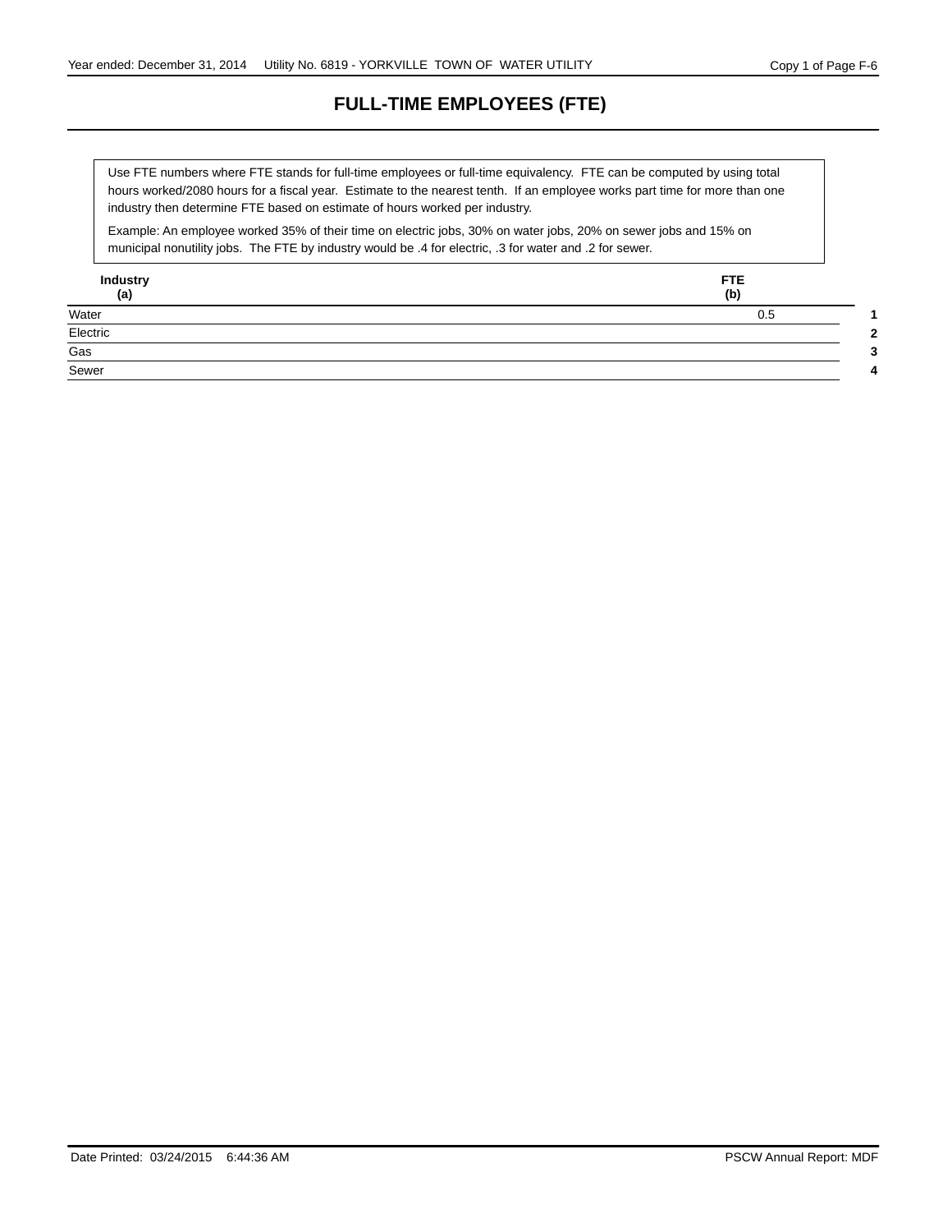# FULL-TIME EMPLOYEES (FTE)

Use FTE numbers where FTE stands for full-time employees or full-time equivalency. FTE can be computed by using total hours worked/2080 hours for a fiscal year. Estimate to the nearest tenth. If an employee works part time for more than one industry then determine FTE based on estimate of hours worked per industry.

Example: An employee worked 35% of their time on electric jobs, 30% on water jobs, 20% on sewer jobs and 15% on municipal nonutility jobs. The FTE by industry would be .4 for electric, .3 for water and .2 for sewer.

| Industry (a) | FTE (b) | |
|---|---|---|
| Water | 0.5 | 1 |
| Electric | | 2 |
| Gas | | 3 |
| Sewer | | 4 |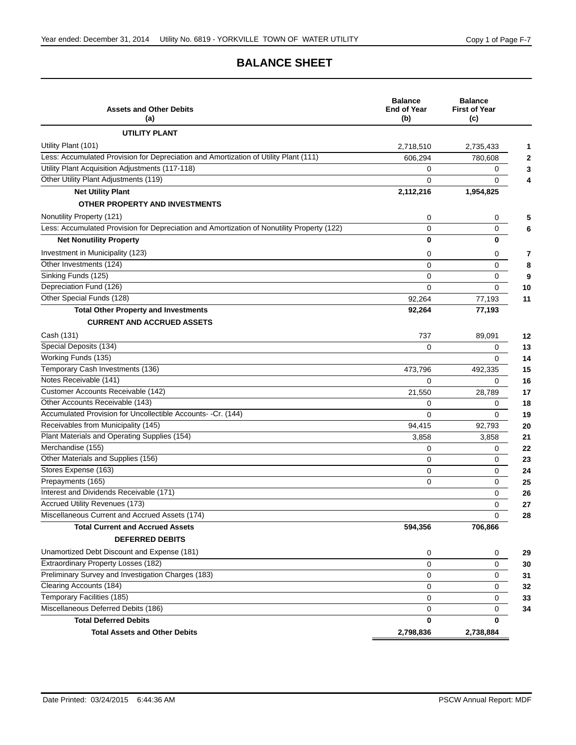# BALANCE SHEET

| Assets and Other Debits (a) | Balance End of Year (b) | Balance First of Year (c) | |
|---|---|---|---|
| **UTILITY PLANT** | | | |
| Utility Plant (101) | 2,718,510 | 2,735,433 | 1 |
| Less: Accumulated Provision for Depreciation and Amortization of Utility Plant (111) | 606,294 | 780,608 | 2 |
| Utility Plant Acquisition Adjustments (117-118) | 0 | 0 | 3 |
| Other Utility Plant Adjustments (119) | 0 | 0 | 4 |
| **Net Utility Plant** | **2,112,216** | **1,954,825** | |
| **OTHER PROPERTY AND INVESTMENTS** | | | |
| Nonutility Property (121) | 0 | 0 | 5 |
| Less: Accumulated Provision for Depreciation and Amortization of Nonutility Property (122) | 0 | 0 | 6 |
| **Net Nonutility Property** | **0** | **0** | |
| Investment in Municipality (123) | 0 | 0 | 7 |
| Other Investments (124) | 0 | 0 | 8 |
| Sinking Funds (125) | 0 | 0 | 9 |
| Depreciation Fund (126) | 0 | 0 | 10 |
| Other Special Funds (128) | 92,264 | 77,193 | 11 |
| **Total Other Property and Investments** | **92,264** | **77,193** | |
| **CURRENT AND ACCRUED ASSETS** | | | |
| Cash (131) | 737 | 89,091 | 12 |
| Special Deposits (134) | 0 | 0 | 13 |
| Working Funds (135) | | 0 | 14 |
| Temporary Cash Investments (136) | 473,796 | 492,335 | 15 |
| Notes Receivable (141) | 0 | 0 | 16 |
| Customer Accounts Receivable (142) | 21,550 | 28,789 | 17 |
| Other Accounts Receivable (143) | 0 | 0 | 18 |
| Accumulated Provision for Uncollectible Accounts- -Cr. (144) | 0 | 0 | 19 |
| Receivables from Municipality (145) | 94,415 | 92,793 | 20 |
| Plant Materials and Operating Supplies (154) | 3,858 | 3,858 | 21 |
| Merchandise (155) | 0 | 0 | 22 |
| Other Materials and Supplies (156) | 0 | 0 | 23 |
| Stores Expense (163) | 0 | 0 | 24 |
| Prepayments (165) | 0 | 0 | 25 |
| Interest and Dividends Receivable (171) | | 0 | 26 |
| Accrued Utility Revenues (173) | | 0 | 27 |
| Miscellaneous Current and Accrued Assets (174) | | 0 | 28 |
| **Total Current and Accrued Assets** | **594,356** | **706,866** | |
| **DEFERRED DEBITS** | | | |
| Unamortized Debt Discount and Expense (181) | 0 | 0 | 29 |
| Extraordinary Property Losses (182) | 0 | 0 | 30 |
| Preliminary Survey and Investigation Charges (183) | 0 | 0 | 31 |
| Clearing Accounts (184) | 0 | 0 | 32 |
| Temporary Facilities (185) | 0 | 0 | 33 |
| Miscellaneous Deferred Debits (186) | 0 | 0 | 34 |
| **Total Deferred Debits** | **0** | **0** | |
| **Total Assets and Other Debits** | **2,798,836** | **2,738,884** | |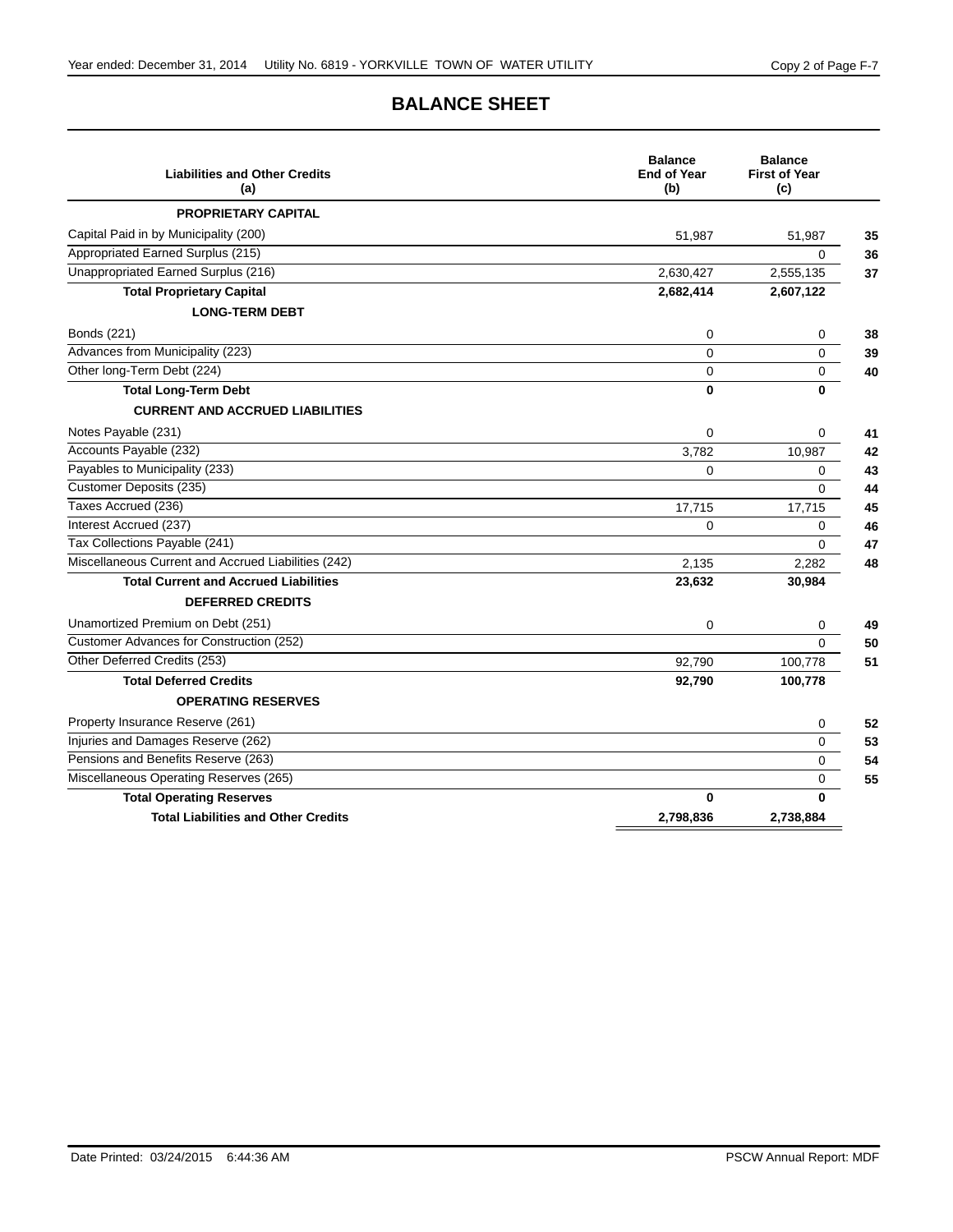# BALANCE SHEET

| Liabilities and Other Credits (a) | Balance End of Year (b) | Balance First of Year (c) | |
|---|---|---|---|
| **PROPRIETARY CAPITAL** | | | |
| Capital Paid in by Municipality (200) | 51,987 | 51,987 | 35 |
| Appropriated Earned Surplus (215) | | 0 | 36 |
| Unappropriated Earned Surplus (216) | 2,630,427 | 2,555,135 | 37 |
| **Total Proprietary Capital** | **2,682,414** | **2,607,122** | |
| **LONG-TERM DEBT** | | | |
| Bonds (221) | 0 | 0 | 38 |
| Advances from Municipality (223) | 0 | 0 | 39 |
| Other long-Term Debt (224) | 0 | 0 | 40 |
| **Total Long-Term Debt** | **0** | **0** | |
| **CURRENT AND ACCRUED LIABILITIES** | | | |
| Notes Payable (231) | 0 | 0 | 41 |
| Accounts Payable (232) | 3,782 | 10,987 | 42 |
| Payables to Municipality (233) | 0 | 0 | 43 |
| Customer Deposits (235) | | 0 | 44 |
| Taxes Accrued (236) | 17,715 | 17,715 | 45 |
| Interest Accrued (237) | 0 | 0 | 46 |
| Tax Collections Payable (241) | | 0 | 47 |
| Miscellaneous Current and Accrued Liabilities (242) | 2,135 | 2,282 | 48 |
| **Total Current and Accrued Liabilities** | **23,632** | **30,984** | |
| **DEFERRED CREDITS** | | | |
| Unamortized Premium on Debt (251) | 0 | 0 | 49 |
| Customer Advances for Construction (252) | | 0 | 50 |
| Other Deferred Credits (253) | 92,790 | 100,778 | 51 |
| **Total Deferred Credits** | **92,790** | **100,778** | |
| **OPERATING RESERVES** | | | |
| Property Insurance Reserve (261) | | 0 | 52 |
| Injuries and Damages Reserve (262) | | 0 | 53 |
| Pensions and Benefits Reserve (263) | | 0 | 54 |
| Miscellaneous Operating Reserves (265) | | 0 | 55 |
| **Total Operating Reserves** | **0** | **0** | |
| **Total Liabilities and Other Credits** | **2,798,836** | **2,738,884** | |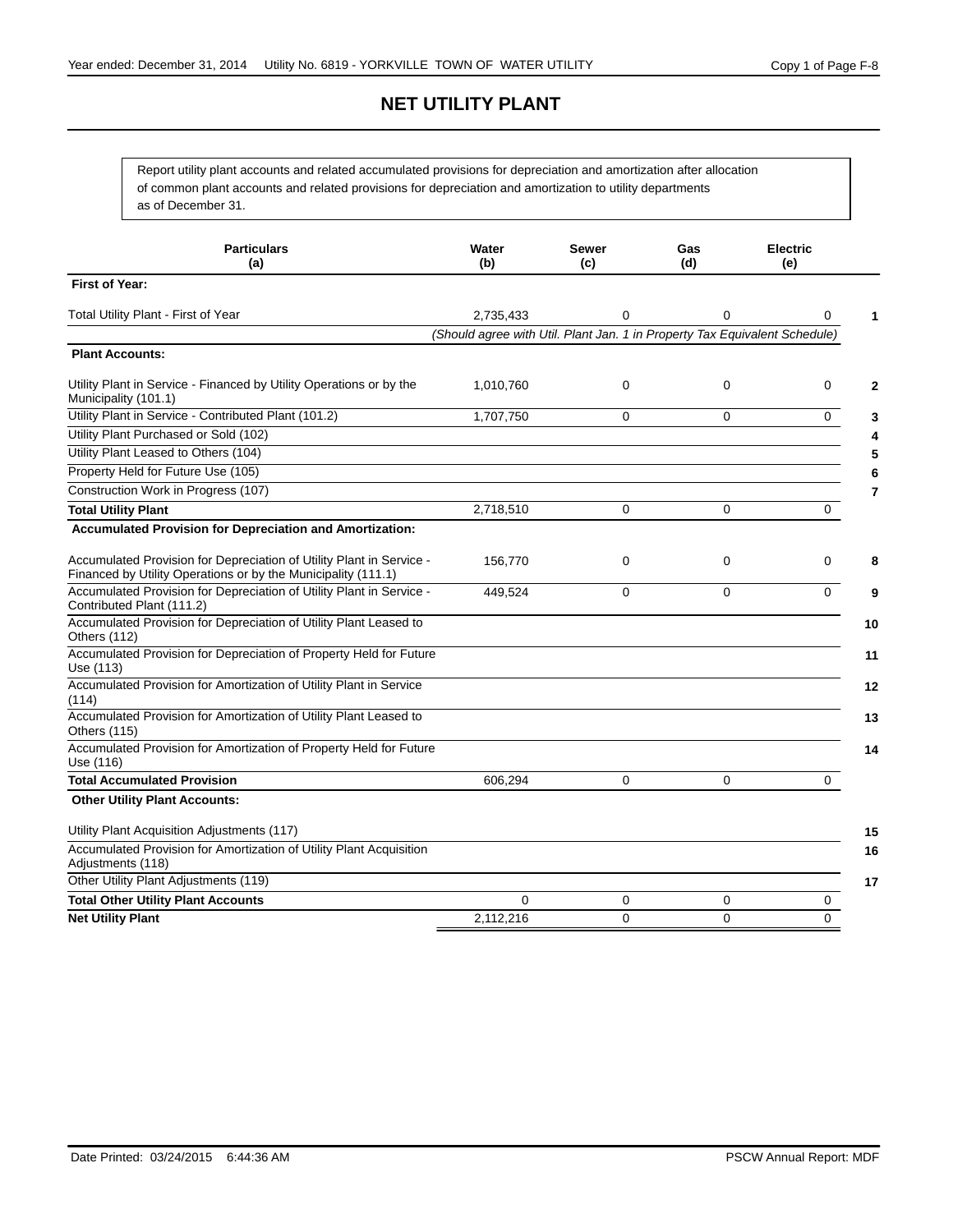# NET UTILITY PLANT

Report utility plant accounts and related accumulated provisions for depreciation and amortization after allocation of common plant accounts and related provisions for depreciation and amortization to utility departments as of December 31.

| Particulars (a) | Water (b) | Sewer (c) | Gas (d) | Electric (e) | |
|---|---|---|---|---|---|
| **First of Year:** | | | | | |
| Total Utility Plant - First of Year | 2,735,433 | 0 | 0 | 0 | 1 |
| | *(Should agree with Util. Plant Jan. 1 in Property Tax Equivalent Schedule)* | | | | |
| **Plant Accounts:** | | | | | |
| Utility Plant in Service - Financed by Utility Operations or by the Municipality (101.1) | 1,010,760 | 0 | 0 | 0 | 2 |
| Utility Plant in Service - Contributed Plant (101.2) | 1,707,750 | 0 | 0 | 0 | 3 |
| Utility Plant Purchased or Sold (102) | | | | | 4 |
| Utility Plant Leased to Others (104) | | | | | 5 |
| Property Held for Future Use (105) | | | | | 6 |
| Construction Work in Progress (107) | | | | | 7 |
| **Total Utility Plant** | 2,718,510 | 0 | 0 | 0 | |
| **Accumulated Provision for Depreciation and Amortization:** | | | | | |
| Accumulated Provision for Depreciation of Utility Plant in Service - Financed by Utility Operations or by the Municipality (111.1) | 156,770 | 0 | 0 | 0 | 8 |
| Accumulated Provision for Depreciation of Utility Plant in Service - Contributed Plant (111.2) | 449,524 | 0 | 0 | 0 | 9 |
| Accumulated Provision for Depreciation of Utility Plant Leased to Others (112) | | | | | 10 |
| Accumulated Provision for Depreciation of Property Held for Future Use (113) | | | | | 11 |
| Accumulated Provision for Amortization of Utility Plant in Service (114) | | | | | 12 |
| Accumulated Provision for Amortization of Utility Plant Leased to Others (115) | | | | | 13 |
| Accumulated Provision for Amortization of Property Held for Future Use (116) | | | | | 14 |
| **Total Accumulated Provision** | 606,294 | 0 | 0 | 0 | |
| **Other Utility Plant Accounts:** | | | | | |
| Utility Plant Acquisition Adjustments (117) | | | | | 15 |
| Accumulated Provision for Amortization of Utility Plant Acquisition Adjustments (118) | | | | | 16 |
| Other Utility Plant Adjustments (119) | | | | | 17 |
| **Total Other Utility Plant Accounts** | 0 | 0 | 0 | 0 | |
| **Net Utility Plant** | 2,112,216 | 0 | 0 | 0 | |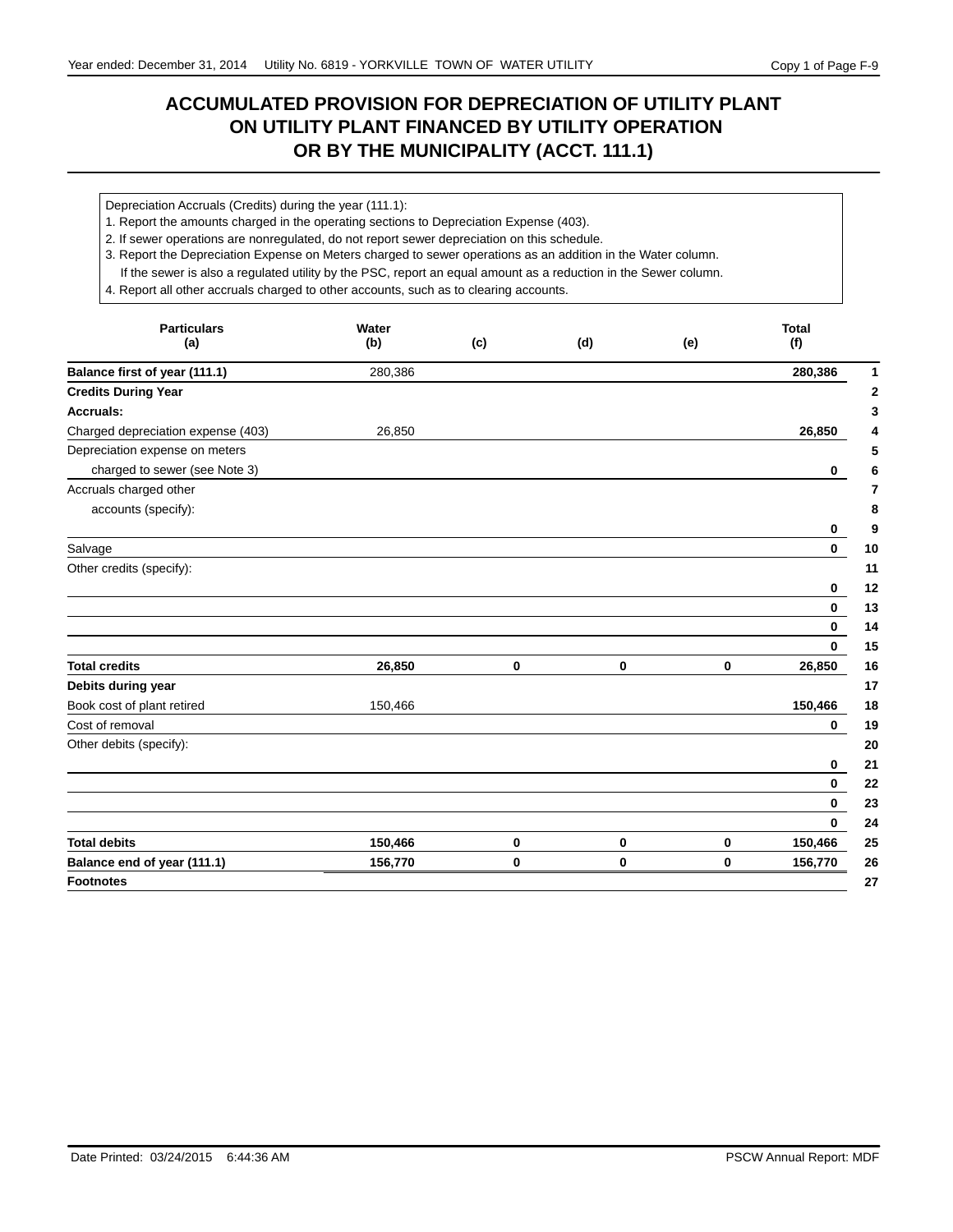# ACCUMULATED PROVISION FOR DEPRECIATION OF UTILITY PLANT ON UTILITY PLANT FINANCED BY UTILITY OPERATION OR BY THE MUNICIPALITY (ACCT. 111.1)

Depreciation Accruals (Credits) during the year (111.1):

1. Report the amounts charged in the operating sections to Depreciation Expense (403).
2. If sewer operations are nonregulated, do not report sewer depreciation on this schedule.
3. Report the Depreciation Expense on Meters charged to sewer operations as an addition in the Water column. If the sewer is also a regulated utility by the PSC, report an equal amount as a reduction in the Sewer column.
4. Report all other accruals charged to other accounts, such as to clearing accounts.

| Particulars (a) | Water (b) | (c) | (d) | (e) | Total (f) | |
|---|---|---|---|---|---|---|
| **Balance first of year (111.1)** | 280,386 | | | | **280,386** | **1** |
| **Credits During Year** | | | | | | **2** |
| **Accruals:** | | | | | | **3** |
| Charged depreciation expense (403) | 26,850 | | | | **26,850** | **4** |
| Depreciation expense on meters | | | | | | **5** |
| charged to sewer (see Note 3) | | | | | **0** | **6** |
| Accruals charged other | | | | | | **7** |
| accounts (specify): | | | | | | **8** |
| | | | | | **0** | **9** |
| Salvage | | | | | **0** | **10** |
| Other credits (specify): | | | | | | **11** |
| | | | | | **0** | **12** |
| | | | | | **0** | **13** |
| | | | | | **0** | **14** |
| | | | | | **0** | **15** |
| **Total credits** | **26,850** | **0** | **0** | **0** | **26,850** | **16** |
| **Debits during year** | | | | | | **17** |
| Book cost of plant retired | 150,466 | | | | **150,466** | **18** |
| Cost of removal | | | | | **0** | **19** |
| Other debits (specify): | | | | | | **20** |
| | | | | | **0** | **21** |
| | | | | | **0** | **22** |
| | | | | | **0** | **23** |
| | | | | | **0** | **24** |
| **Total debits** | **150,466** | **0** | **0** | **0** | **150,466** | **25** |
| **Balance end of year (111.1)** | **156,770** | **0** | **0** | **0** | **156,770** | **26** |
| **Footnotes** | | | | | | **27** |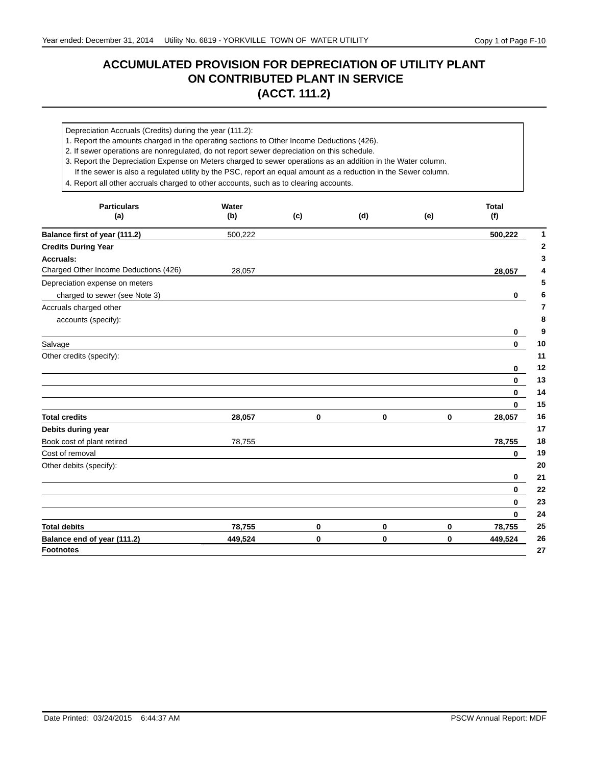# ACCUMULATED PROVISION FOR DEPRECIATION OF UTILITY PLANT ON CONTRIBUTED PLANT IN SERVICE (ACCT. 111.2)

Depreciation Accruals (Credits) during the year (111.2):
1. Report the amounts charged in the operating sections to Other Income Deductions (426).
2. If sewer operations are nonregulated, do not report sewer depreciation on this schedule.
3. Report the Depreciation Expense on Meters charged to sewer operations as an addition in the Water column. If the sewer is also a regulated utility by the PSC, report an equal amount as a reduction in the Sewer column.
4. Report all other accruals charged to other accounts, such as to clearing accounts.

| Particulars (a) | Water (b) | (c) | (d) | (e) | Total (f) | |
|---|---|---|---|---|---|---|
| **Balance first of year (111.2)** | 500,222 | | | | **500,222** | 1 |
| **Credits During Year** | | | | | | 2 |
| **Accruals:** | | | | | | 3 |
| Charged Other Income Deductions (426) | 28,057 | | | | **28,057** | 4 |
| Depreciation expense on meters | | | | | | 5 |
| charged to sewer (see Note 3) | | | | | **0** | 6 |
| Accruals charged other | | | | | | 7 |
| accounts (specify): | | | | | | 8 |
| | | | | | **0** | 9 |
| Salvage | | | | | **0** | 10 |
| Other credits (specify): | | | | | | 11 |
| | | | | | **0** | 12 |
| | | | | | **0** | 13 |
| | | | | | **0** | 14 |
| | | | | | **0** | 15 |
| **Total credits** | **28,057** | **0** | **0** | **0** | **28,057** | 16 |
| **Debits during year** | | | | | | 17 |
| Book cost of plant retired | 78,755 | | | | **78,755** | 18 |
| Cost of removal | | | | | **0** | 19 |
| Other debits (specify): | | | | | | 20 |
| | | | | | **0** | 21 |
| | | | | | **0** | 22 |
| | | | | | **0** | 23 |
| | | | | | **0** | 24 |
| **Total debits** | **78,755** | **0** | **0** | **0** | **78,755** | 25 |
| **Balance end of year (111.2)** | **449,524** | **0** | **0** | **0** | **449,524** | 26 |
| **Footnotes** | | | | | | 27 |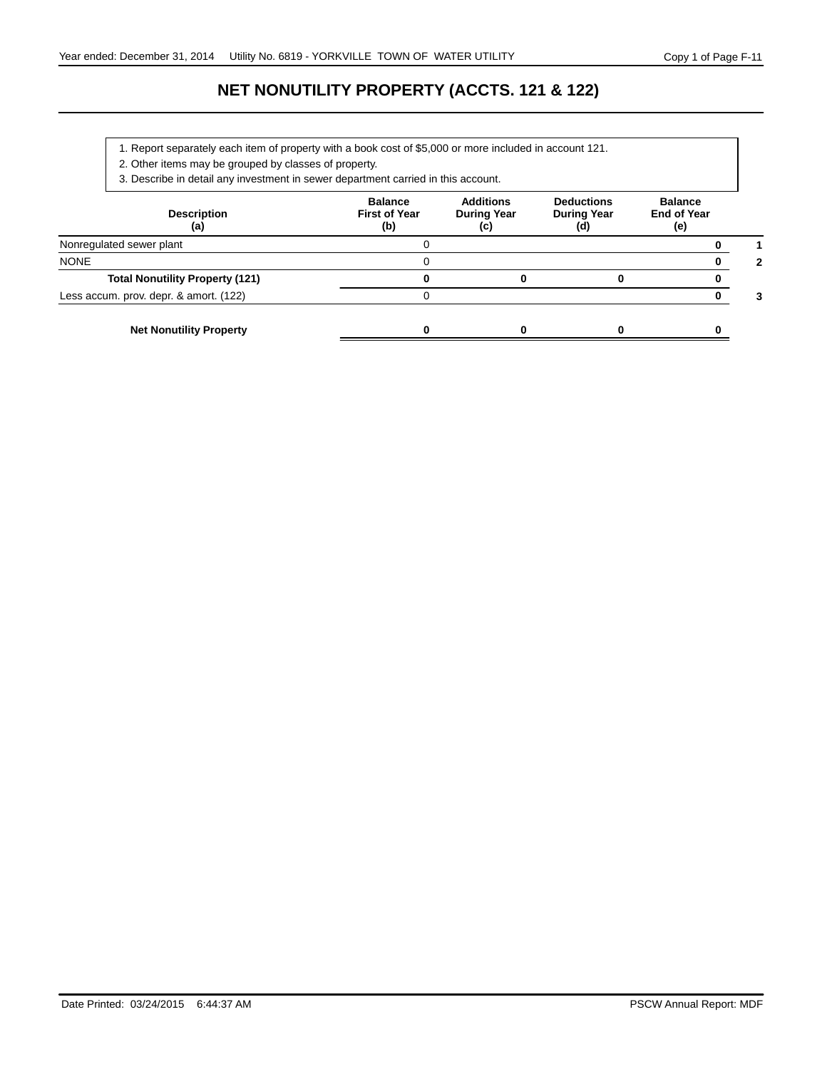# NET NONUTILITY PROPERTY (ACCTS. 121 & 122)

1. Report separately each item of property with a book cost of $5,000 or more included in account 121.
2. Other items may be grouped by classes of property.
3. Describe in detail any investment in sewer department carried in this account.

| Description (a) | Balance First of Year (b) | Additions During Year (c) | Deductions During Year (d) | Balance End of Year (e) | |
|---|---|---|---|---|---|
| Nonregulated sewer plant | 0 | | | **0** | **1** |
| NONE | 0 | | | **0** | **2** |
| **Total Nonutility Property (121)** | **0** | **0** | **0** | **0** | |
| Less accum. prov. depr. & amort. (122) | 0 | | | **0** | **3** |
| **Net Nonutility Property** | **0** | **0** | **0** | **0** | |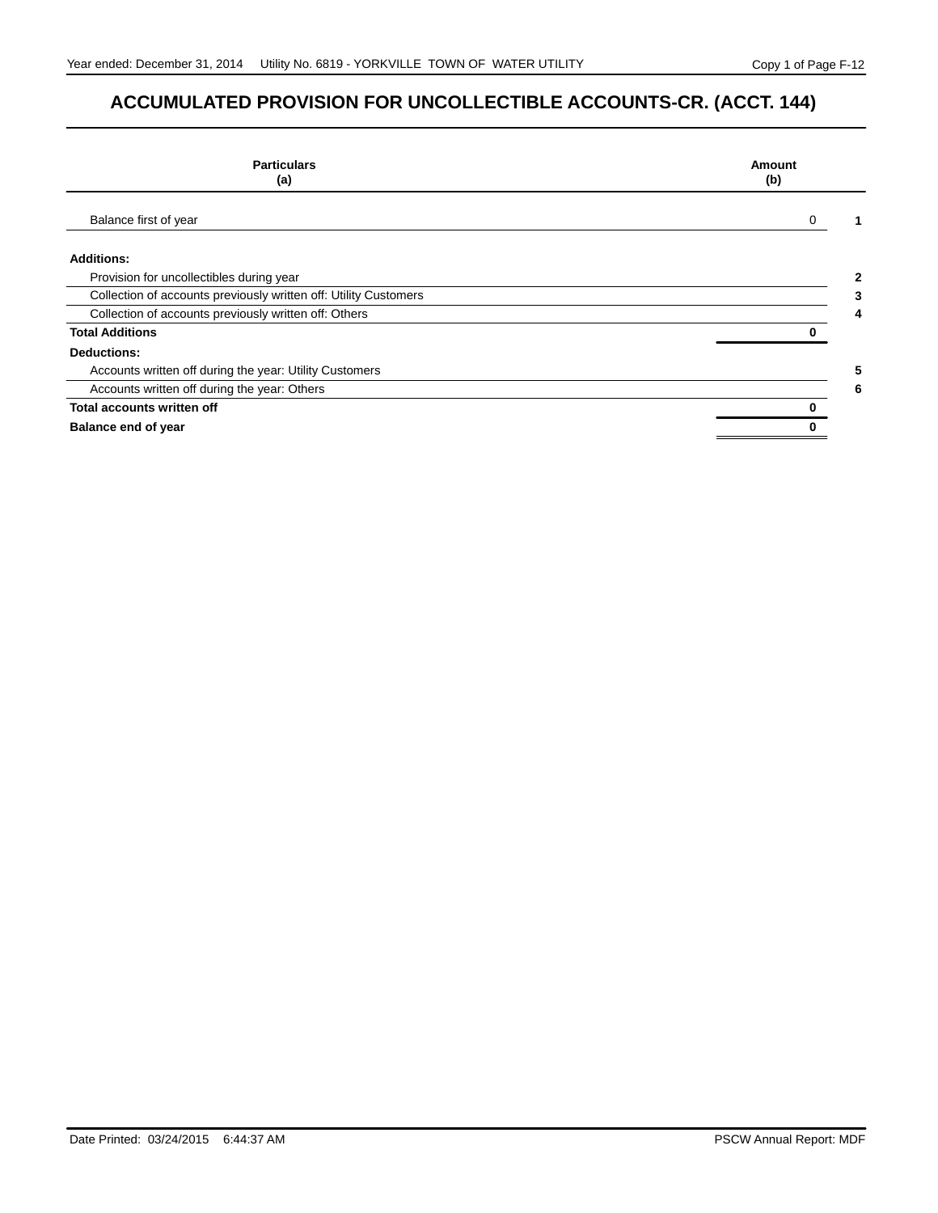# ACCUMULATED PROVISION FOR UNCOLLECTIBLE ACCOUNTS-CR. (ACCT. 144)

| Particulars (a) | Amount (b) | |
|---|---|---|
| Balance first of year | 0 | 1 |
| **Additions:** | | |
| Provision for uncollectibles during year | | 2 |
| Collection of accounts previously written off: Utility Customers | | 3 |
| Collection of accounts previously written off: Others | | 4 |
| **Total Additions** | **0** | |
| **Deductions:** | | |
| Accounts written off during the year: Utility Customers | | 5 |
| Accounts written off during the year: Others | | 6 |
| **Total accounts written off** | **0** | |
| **Balance end of year** | **0** | |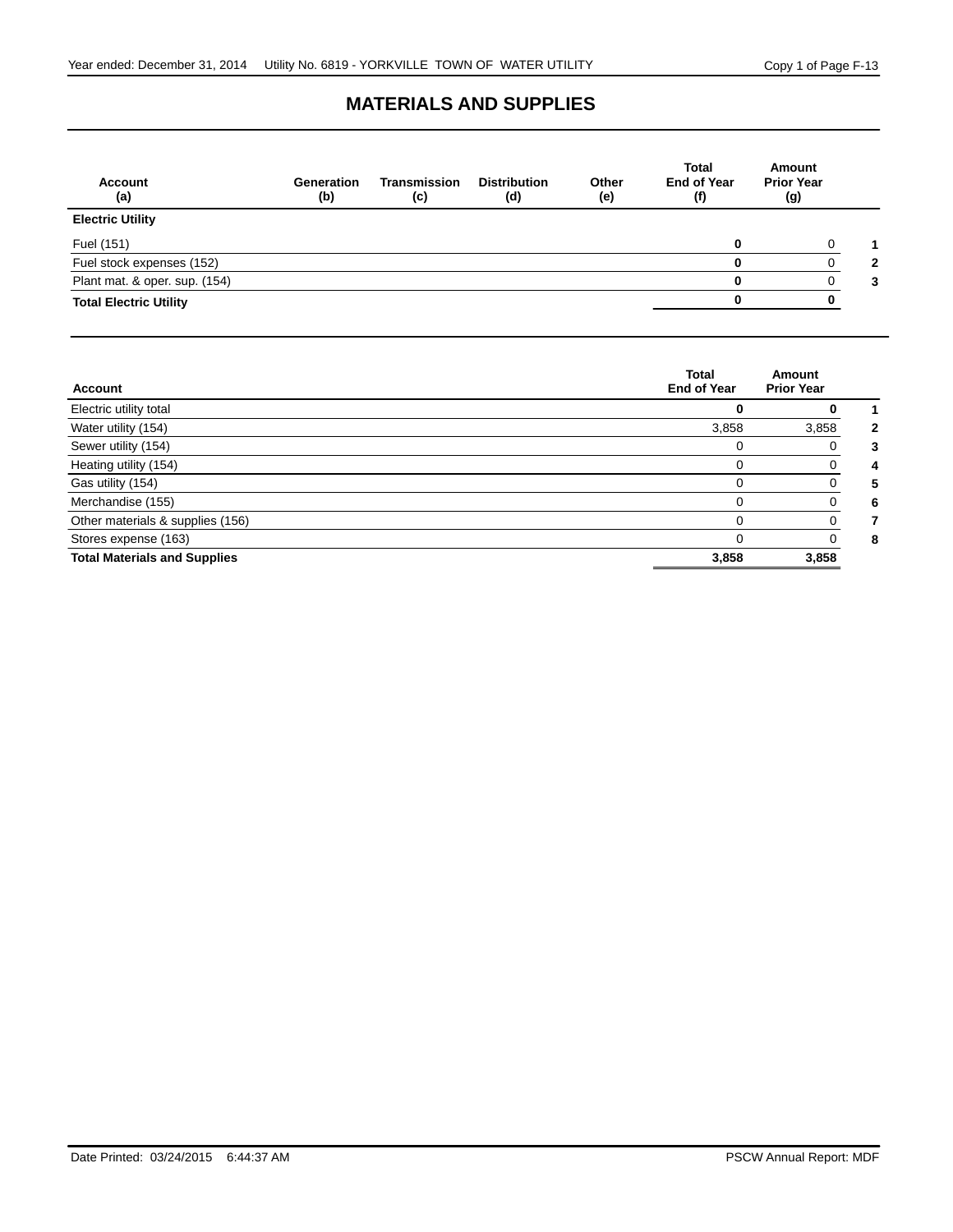# MATERIALS AND SUPPLIES

| Account (a) | Generation (b) | Transmission (c) | Distribution (d) | Other (e) | Total End of Year (f) | Amount Prior Year (g) | |
|---|---|---|---|---|---|---|---|
| **Electric Utility** | | | | | | | |
| Fuel (151) | | | | | **0** | 0 | **1** |
| Fuel stock expenses (152) | | | | | **0** | 0 | **2** |
| Plant mat. & oper. sup. (154) | | | | | **0** | 0 | **3** |
| **Total Electric Utility** | | | | | **0** | **0** | |

| Account | Total End of Year | Amount Prior Year | |
|---|---|---|---|
| Electric utility total | **0** | **0** | **1** |
| Water utility (154) | 3,858 | 3,858 | **2** |
| Sewer utility (154) | 0 | 0 | **3** |
| Heating utility (154) | 0 | 0 | **4** |
| Gas utility (154) | 0 | 0 | **5** |
| Merchandise (155) | 0 | 0 | **6** |
| Other materials & supplies (156) | 0 | 0 | **7** |
| Stores expense (163) | 0 | 0 | **8** |
| **Total Materials and Supplies** | **3,858** | **3,858** | |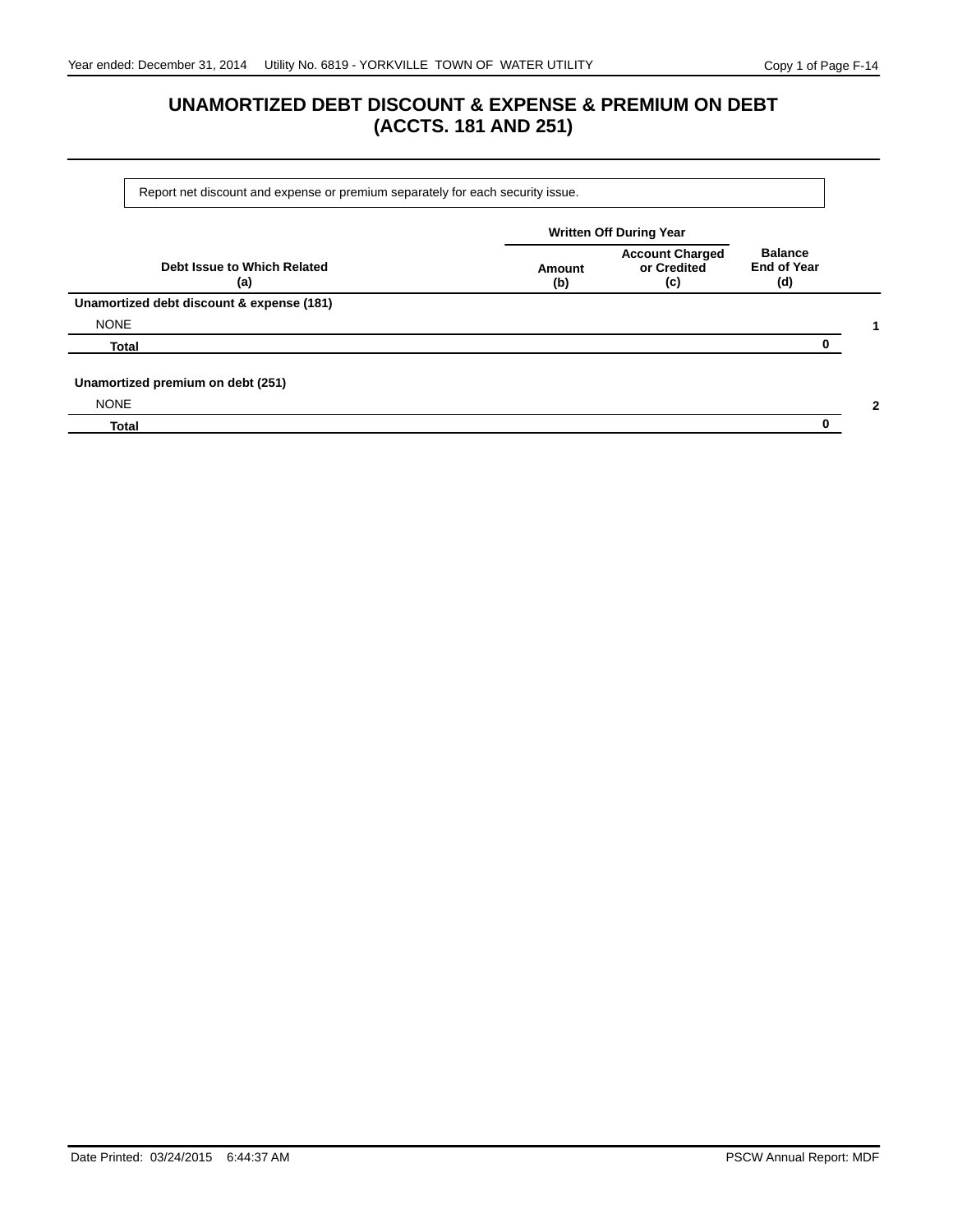# UNAMORTIZED DEBT DISCOUNT & EXPENSE & PREMIUM ON DEBT (ACCTS. 181 AND 251)

Report net discount and expense or premium separately for each security issue.

| Debt Issue to Which Related (a) | Written Off During Year Amount (b) | Written Off During Year Account Charged or Credited (c) | Balance End of Year (d) | |
|---|---|---|---|---|
| **Unamortized debt discount & expense (181)** | | | | |
| NONE | | | | 1 |
| **Total** | | | 0 | |
| **Unamortized premium on debt (251)** | | | | |
| NONE | | | | 2 |
| **Total** | | | 0 | |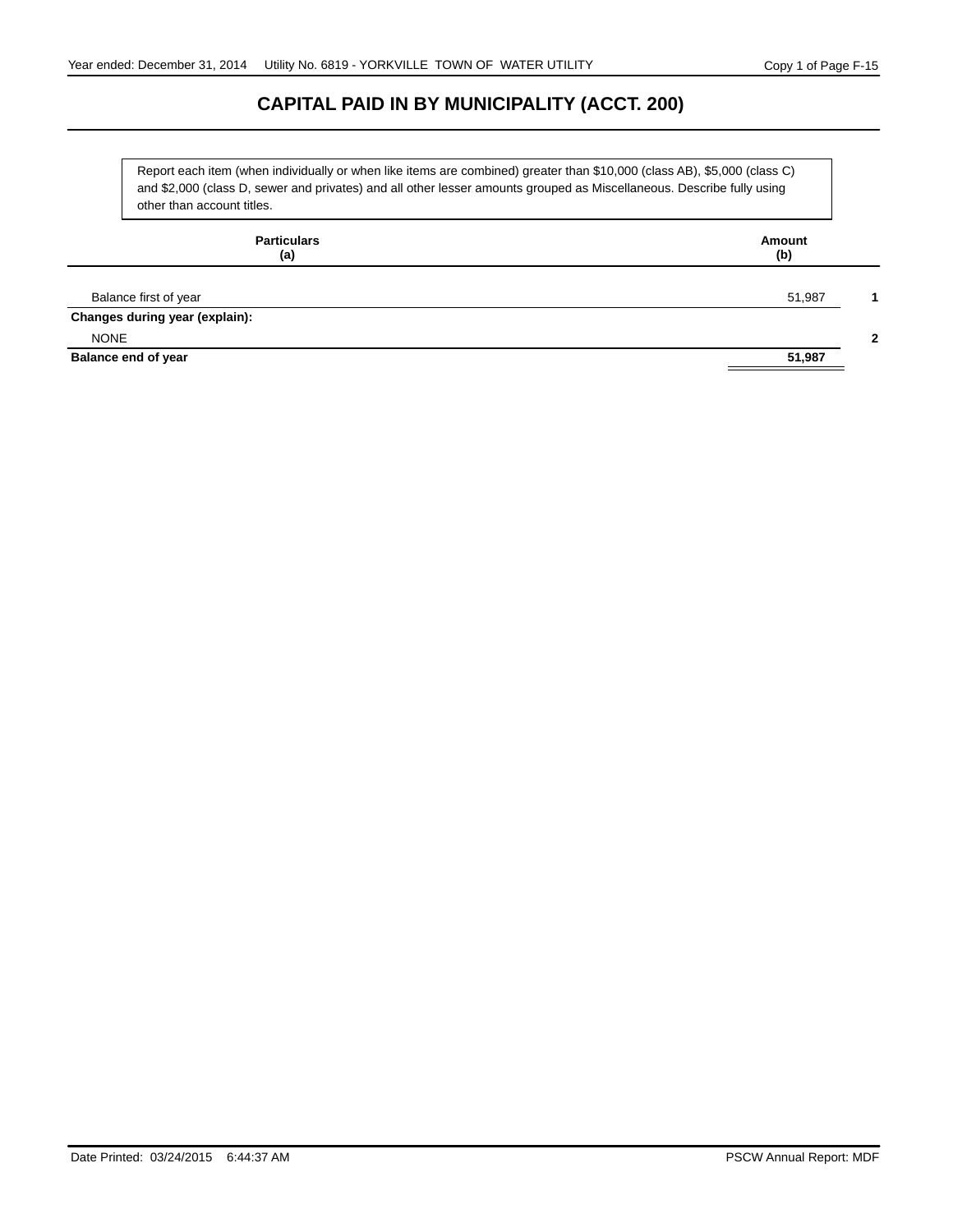# CAPITAL PAID IN BY MUNICIPALITY (ACCT. 200)

Report each item (when individually or when like items are combined) greater than $10,000 (class AB), $5,000 (class C) and $2,000 (class D, sewer and privates) and all other lesser amounts grouped as Miscellaneous. Describe fully using other than account titles.

| Particulars (a) | Amount (b) | |
|---|---|---|
| Balance first of year | 51,987 | 1 |
| **Changes during year (explain):** | | |
| NONE | | 2 |
| **Balance end of year** | **51,987** | |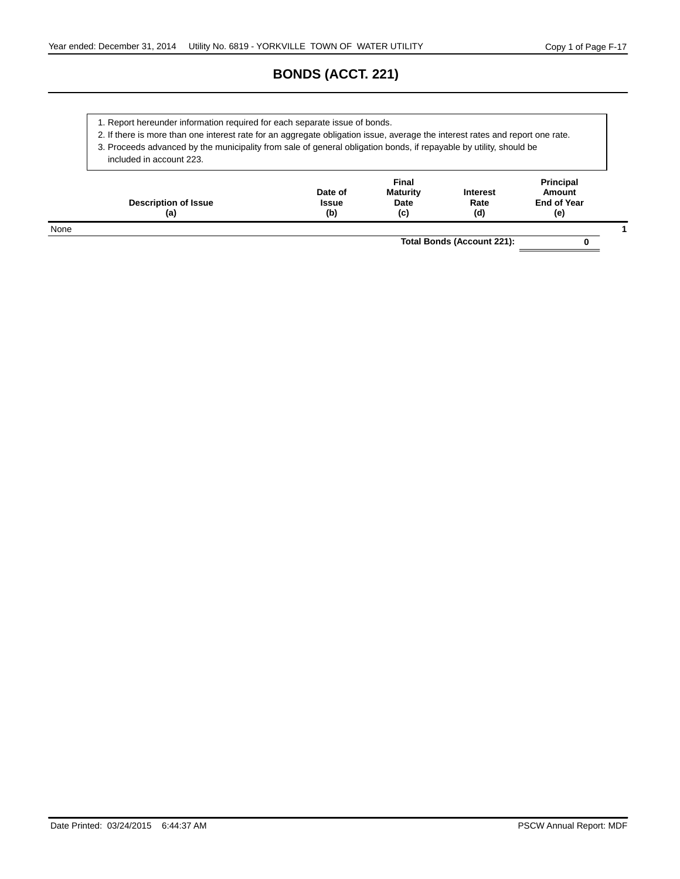# BONDS (ACCT. 221)

1. Report hereunder information required for each separate issue of bonds.
2. If there is more than one interest rate for an aggregate obligation issue, average the interest rates and report one rate.
3. Proceeds advanced by the municipality from sale of general obligation bonds, if repayable by utility, should be included in account 223.

| Description of Issue (a) | Date of Issue (b) | Final Maturity Date (c) | Interest Rate (d) | Principal Amount End of Year (e) | |
|---|---|---|---|---|---|
| None | | | | | 1 |
| | | | Total Bonds (Account 221): | 0 | |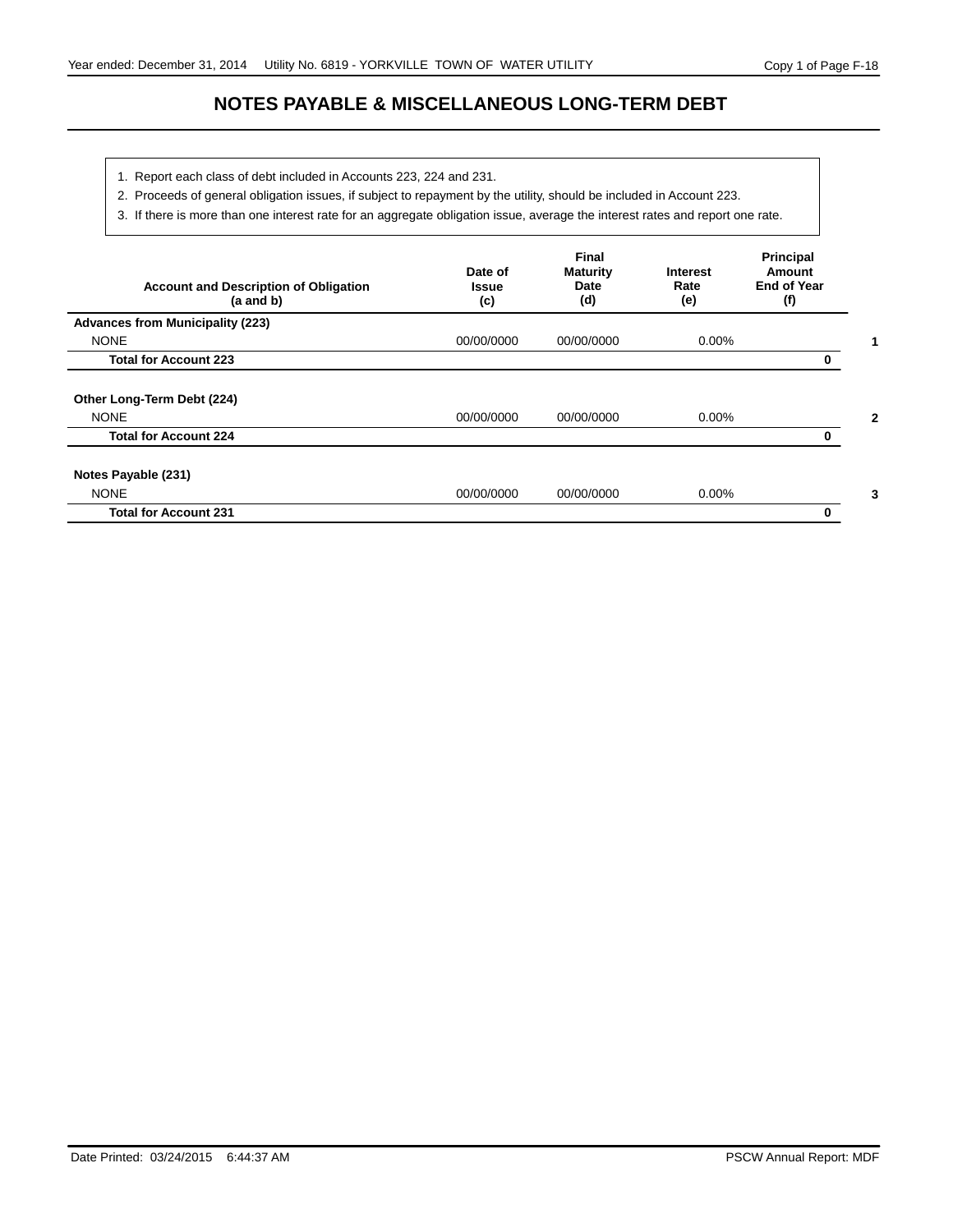# NOTES PAYABLE & MISCELLANEOUS LONG-TERM DEBT

1. Report each class of debt included in Accounts 223, 224 and 231.
2. Proceeds of general obligation issues, if subject to repayment by the utility, should be included in Account 223.
3. If there is more than one interest rate for an aggregate obligation issue, average the interest rates and report one rate.

| Account and Description of Obligation (a and b) | Date of Issue (c) | Final Maturity Date (d) | Interest Rate (e) | Principal Amount End of Year (f) | |
|---|---|---|---|---|---|
| **Advances from Municipality (223)** | | | | | |
| NONE | 00/00/0000 | 00/00/0000 | 0.00% | | **1** |
| **Total for Account 223** | | | | **0** | |
| **Other Long-Term Debt (224)** | | | | | |
| NONE | 00/00/0000 | 00/00/0000 | 0.00% | | **2** |
| **Total for Account 224** | | | | **0** | |
| **Notes Payable (231)** | | | | | |
| NONE | 00/00/0000 | 00/00/0000 | 0.00% | | **3** |
| **Total for Account 231** | | | | **0** | |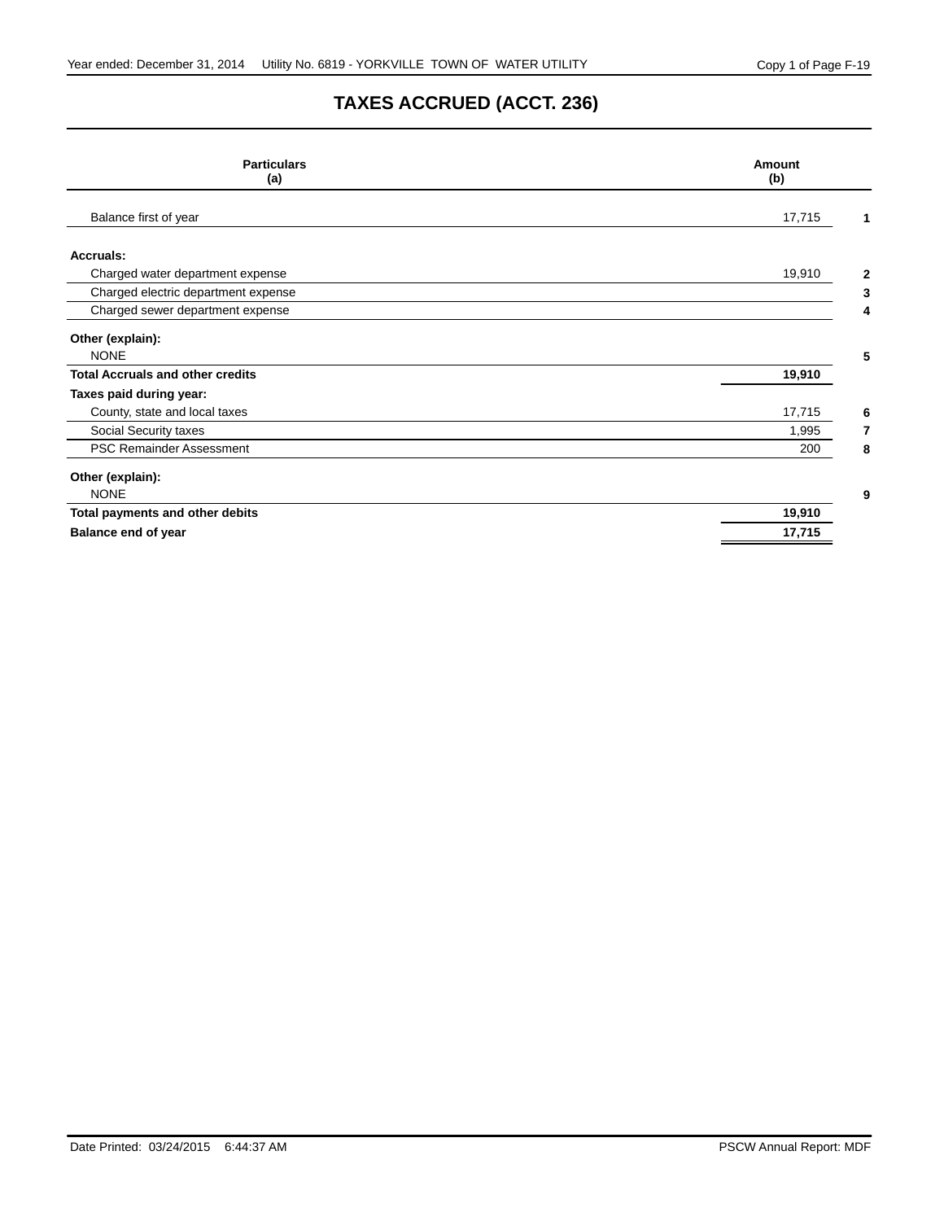# TAXES ACCRUED (ACCT. 236)

| Particulars (a) | Amount (b) | |
|---|---|---|
| Balance first of year | 17,715 | 1 |
| **Accruals:** | | |
| Charged water department expense | 19,910 | 2 |
| Charged electric department expense | | 3 |
| Charged sewer department expense | | 4 |
| **Other (explain):** | | |
| NONE | | 5 |
| **Total Accruals and other credits** | **19,910** | |
| **Taxes paid during year:** | | |
| County, state and local taxes | 17,715 | 6 |
| Social Security taxes | 1,995 | 7 |
| PSC Remainder Assessment | 200 | 8 |
| **Other (explain):** | | |
| NONE | | 9 |
| **Total payments and other debits** | **19,910** | |
| **Balance end of year** | **17,715** | |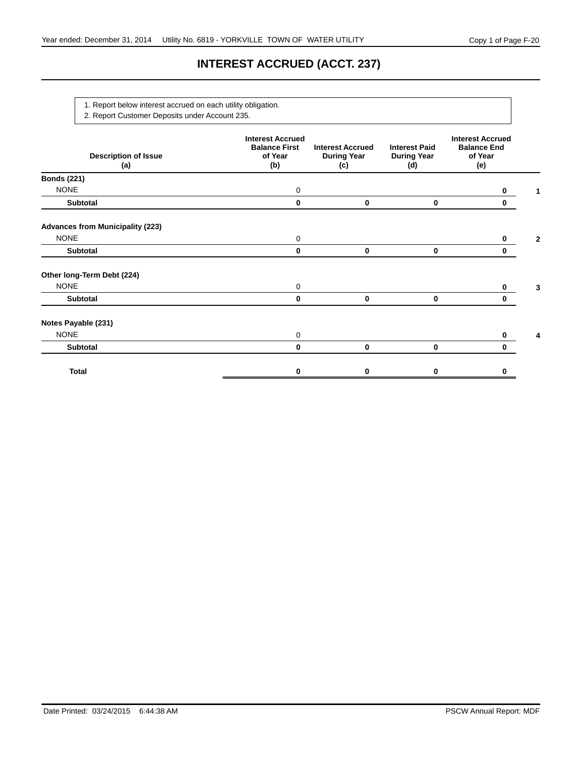# INTEREST ACCRUED (ACCT. 237)

1. Report below interest accrued on each utility obligation.
2. Report Customer Deposits under Account 235.

| Description of Issue (a) | Interest Accrued Balance First of Year (b) | Interest Accrued During Year (c) | Interest Paid During Year (d) | Interest Accrued Balance End of Year (e) | |
|---|---|---|---|---|---|
| **Bonds (221)** | | | | | |
| NONE | 0 | | | **0** | **1** |
| **Subtotal** | **0** | **0** | **0** | **0** | |
| **Advances from Municipality (223)** | | | | | |
| NONE | 0 | | | **0** | **2** |
| **Subtotal** | **0** | **0** | **0** | **0** | |
| **Other long-Term Debt (224)** | | | | | |
| NONE | 0 | | | **0** | **3** |
| **Subtotal** | **0** | **0** | **0** | **0** | |
| **Notes Payable (231)** | | | | | |
| NONE | 0 | | | **0** | **4** |
| **Subtotal** | **0** | **0** | **0** | **0** | |
| **Total** | **0** | **0** | **0** | **0** | |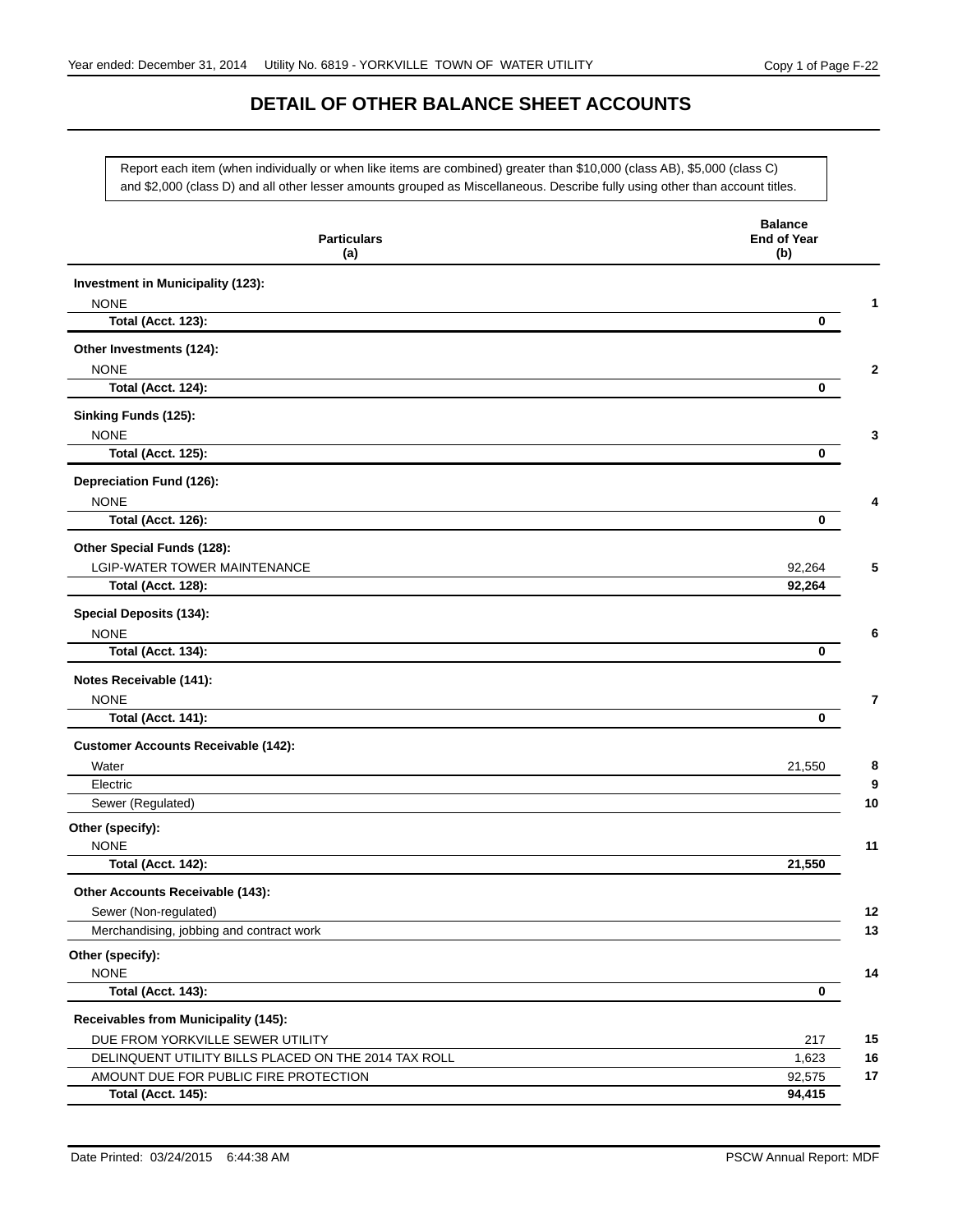# DETAIL OF OTHER BALANCE SHEET ACCOUNTS

Report each item (when individually or when like items are combined) greater than $10,000 (class AB), $5,000 (class C) and $2,000 (class D) and all other lesser amounts grouped as Miscellaneous. Describe fully using other than account titles.

| Particulars (a) | Balance End of Year (b) | |
|---|---|---|
| **Investment in Municipality (123):** | | |
| NONE | | 1 |
| **Total (Acct. 123):** | **0** | |
| **Other Investments (124):** | | |
| NONE | | 2 |
| **Total (Acct. 124):** | **0** | |
| **Sinking Funds (125):** | | |
| NONE | | 3 |
| **Total (Acct. 125):** | **0** | |
| **Depreciation Fund (126):** | | |
| NONE | | 4 |
| **Total (Acct. 126):** | **0** | |
| **Other Special Funds (128):** | | |
| LGIP-WATER TOWER MAINTENANCE | 92,264 | 5 |
| **Total (Acct. 128):** | **92,264** | |
| **Special Deposits (134):** | | |
| NONE | | 6 |
| **Total (Acct. 134):** | **0** | |
| **Notes Receivable (141):** | | |
| NONE | | 7 |
| **Total (Acct. 141):** | **0** | |
| **Customer Accounts Receivable (142):** | | |
| Water | 21,550 | 8 |
| Electric | | 9 |
| Sewer (Regulated) | | 10 |
| **Other (specify):** | | |
| NONE | | 11 |
| **Total (Acct. 142):** | **21,550** | |
| **Other Accounts Receivable (143):** | | |
| Sewer (Non-regulated) | | 12 |
| Merchandising, jobbing and contract work | | 13 |
| **Other (specify):** | | |
| NONE | | 14 |
| **Total (Acct. 143):** | **0** | |
| **Receivables from Municipality (145):** | | |
| DUE FROM YORKVILLE SEWER UTILITY | 217 | 15 |
| DELINQUENT UTILITY BILLS PLACED ON THE 2014 TAX ROLL | 1,623 | 16 |
| AMOUNT DUE FOR PUBLIC FIRE PROTECTION | 92,575 | 17 |
| **Total (Acct. 145):** | **94,415** | |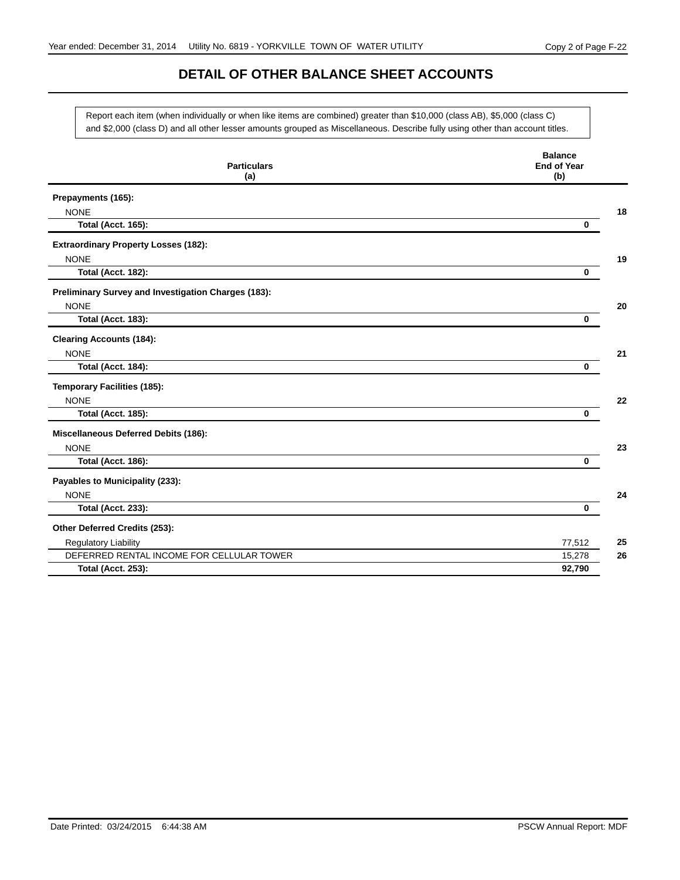# DETAIL OF OTHER BALANCE SHEET ACCOUNTS

Report each item (when individually or when like items are combined) greater than $10,000 (class AB), $5,000 (class C) and $2,000 (class D) and all other lesser amounts grouped as Miscellaneous. Describe fully using other than account titles.

| Particulars (a) | Balance End of Year (b) | |
|---|---|---|
| **Prepayments (165):** | | |
| NONE | | 18 |
| **Total (Acct. 165):** | **0** | |
| **Extraordinary Property Losses (182):** | | |
| NONE | | 19 |
| **Total (Acct. 182):** | **0** | |
| **Preliminary Survey and Investigation Charges (183):** | | |
| NONE | | 20 |
| **Total (Acct. 183):** | **0** | |
| **Clearing Accounts (184):** | | |
| NONE | | 21 |
| **Total (Acct. 184):** | **0** | |
| **Temporary Facilities (185):** | | |
| NONE | | 22 |
| **Total (Acct. 185):** | **0** | |
| **Miscellaneous Deferred Debits (186):** | | |
| NONE | | 23 |
| **Total (Acct. 186):** | **0** | |
| **Payables to Municipality (233):** | | |
| NONE | | 24 |
| **Total (Acct. 233):** | **0** | |
| **Other Deferred Credits (253):** | | |
| Regulatory Liability | 77,512 | 25 |
| DEFERRED RENTAL INCOME FOR CELLULAR TOWER | 15,278 | 26 |
| **Total (Acct. 253):** | **92,790** | |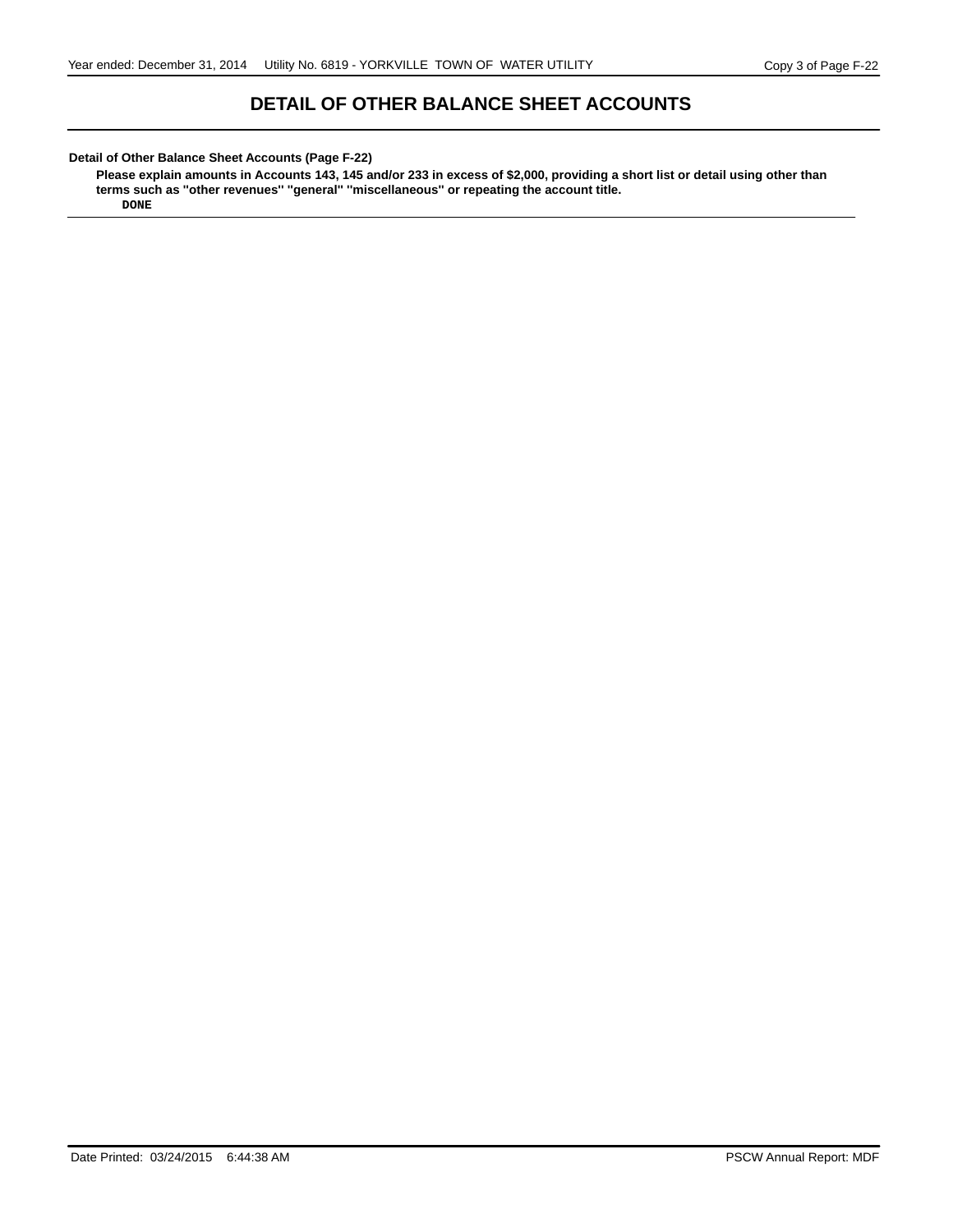# DETAIL OF OTHER BALANCE SHEET ACCOUNTS

**Detail of Other Balance Sheet Accounts (Page F-22)**

**Please explain amounts in Accounts 143, 145 and/or 233 in excess of $2,000, providing a short list or detail using other than terms such as "other revenues" "general" "miscellaneous" or repeating the account title.**

**DONE**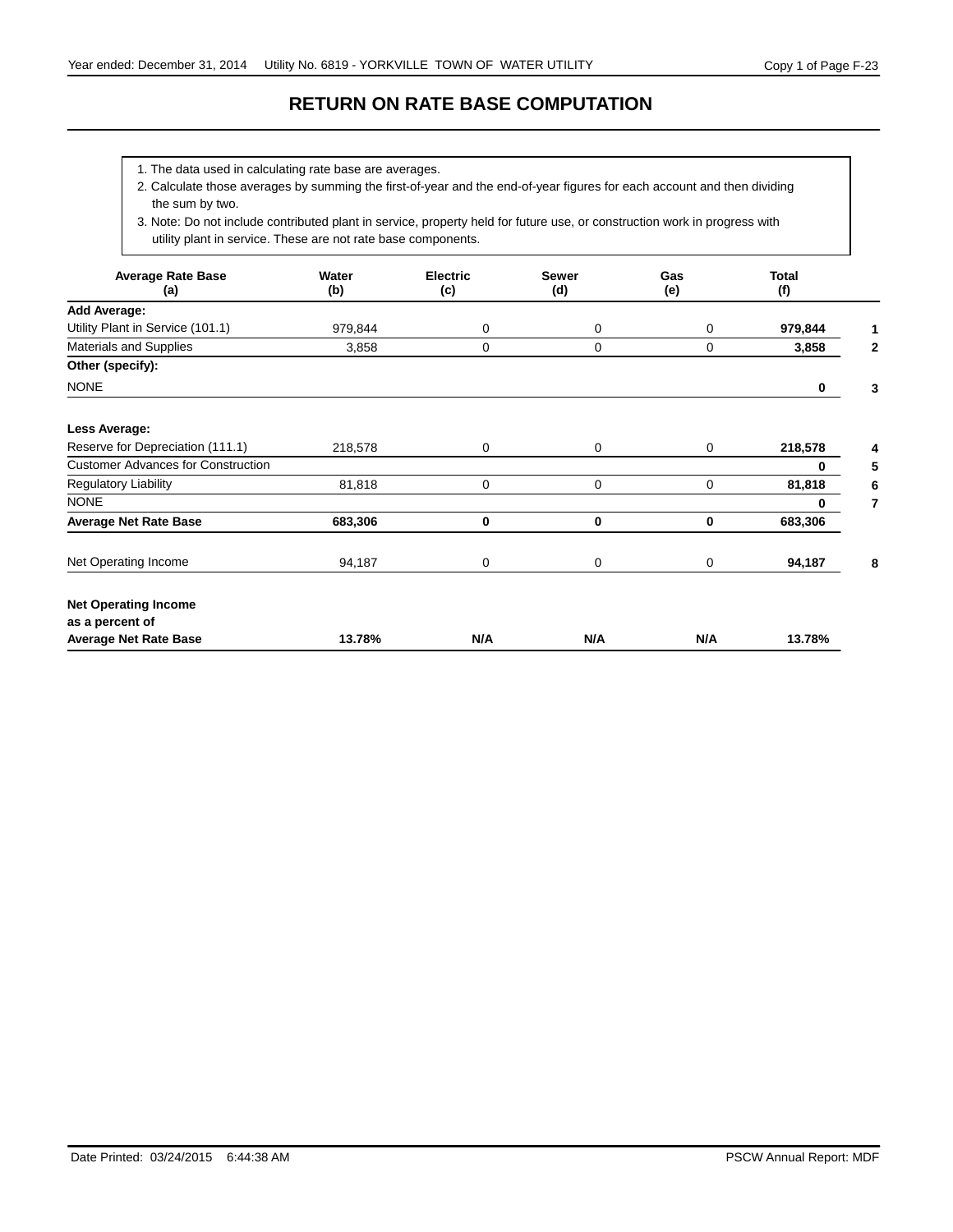# RETURN ON RATE BASE COMPUTATION

1. The data used in calculating rate base are averages.
2. Calculate those averages by summing the first-of-year and the end-of-year figures for each account and then dividing the sum by two.
3. Note: Do not include contributed plant in service, property held for future use, or construction work in progress with utility plant in service. These are not rate base components.

| Average Rate Base (a) | Water (b) | Electric (c) | Sewer (d) | Gas (e) | Total (f) | |
|---|---|---|---|---|---|---|
| **Add Average:** | | | | | | |
| Utility Plant in Service (101.1) | 979,844 | 0 | 0 | 0 | **979,844** | **1** |
| Materials and Supplies | 3,858 | 0 | 0 | 0 | **3,858** | **2** |
| **Other (specify):** | | | | | | |
| NONE | | | | | **0** | **3** |
| **Less Average:** | | | | | | |
| Reserve for Depreciation (111.1) | 218,578 | 0 | 0 | 0 | **218,578** | **4** |
| Customer Advances for Construction | | | | | **0** | **5** |
| Regulatory Liability | 81,818 | 0 | 0 | 0 | **81,818** | **6** |
| NONE | | | | | **0** | **7** |
| **Average Net Rate Base** | **683,306** | **0** | **0** | **0** | **683,306** | |
| Net Operating Income | 94,187 | 0 | 0 | 0 | **94,187** | **8** |
| **Net Operating Income as a percent of Average Net Rate Base** | **13.78%** | **N/A** | **N/A** | **N/A** | **13.78%** | |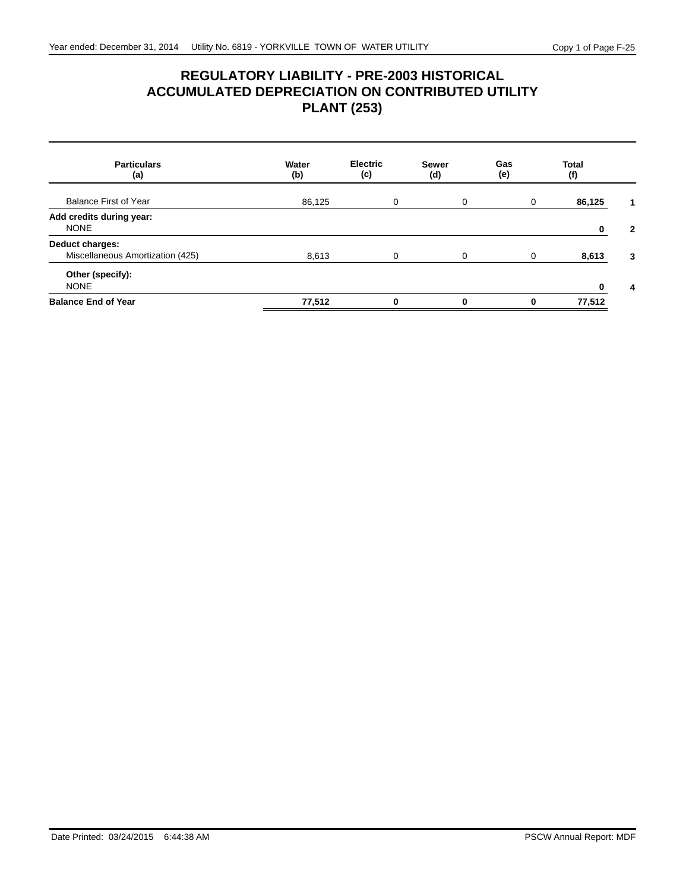# REGULATORY LIABILITY - PRE-2003 HISTORICAL ACCUMULATED DEPRECIATION ON CONTRIBUTED UTILITY PLANT (253)

| Particulars (a) | Water (b) | Electric (c) | Sewer (d) | Gas (e) | Total (f) | |
|---|---|---|---|---|---|---|
| Balance First of Year | 86,125 | 0 | 0 | 0 | **86,125** | **1** |
| **Add credits during year:** | | | | | | |
| NONE | | | | | **0** | **2** |
| **Deduct charges:** | | | | | | |
| Miscellaneous Amortization (425) | 8,613 | 0 | 0 | 0 | **8,613** | **3** |
| **Other (specify):** | | | | | | |
| NONE | | | | | **0** | **4** |
| **Balance End of Year** | **77,512** | **0** | **0** | **0** | **77,512** | |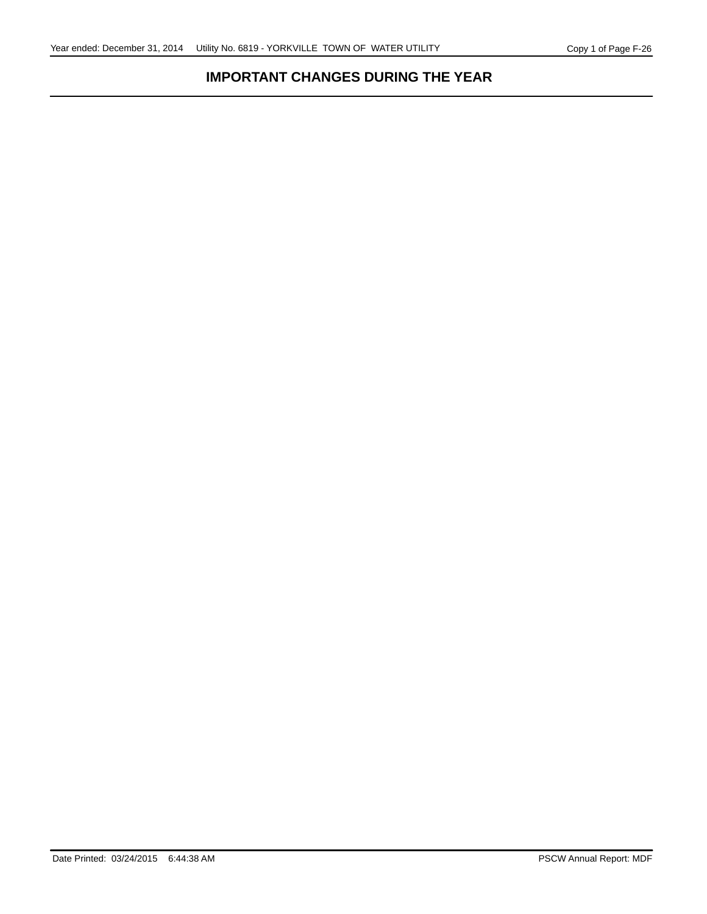# IMPORTANT CHANGES DURING THE YEAR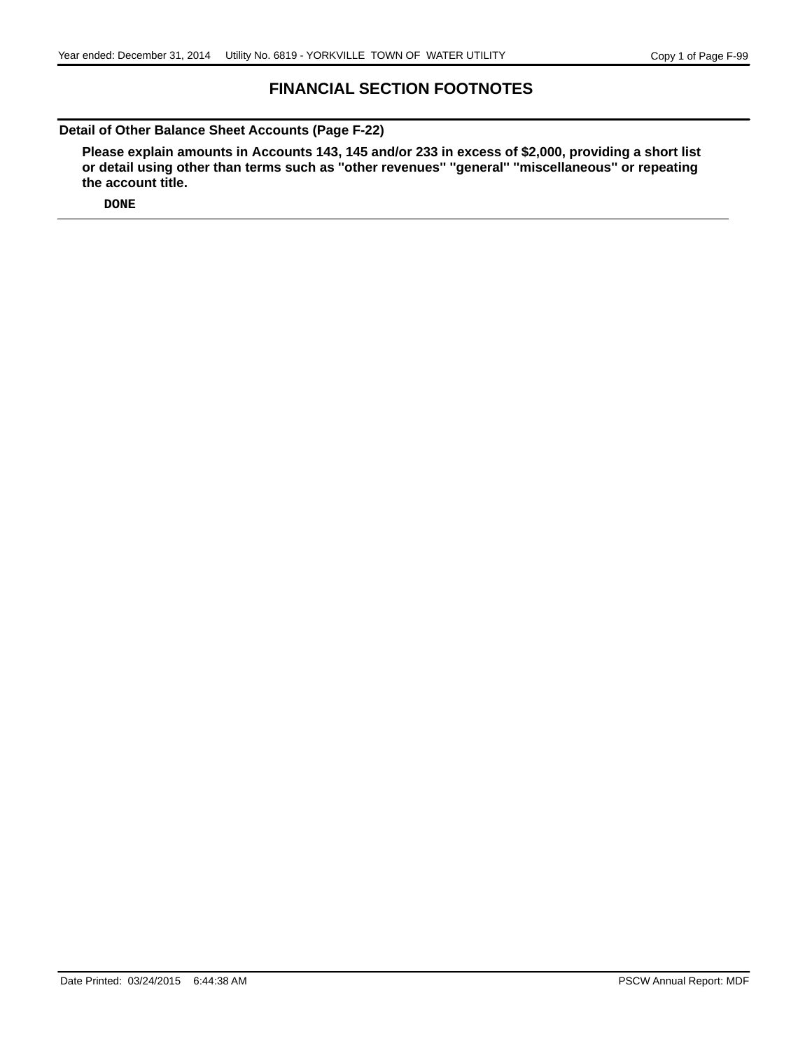# FINANCIAL SECTION FOOTNOTES

## Detail of Other Balance Sheet Accounts (Page F-22)

**Please explain amounts in Accounts 143, 145 and/or 233 in excess of $2,000, providing a short list or detail using other than terms such as "other revenues" "general" "miscellaneous" or repeating the account title.**

DONE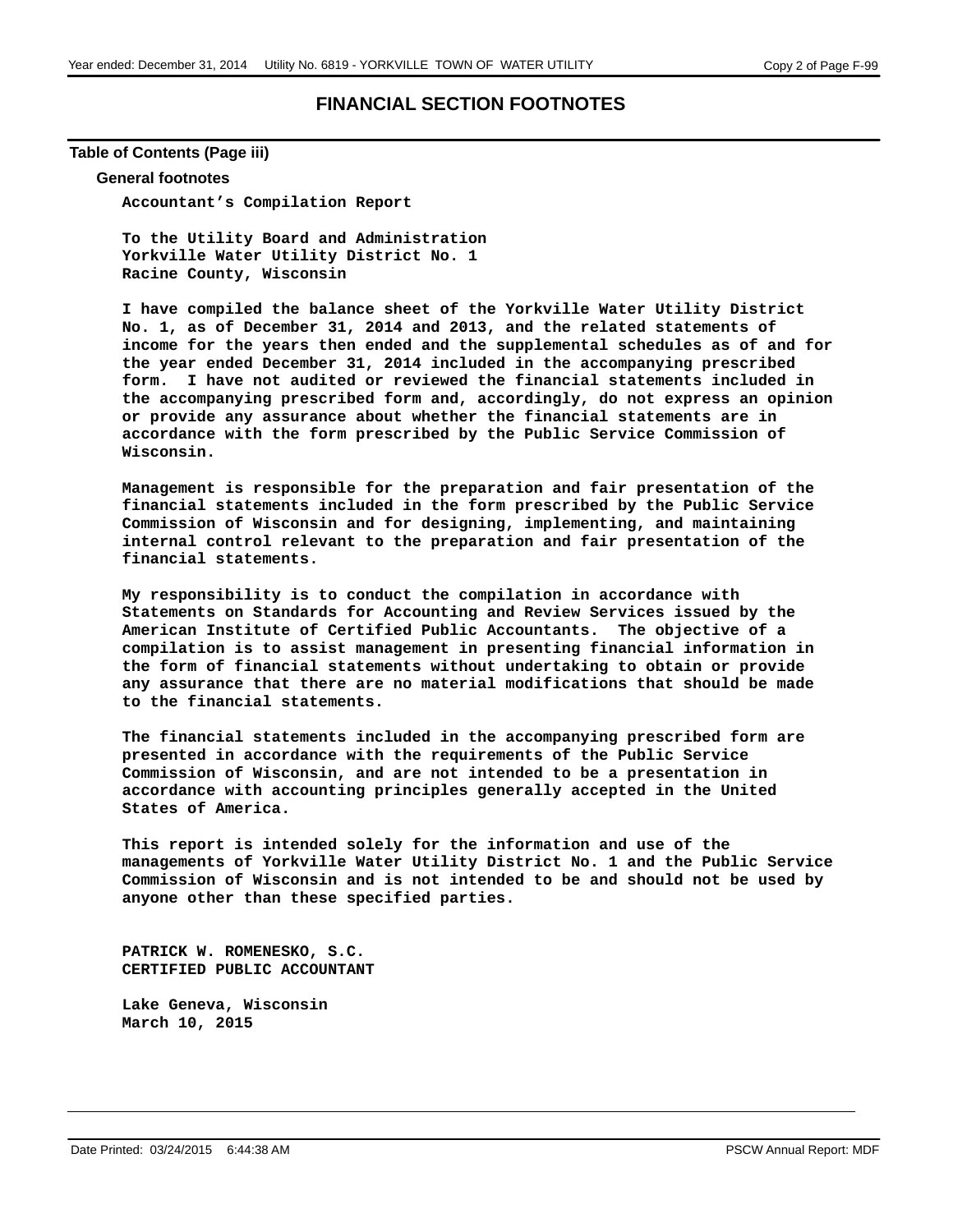# FINANCIAL SECTION FOOTNOTES

**Table of Contents (Page iii)**

**General footnotes**

**Accountant's Compilation Report**

**To the Utility Board and Administration**
**Yorkville Water Utility District No. 1**
**Racine County, Wisconsin**

**I have compiled the balance sheet of the Yorkville Water Utility District No. 1, as of December 31, 2014 and 2013, and the related statements of income for the years then ended and the supplemental schedules as of and for the year ended December 31, 2014 included in the accompanying prescribed form. I have not audited or reviewed the financial statements included in the accompanying prescribed form and, accordingly, do not express an opinion or provide any assurance about whether the financial statements are in accordance with the form prescribed by the Public Service Commission of Wisconsin.**

**Management is responsible for the preparation and fair presentation of the financial statements included in the form prescribed by the Public Service Commission of Wisconsin and for designing, implementing, and maintaining internal control relevant to the preparation and fair presentation of the financial statements.**

**My responsibility is to conduct the compilation in accordance with Statements on Standards for Accounting and Review Services issued by the American Institute of Certified Public Accountants. The objective of a compilation is to assist management in presenting financial information in the form of financial statements without undertaking to obtain or provide any assurance that there are no material modifications that should be made to the financial statements.**

**The financial statements included in the accompanying prescribed form are presented in accordance with the requirements of the Public Service Commission of Wisconsin, and are not intended to be a presentation in accordance with accounting principles generally accepted in the United States of America.**

**This report is intended solely for the information and use of the managements of Yorkville Water Utility District No. 1 and the Public Service Commission of Wisconsin and is not intended to be and should not be used by anyone other than these specified parties.**

**PATRICK W. ROMENESKO, S.C.**
**CERTIFIED PUBLIC ACCOUNTANT**

**Lake Geneva, Wisconsin**
**March 10, 2015**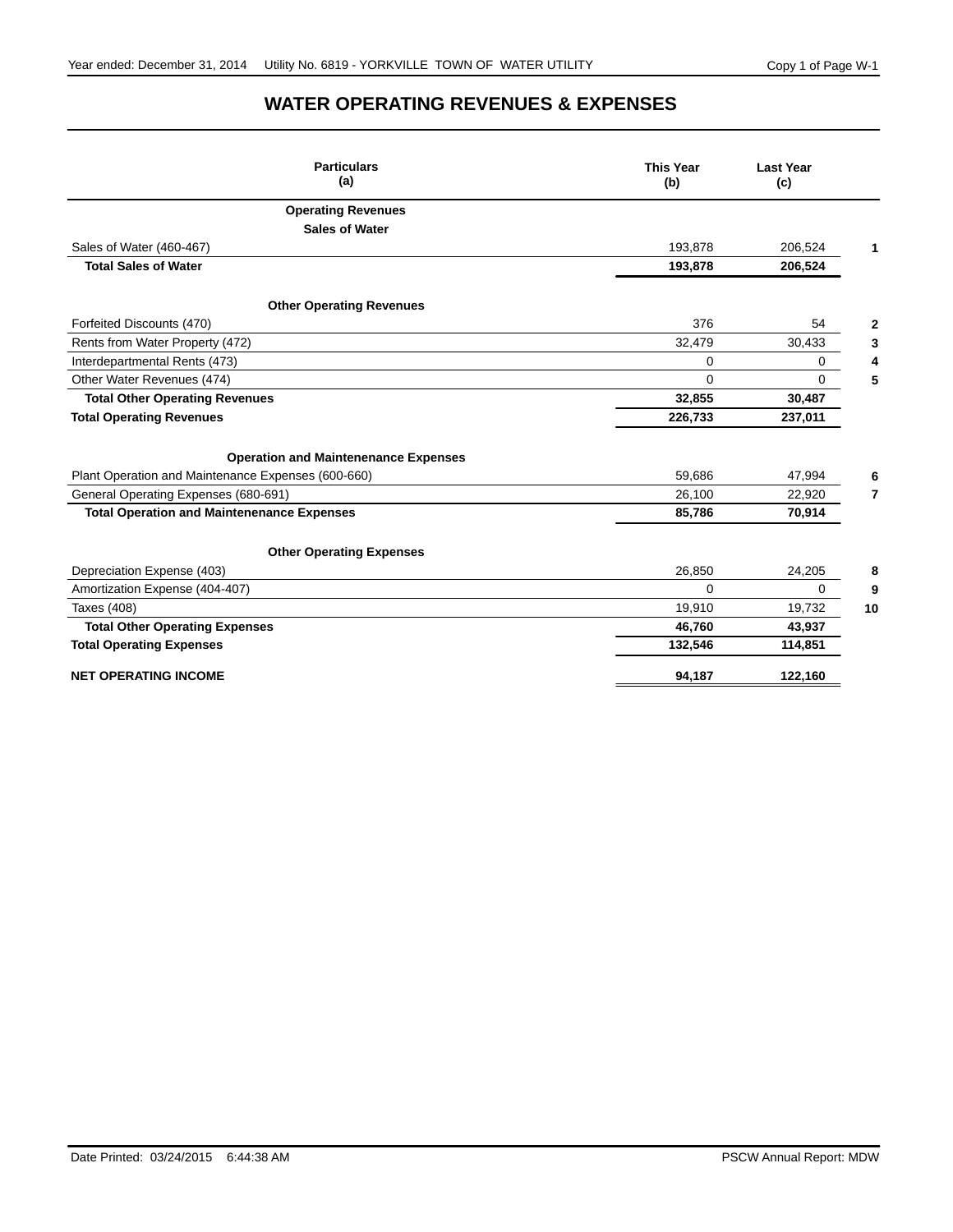# WATER OPERATING REVENUES & EXPENSES

| Particulars (a) | This Year (b) | Last Year (c) | |
|---|---|---|---|
| **Operating Revenues** | | | |
| **Sales of Water** | | | |
| Sales of Water (460-467) | 193,878 | 206,524 | **1** |
| **Total Sales of Water** | **193,878** | **206,524** | |
| **Other Operating Revenues** | | | |
| Forfeited Discounts (470) | 376 | 54 | **2** |
| Rents from Water Property (472) | 32,479 | 30,433 | **3** |
| Interdepartmental Rents (473) | 0 | 0 | **4** |
| Other Water Revenues (474) | 0 | 0 | **5** |
| **Total Other Operating Revenues** | **32,855** | **30,487** | |
| **Total Operating Revenues** | **226,733** | **237,011** | |
| **Operation and Maintenenance Expenses** | | | |
| Plant Operation and Maintenance Expenses (600-660) | 59,686 | 47,994 | **6** |
| General Operating Expenses (680-691) | 26,100 | 22,920 | **7** |
| **Total Operation and Maintenenance Expenses** | **85,786** | **70,914** | |
| **Other Operating Expenses** | | | |
| Depreciation Expense (403) | 26,850 | 24,205 | **8** |
| Amortization Expense (404-407) | 0 | 0 | **9** |
| Taxes (408) | 19,910 | 19,732 | **10** |
| **Total Other Operating Expenses** | **46,760** | **43,937** | |
| **Total Operating Expenses** | **132,546** | **114,851** | |
| **NET OPERATING INCOME** | **94,187** | **122,160** | |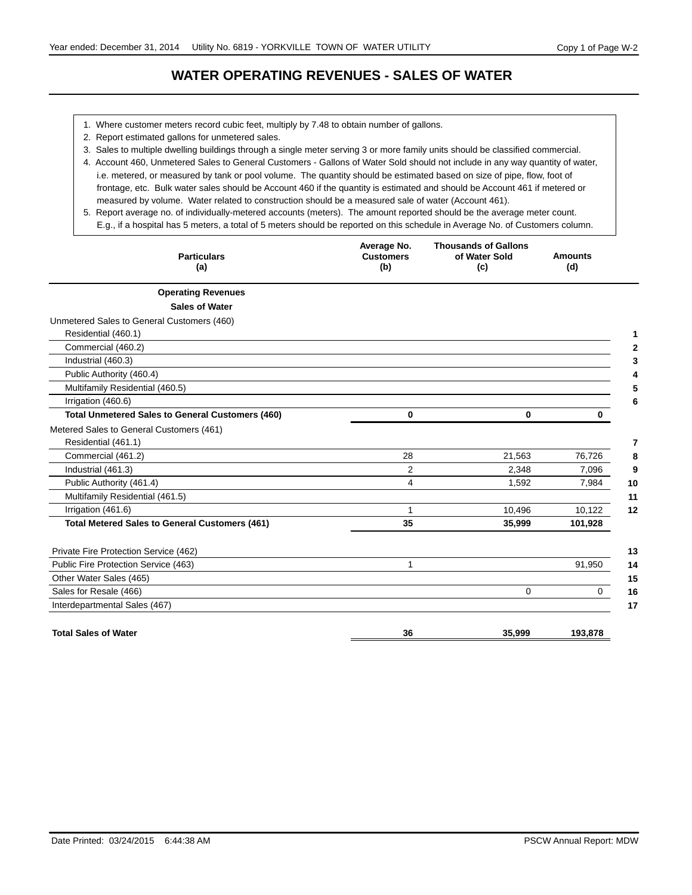# WATER OPERATING REVENUES - SALES OF WATER

1. Where customer meters record cubic feet, multiply by 7.48 to obtain number of gallons.
2. Report estimated gallons for unmetered sales.
3. Sales to multiple dwelling buildings through a single meter serving 3 or more family units should be classified commercial.
4. Account 460, Unmetered Sales to General Customers - Gallons of Water Sold should not include in any way quantity of water, i.e. metered, or measured by tank or pool volume. The quantity should be estimated based on size of pipe, flow, foot of frontage, etc. Bulk water sales should be Account 460 if the quantity is estimated and should be Account 461 if metered or measured by volume. Water related to construction should be a measured sale of water (Account 461).
5. Report average no. of individually-metered accounts (meters). The amount reported should be the average meter count. E.g., if a hospital has 5 meters, a total of 5 meters should be reported on this schedule in Average No. of Customers column.

| Particulars (a) | Average No. Customers (b) | Thousands of Gallons of Water Sold (c) | Amounts (d) | |
|---|---|---|---|---|
| **Operating Revenues** | | | | |
| **Sales of Water** | | | | |
| Unmetered Sales to General Customers (460) | | | | |
| Residential (460.1) | | | | 1 |
| Commercial (460.2) | | | | 2 |
| Industrial (460.3) | | | | 3 |
| Public Authority (460.4) | | | | 4 |
| Multifamily Residential (460.5) | | | | 5 |
| Irrigation (460.6) | | | | 6 |
| **Total Unmetered Sales to General Customers (460)** | **0** | **0** | **0** | |
| Metered Sales to General Customers (461) | | | | |
| Residential (461.1) | | | | 7 |
| Commercial (461.2) | 28 | 21,563 | 76,726 | 8 |
| Industrial (461.3) | 2 | 2,348 | 7,096 | 9 |
| Public Authority (461.4) | 4 | 1,592 | 7,984 | 10 |
| Multifamily Residential (461.5) | | | | 11 |
| Irrigation (461.6) | 1 | 10,496 | 10,122 | 12 |
| **Total Metered Sales to General Customers (461)** | **35** | **35,999** | **101,928** | |
| Private Fire Protection Service (462) | | | | 13 |
| Public Fire Protection Service (463) | 1 | | 91,950 | 14 |
| Other Water Sales (465) | | | | 15 |
| Sales for Resale (466) | | 0 | 0 | 16 |
| Interdepartmental Sales (467) | | | | 17 |
| **Total Sales of Water** | **36** | **35,999** | **193,878** | |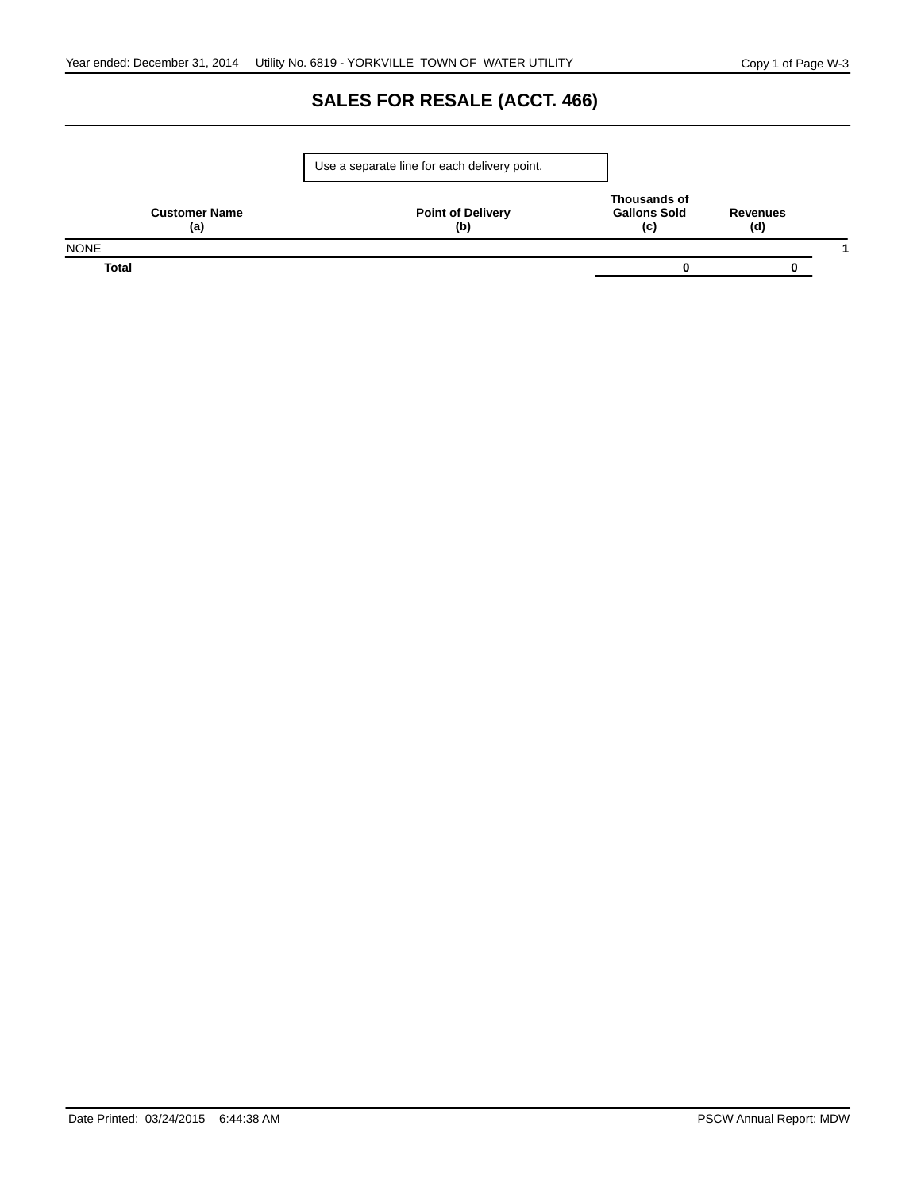# SALES FOR RESALE (ACCT. 466)

Use a separate line for each delivery point.

| Customer Name (a) | Point of Delivery (b) | Thousands of Gallons Sold (c) | Revenues (d) | |
|---|---|---|---|---|
| NONE | | | | 1 |
| **Total** | | **0** | **0** | |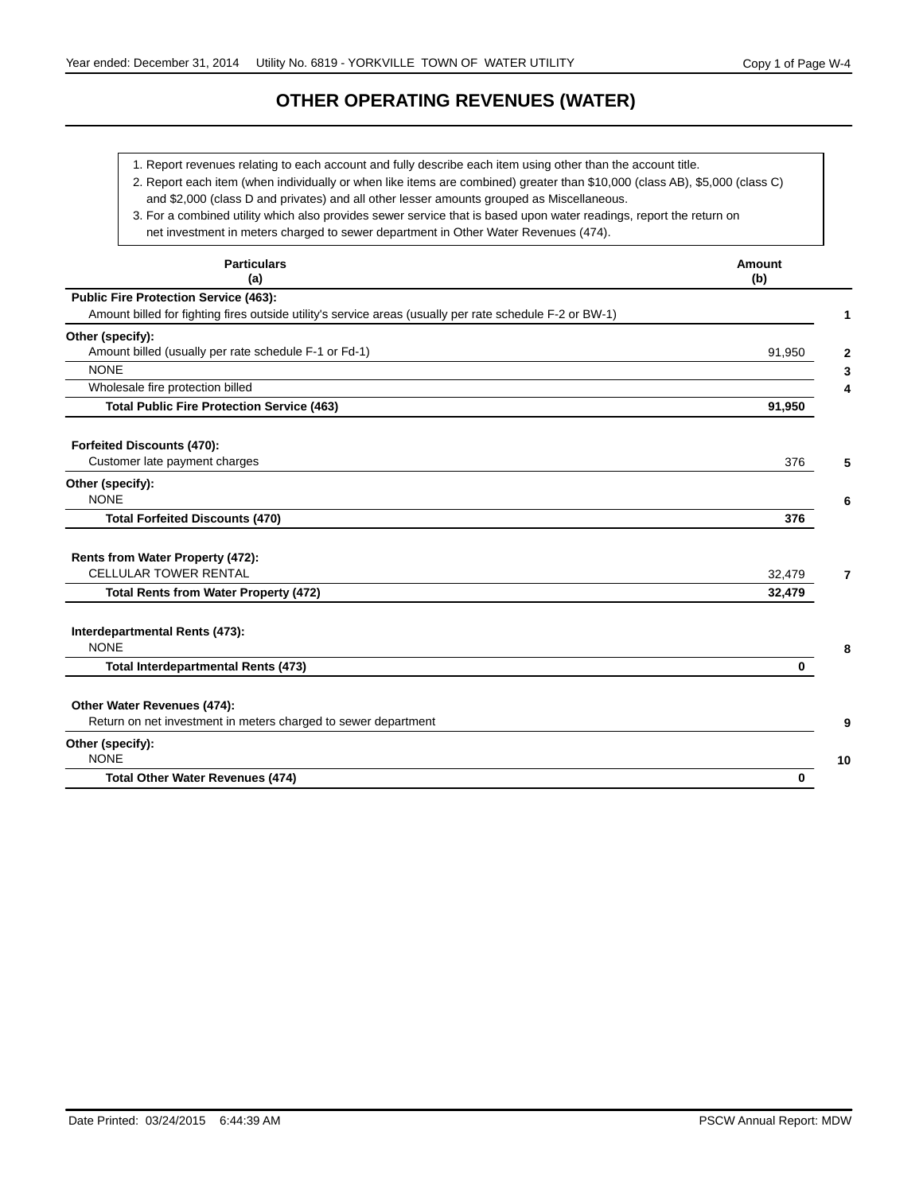# OTHER OPERATING REVENUES (WATER)

1. Report revenues relating to each account and fully describe each item using other than the account title.
2. Report each item (when individually or when like items are combined) greater than $10,000 (class AB), $5,000 (class C) and $2,000 (class D and privates) and all other lesser amounts grouped as Miscellaneous.
3. For a combined utility which also provides sewer service that is based upon water readings, report the return on net investment in meters charged to sewer department in Other Water Revenues (474).

| Particulars<br>(a) | Amount<br>(b) | |
|---|---|---|
| **Public Fire Protection Service (463):** | | |
| Amount billed for fighting fires outside utility's service areas (usually per rate schedule F-2 or BW-1) | | 1 |
| **Other (specify):** | | |
| Amount billed (usually per rate schedule F-1 or Fd-1) | 91,950 | 2 |
| NONE | | 3 |
| Wholesale fire protection billed | | 4 |
| **Total Public Fire Protection Service (463)** | **91,950** | |
| **Forfeited Discounts (470):** | | |
| Customer late payment charges | 376 | 5 |
| **Other (specify):** | | |
| NONE | | 6 |
| **Total Forfeited Discounts (470)** | **376** | |
| **Rents from Water Property (472):** | | |
| CELLULAR TOWER RENTAL | 32,479 | 7 |
| **Total Rents from Water Property (472)** | **32,479** | |
| **Interdepartmental Rents (473):** | | |
| NONE | | 8 |
| **Total Interdepartmental Rents (473)** | **0** | |
| **Other Water Revenues (474):** | | |
| Return on net investment in meters charged to sewer department | | 9 |
| **Other (specify):** | | |
| NONE | | 10 |
| **Total Other Water Revenues (474)** | **0** | |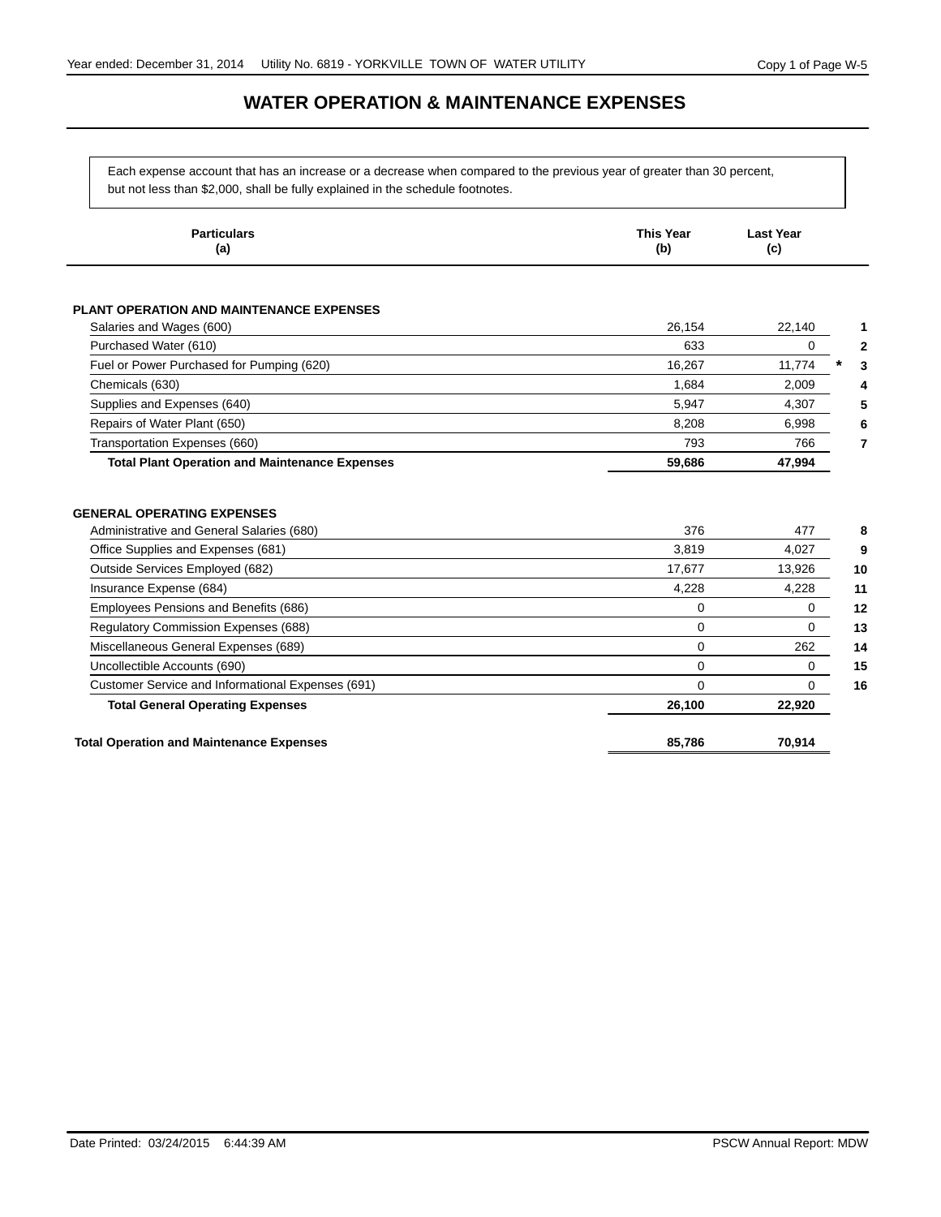# WATER OPERATION & MAINTENANCE EXPENSES

Each expense account that has an increase or a decrease when compared to the previous year of greater than 30 percent, but not less than $2,000, shall be fully explained in the schedule footnotes.

| Particulars (a) | This Year (b) | Last Year (c) | | |
|---|---|---|---|---|
| **PLANT OPERATION AND MAINTENANCE EXPENSES** | | | | |
| Salaries and Wages (600) | 26,154 | 22,140 | | 1 |
| Purchased Water (610) | 633 | 0 | | 2 |
| Fuel or Power Purchased for Pumping (620) | 16,267 | 11,774 | * | 3 |
| Chemicals (630) | 1,684 | 2,009 | | 4 |
| Supplies and Expenses (640) | 5,947 | 4,307 | | 5 |
| Repairs of Water Plant (650) | 8,208 | 6,998 | | 6 |
| Transportation Expenses (660) | 793 | 766 | | 7 |
| **Total Plant Operation and Maintenance Expenses** | **59,686** | **47,994** | | |
| **GENERAL OPERATING EXPENSES** | | | | |
| Administrative and General Salaries (680) | 376 | 477 | | 8 |
| Office Supplies and Expenses (681) | 3,819 | 4,027 | | 9 |
| Outside Services Employed (682) | 17,677 | 13,926 | | 10 |
| Insurance Expense (684) | 4,228 | 4,228 | | 11 |
| Employees Pensions and Benefits (686) | 0 | 0 | | 12 |
| Regulatory Commission Expenses (688) | 0 | 0 | | 13 |
| Miscellaneous General Expenses (689) | 0 | 262 | | 14 |
| Uncollectible Accounts (690) | 0 | 0 | | 15 |
| Customer Service and Informational Expenses (691) | 0 | 0 | | 16 |
| **Total General Operating Expenses** | **26,100** | **22,920** | | |
| **Total Operation and Maintenance Expenses** | **85,786** | **70,914** | | |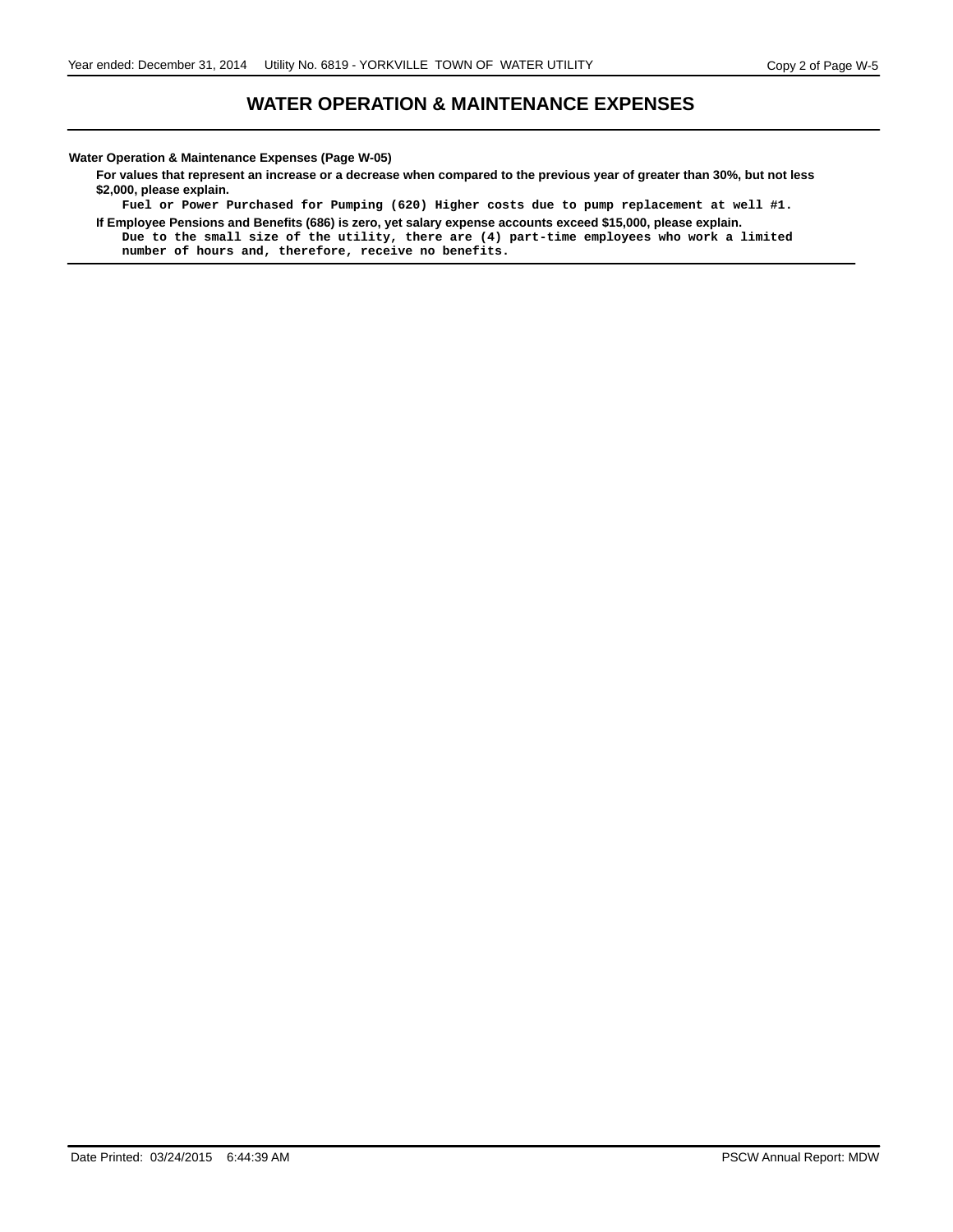# WATER OPERATION & MAINTENANCE EXPENSES

**Water Operation & Maintenance Expenses (Page W-05)**

**For values that represent an increase or a decrease when compared to the previous year of greater than 30%, but not less $2,000, please explain.**

Fuel or Power Purchased for Pumping (620) Higher costs due to pump replacement at well #1.

**If Employee Pensions and Benefits (686) is zero, yet salary expense accounts exceed $15,000, please explain.**

Due to the small size of the utility, there are (4) part-time employees who work a limited number of hours and, therefore, receive no benefits.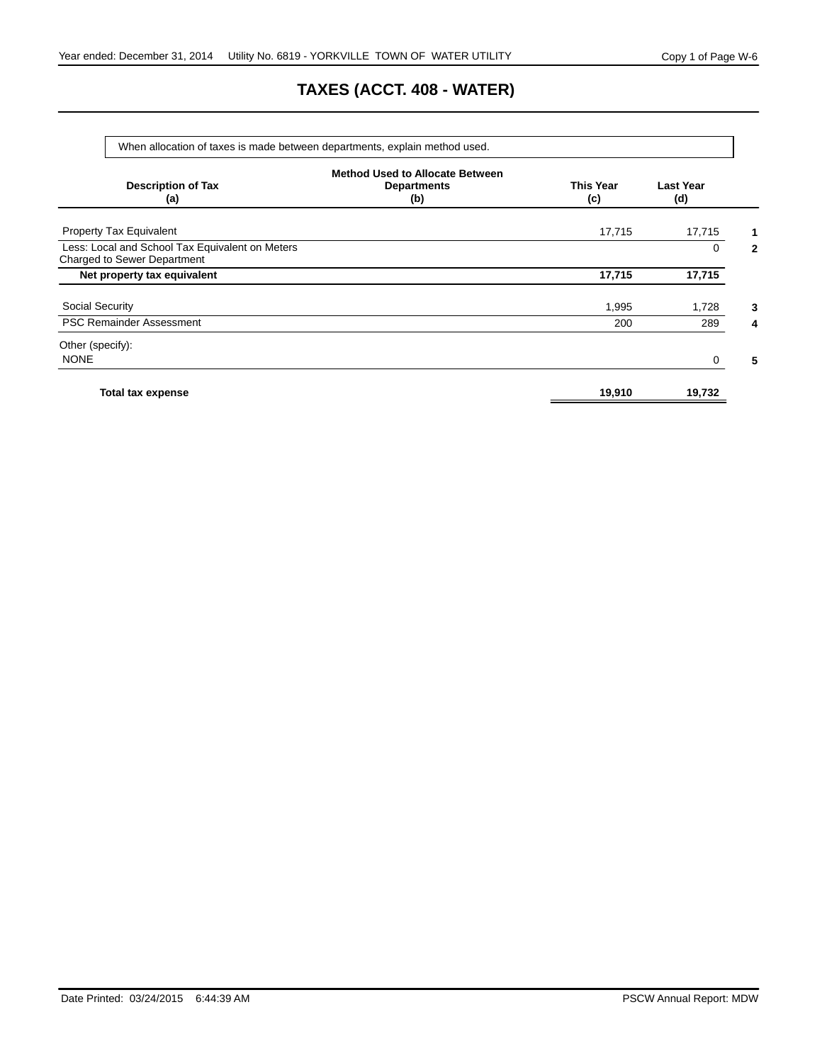# TAXES (ACCT. 408 - WATER)

When allocation of taxes is made between departments, explain method used.

| Description of Tax (a) | Method Used to Allocate Between Departments (b) | This Year (c) | Last Year (d) | |
|---|---|---|---|---|
| Property Tax Equivalent | | 17,715 | 17,715 | 1 |
| Less: Local and School Tax Equivalent on Meters Charged to Sewer Department | | | 0 | 2 |
| **Net property tax equivalent** | | **17,715** | **17,715** | |
| Social Security | | 1,995 | 1,728 | 3 |
| PSC Remainder Assessment | | 200 | 289 | 4 |
| Other (specify): NONE | | | 0 | 5 |
| **Total tax expense** | | **19,910** | **19,732** | |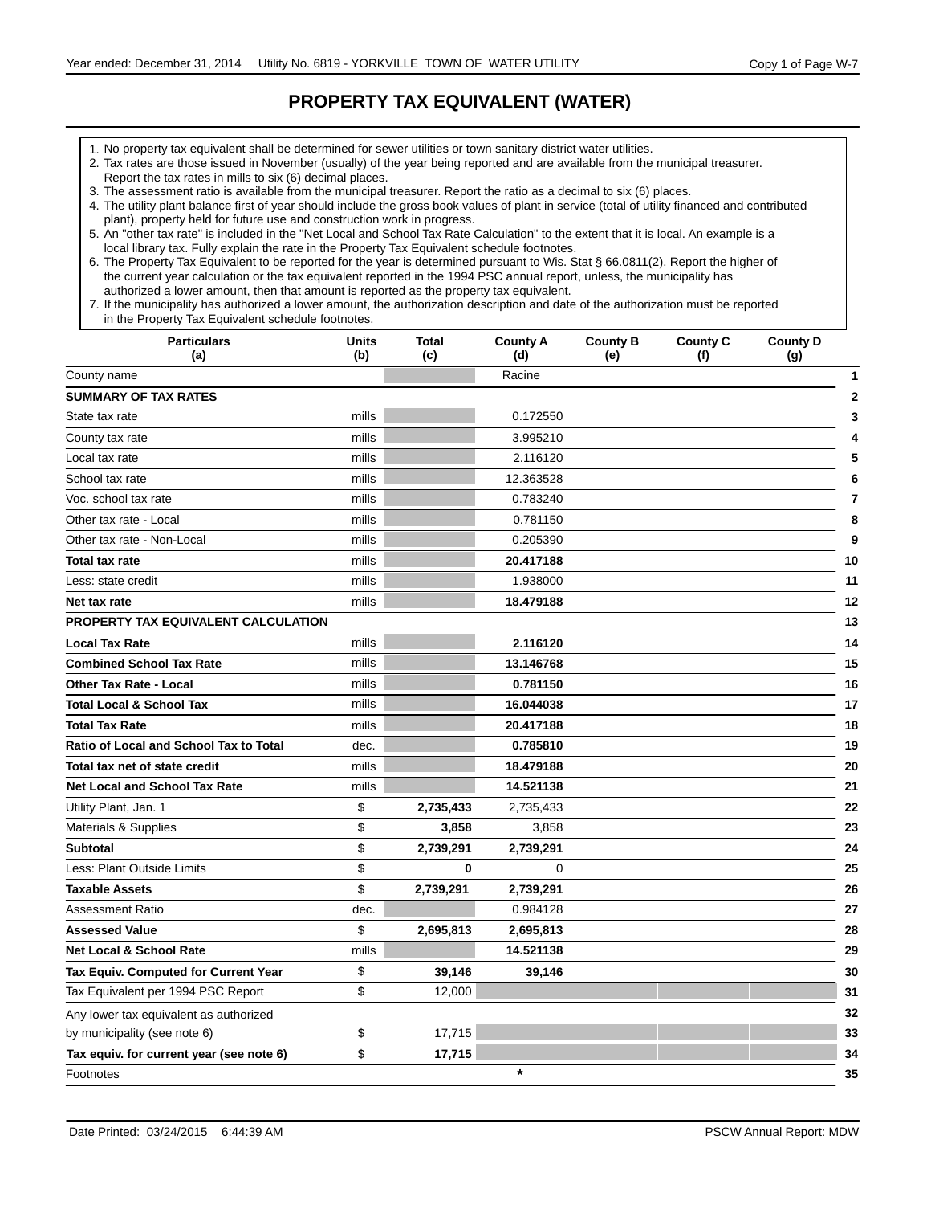# PROPERTY TAX EQUIVALENT (WATER)

1. No property tax equivalent shall be determined for sewer utilities or town sanitary district water utilities.
2. Tax rates are those issued in November (usually) of the year being reported and are available from the municipal treasurer. Report the tax rates in mills to six (6) decimal places.
3. The assessment ratio is available from the municipal treasurer. Report the ratio as a decimal to six (6) places.
4. The utility plant balance first of year should include the gross book values of plant in service (total of utility financed and contributed plant), property held for future use and construction work in progress.
5. An "other tax rate" is included in the "Net Local and School Tax Rate Calculation" to the extent that it is local. An example is a local library tax. Fully explain the rate in the Property Tax Equivalent schedule footnotes.
6. The Property Tax Equivalent to be reported for the year is determined pursuant to Wis. Stat § 66.0811(2). Report the higher of the current year calculation or the tax equivalent reported in the 1994 PSC annual report, unless, the municipality has authorized a lower amount, then that amount is reported as the property tax equivalent.
7. If the municipality has authorized a lower amount, the authorization description and date of the authorization must be reported in the Property Tax Equivalent schedule footnotes.

| Particulars (a) | Units (b) | Total (c) | County A (d) | County B (e) | County C (f) | County D (g) | |
|---|---|---|---|---|---|---|---|
| County name | | | Racine | | | | 1 |
| **SUMMARY OF TAX RATES** | | | | | | | 2 |
| State tax rate | mills | | 0.172550 | | | | 3 |
| County tax rate | mills | | 3.995210 | | | | 4 |
| Local tax rate | mills | | 2.116120 | | | | 5 |
| School tax rate | mills | | 12.363528 | | | | 6 |
| Voc. school tax rate | mills | | 0.783240 | | | | 7 |
| Other tax rate - Local | mills | | 0.781150 | | | | 8 |
| Other tax rate - Non-Local | mills | | 0.205390 | | | | 9 |
| **Total tax rate** | mills | | **20.417188** | | | | 10 |
| Less: state credit | mills | | 1.938000 | | | | 11 |
| **Net tax rate** | mills | | **18.479188** | | | | 12 |
| **PROPERTY TAX EQUIVALENT CALCULATION** | | | | | | | 13 |
| **Local Tax Rate** | mills | | **2.116120** | | | | 14 |
| **Combined School Tax Rate** | mills | | **13.146768** | | | | 15 |
| **Other Tax Rate - Local** | mills | | **0.781150** | | | | 16 |
| **Total Local & School Tax** | mills | | **16.044038** | | | | 17 |
| **Total Tax Rate** | mills | | **20.417188** | | | | 18 |
| **Ratio of Local and School Tax to Total** | dec. | | **0.785810** | | | | 19 |
| **Total tax net of state credit** | mills | | **18.479188** | | | | 20 |
| **Net Local and School Tax Rate** | mills | | **14.521138** | | | | 21 |
| Utility Plant, Jan. 1 | $ | **2,735,433** | 2,735,433 | | | | 22 |
| Materials & Supplies | $ | **3,858** | 3,858 | | | | 23 |
| **Subtotal** | $ | **2,739,291** | **2,739,291** | | | | 24 |
| Less: Plant Outside Limits | $ | **0** | 0 | | | | 25 |
| **Taxable Assets** | $ | **2,739,291** | **2,739,291** | | | | 26 |
| Assessment Ratio | dec. | | 0.984128 | | | | 27 |
| **Assessed Value** | $ | **2,695,813** | **2,695,813** | | | | 28 |
| **Net Local & School Rate** | mills | | **14.521138** | | | | 29 |
| **Tax Equiv. Computed for Current Year** | $ | **39,146** | **39,146** | | | | 30 |
| Tax Equivalent per 1994 PSC Report | $ | 12,000 | | | | | 31 |
| Any lower tax equivalent as authorized | | | | | | | 32 |
| by municipality (see note 6) | $ | 17,715 | | | | | 33 |
| **Tax equiv. for current year (see note 6)** | $ | **17,715** | | | | | 34 |
| Footnotes | | | * | | | | 35 |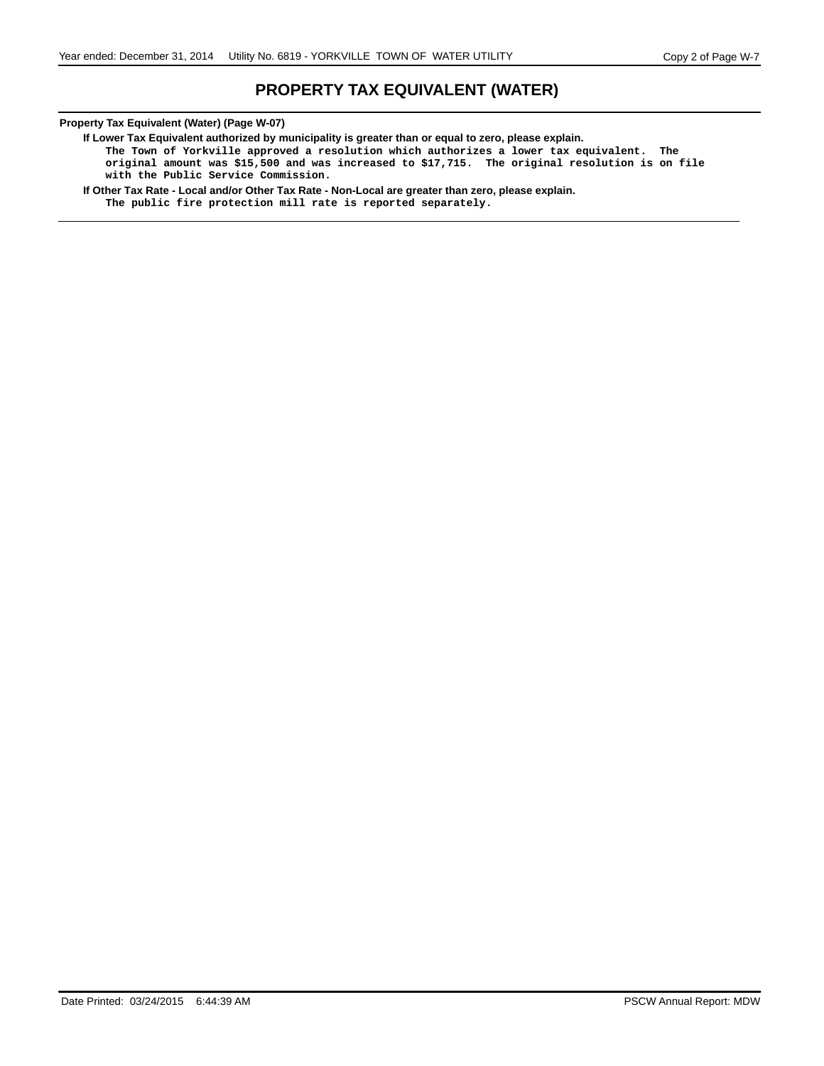# PROPERTY TAX EQUIVALENT (WATER)

**Property Tax Equivalent (Water) (Page W-07)**

**If Lower Tax Equivalent authorized by municipality is greater than or equal to zero, please explain.**

The Town of Yorkville approved a resolution which authorizes a lower tax equivalent. The original amount was $15,500 and was increased to $17,715. The original resolution is on file with the Public Service Commission.

**If Other Tax Rate - Local and/or Other Tax Rate - Non-Local are greater than zero, please explain.**

The public fire protection mill rate is reported separately.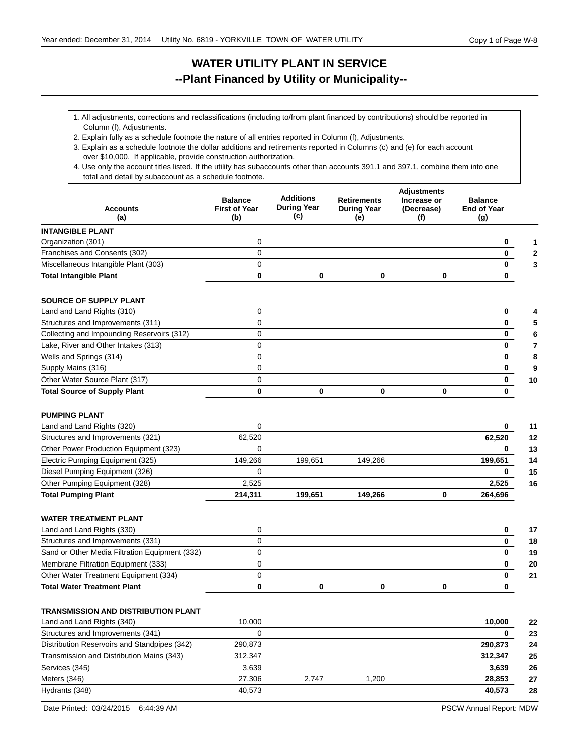# WATER UTILITY PLANT IN SERVICE

## --Plant Financed by Utility or Municipality--

1. All adjustments, corrections and reclassifications (including to/from plant financed by contributions) should be reported in Column (f), Adjustments.
2. Explain fully as a schedule footnote the nature of all entries reported in Column (f), Adjustments.
3. Explain as a schedule footnote the dollar additions and retirements reported in Columns (c) and (e) for each account over $10,000. If applicable, provide construction authorization.
4. Use only the account titles listed. If the utility has subaccounts other than accounts 391.1 and 397.1, combine them into one total and detail by subaccount as a schedule footnote.

| Accounts (a) | Balance First of Year (b) | Additions During Year (c) | Retirements During Year (e) | Adjustments Increase or (Decrease) (f) | Balance End of Year (g) | |
|---|---|---|---|---|---|---|
| **INTANGIBLE PLANT** | | | | | | |
| Organization (301) | 0 | | | | **0** | **1** |
| Franchises and Consents (302) | 0 | | | | **0** | **2** |
| Miscellaneous Intangible Plant (303) | 0 | | | | **0** | **3** |
| **Total Intangible Plant** | **0** | **0** | **0** | **0** | **0** | |
| **SOURCE OF SUPPLY PLANT** | | | | | | |
| Land and Land Rights (310) | 0 | | | | **0** | **4** |
| Structures and Improvements (311) | 0 | | | | **0** | **5** |
| Collecting and Impounding Reservoirs (312) | 0 | | | | **0** | **6** |
| Lake, River and Other Intakes (313) | 0 | | | | **0** | **7** |
| Wells and Springs (314) | 0 | | | | **0** | **8** |
| Supply Mains (316) | 0 | | | | **0** | **9** |
| Other Water Source Plant (317) | 0 | | | | **0** | **10** |
| **Total Source of Supply Plant** | **0** | **0** | **0** | **0** | **0** | |
| **PUMPING PLANT** | | | | | | |
| Land and Land Rights (320) | 0 | | | | **0** | **11** |
| Structures and Improvements (321) | 62,520 | | | | **62,520** | **12** |
| Other Power Production Equipment (323) | 0 | | | | **0** | **13** |
| Electric Pumping Equipment (325) | 149,266 | 199,651 | 149,266 | | **199,651** | **14** |
| Diesel Pumping Equipment (326) | 0 | | | | **0** | **15** |
| Other Pumping Equipment (328) | 2,525 | | | | **2,525** | **16** |
| **Total Pumping Plant** | **214,311** | **199,651** | **149,266** | **0** | **264,696** | |
| **WATER TREATMENT PLANT** | | | | | | |
| Land and Land Rights (330) | 0 | | | | **0** | **17** |
| Structures and Improvements (331) | 0 | | | | **0** | **18** |
| Sand or Other Media Filtration Equipment (332) | 0 | | | | **0** | **19** |
| Membrane Filtration Equipment (333) | 0 | | | | **0** | **20** |
| Other Water Treatment Equipment (334) | 0 | | | | **0** | **21** |
| **Total Water Treatment Plant** | **0** | **0** | **0** | **0** | **0** | |
| **TRANSMISSION AND DISTRIBUTION PLANT** | | | | | | |
| Land and Land Rights (340) | 10,000 | | | | **10,000** | **22** |
| Structures and Improvements (341) | 0 | | | | **0** | **23** |
| Distribution Reservoirs and Standpipes (342) | 290,873 | | | | **290,873** | **24** |
| Transmission and Distribution Mains (343) | 312,347 | | | | **312,347** | **25** |
| Services (345) | 3,639 | | | | **3,639** | **26** |
| Meters (346) | 27,306 | 2,747 | 1,200 | | **28,853** | **27** |
| Hydrants (348) | 40,573 | | | | **40,573** | **28** |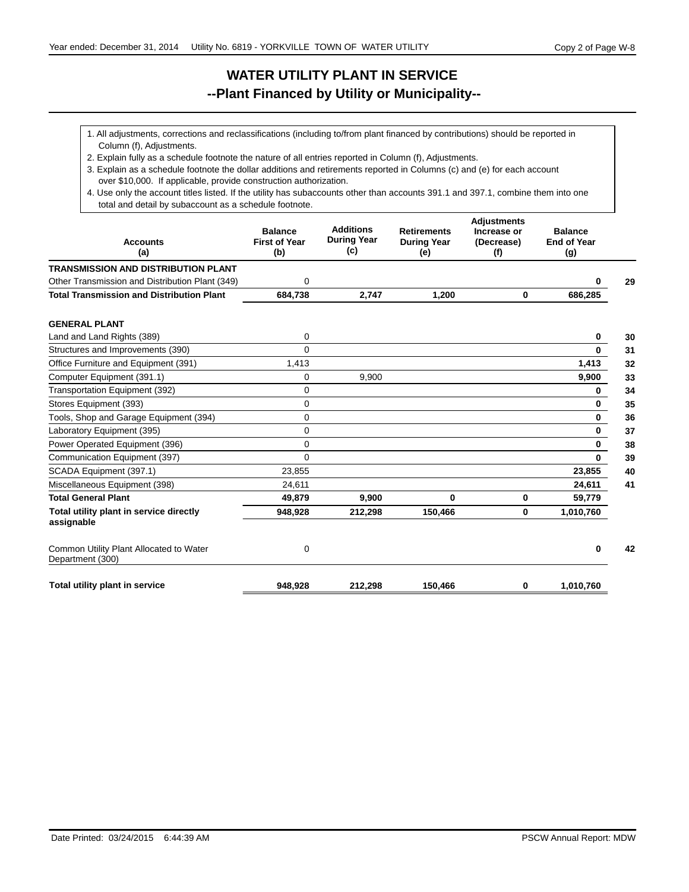# WATER UTILITY PLANT IN SERVICE

## --Plant Financed by Utility or Municipality--

1. All adjustments, corrections and reclassifications (including to/from plant financed by contributions) should be reported in Column (f), Adjustments.
2. Explain fully as a schedule footnote the nature of all entries reported in Column (f), Adjustments.
3. Explain as a schedule footnote the dollar additions and retirements reported in Columns (c) and (e) for each account over $10,000. If applicable, provide construction authorization.
4. Use only the account titles listed. If the utility has subaccounts other than accounts 391.1 and 397.1, combine them into one total and detail by subaccount as a schedule footnote.

| Accounts (a) | Balance First of Year (b) | Additions During Year (c) | Retirements During Year (e) | Adjustments Increase or (Decrease) (f) | Balance End of Year (g) | |
|---|---|---|---|---|---|---|
| **TRANSMISSION AND DISTRIBUTION PLANT** | | | | | | |
| Other Transmission and Distribution Plant (349) | 0 | | | | **0** | **29** |
| **Total Transmission and Distribution Plant** | **684,738** | **2,747** | **1,200** | **0** | **686,285** | |
| **GENERAL PLANT** | | | | | | |
| Land and Land Rights (389) | 0 | | | | **0** | **30** |
| Structures and Improvements (390) | 0 | | | | **0** | **31** |
| Office Furniture and Equipment (391) | 1,413 | | | | **1,413** | **32** |
| Computer Equipment (391.1) | 0 | 9,900 | | | **9,900** | **33** |
| Transportation Equipment (392) | 0 | | | | **0** | **34** |
| Stores Equipment (393) | 0 | | | | **0** | **35** |
| Tools, Shop and Garage Equipment (394) | 0 | | | | **0** | **36** |
| Laboratory Equipment (395) | 0 | | | | **0** | **37** |
| Power Operated Equipment (396) | 0 | | | | **0** | **38** |
| Communication Equipment (397) | 0 | | | | **0** | **39** |
| SCADA Equipment (397.1) | 23,855 | | | | **23,855** | **40** |
| Miscellaneous Equipment (398) | 24,611 | | | | **24,611** | **41** |
| **Total General Plant** | **49,879** | **9,900** | **0** | **0** | **59,779** | |
| **Total utility plant in service directly assignable** | **948,928** | **212,298** | **150,466** | **0** | **1,010,760** | |
| Common Utility Plant Allocated to Water Department (300) | 0 | | | | **0** | **42** |
| **Total utility plant in service** | **948,928** | **212,298** | **150,466** | **0** | **1,010,760** | |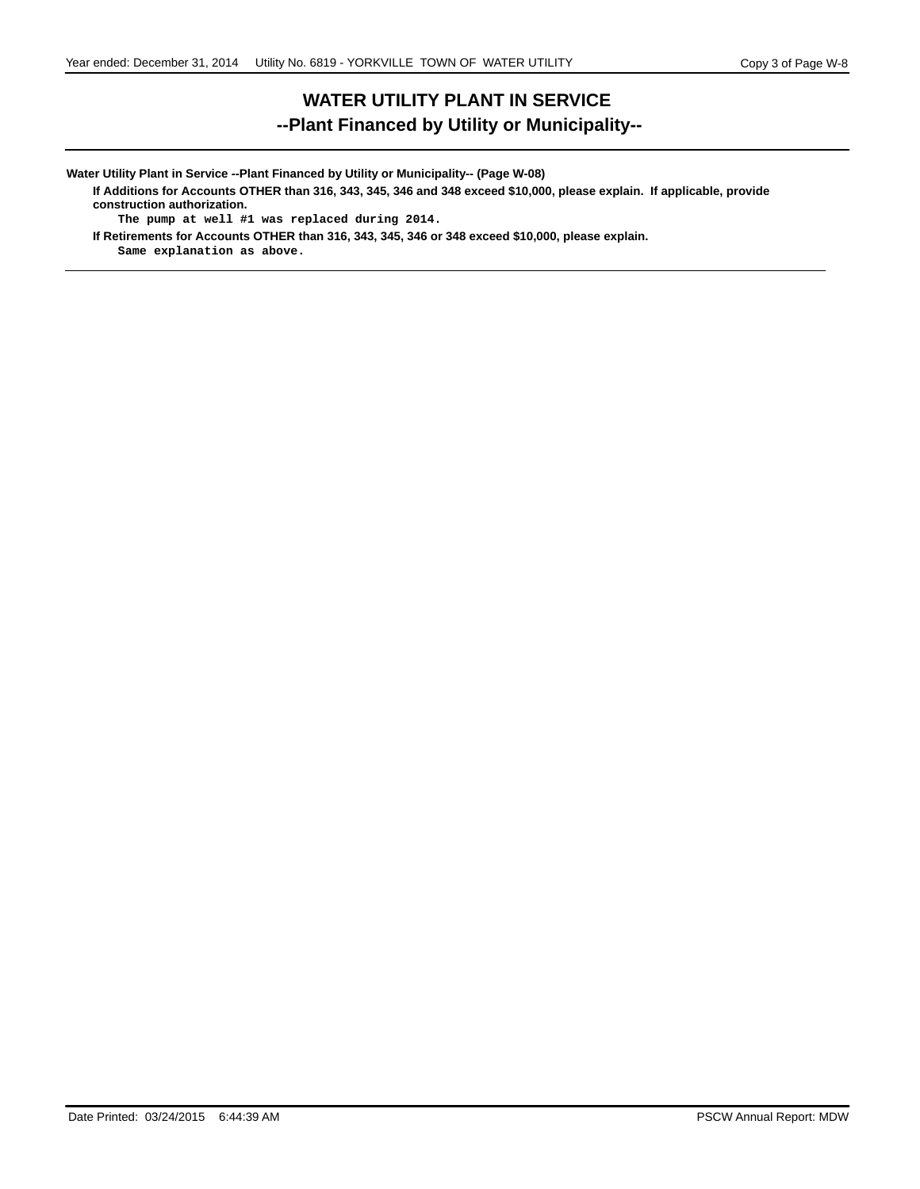# WATER UTILITY PLANT IN SERVICE

## --Plant Financed by Utility or Municipality--

**Water Utility Plant in Service --Plant Financed by Utility or Municipality-- (Page W-08)**

**If Additions for Accounts OTHER than 316, 343, 345, 346 and 348 exceed $10,000, please explain. If applicable, provide construction authorization.**

The pump at well #1 was replaced during 2014.

**If Retirements for Accounts OTHER than 316, 343, 345, 346 or 348 exceed $10,000, please explain.**

Same explanation as above.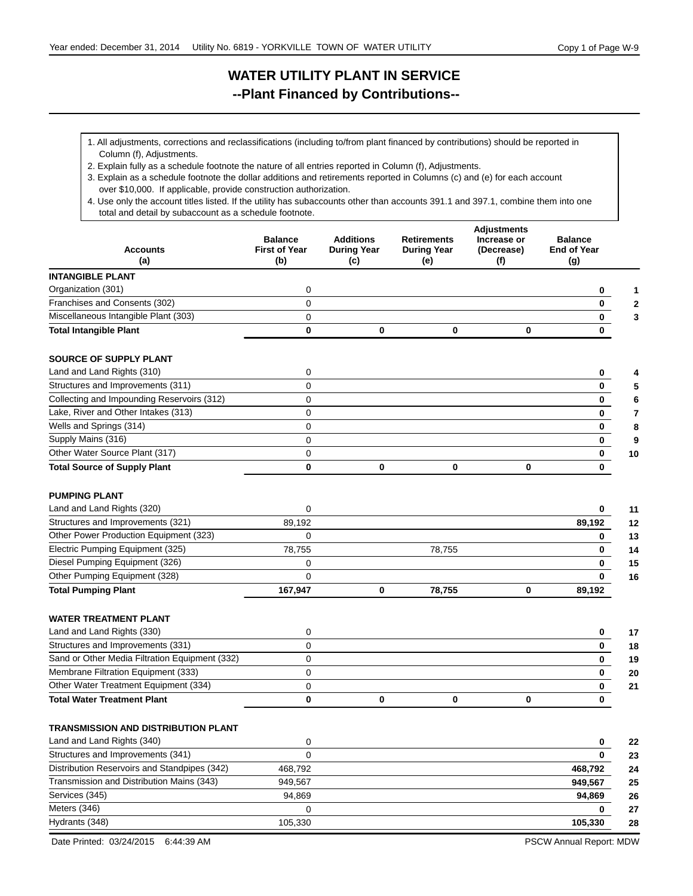# WATER UTILITY PLANT IN SERVICE
## --Plant Financed by Contributions--

1. All adjustments, corrections and reclassifications (including to/from plant financed by contributions) should be reported in Column (f), Adjustments.
2. Explain fully as a schedule footnote the nature of all entries reported in Column (f), Adjustments.
3. Explain as a schedule footnote the dollar additions and retirements reported in Columns (c) and (e) for each account over $10,000. If applicable, provide construction authorization.
4. Use only the account titles listed. If the utility has subaccounts other than accounts 391.1 and 397.1, combine them into one total and detail by subaccount as a schedule footnote.

| Accounts (a) | Balance First of Year (b) | Additions During Year (c) | Retirements During Year (e) | Adjustments Increase or (Decrease) (f) | Balance End of Year (g) | |
|---|---|---|---|---|---|---|
| **INTANGIBLE PLANT** | | | | | | |
| Organization (301) | 0 | | | | **0** | **1** |
| Franchises and Consents (302) | 0 | | | | **0** | **2** |
| Miscellaneous Intangible Plant (303) | 0 | | | | **0** | **3** |
| **Total Intangible Plant** | **0** | **0** | **0** | **0** | **0** | |
| **SOURCE OF SUPPLY PLANT** | | | | | | |
| Land and Land Rights (310) | 0 | | | | **0** | **4** |
| Structures and Improvements (311) | 0 | | | | **0** | **5** |
| Collecting and Impounding Reservoirs (312) | 0 | | | | **0** | **6** |
| Lake, River and Other Intakes (313) | 0 | | | | **0** | **7** |
| Wells and Springs (314) | 0 | | | | **0** | **8** |
| Supply Mains (316) | 0 | | | | **0** | **9** |
| Other Water Source Plant (317) | 0 | | | | **0** | **10** |
| **Total Source of Supply Plant** | **0** | **0** | **0** | **0** | **0** | |
| **PUMPING PLANT** | | | | | | |
| Land and Land Rights (320) | 0 | | | | **0** | **11** |
| Structures and Improvements (321) | 89,192 | | | | **89,192** | **12** |
| Other Power Production Equipment (323) | 0 | | | | **0** | **13** |
| Electric Pumping Equipment (325) | 78,755 | | 78,755 | | **0** | **14** |
| Diesel Pumping Equipment (326) | 0 | | | | **0** | **15** |
| Other Pumping Equipment (328) | 0 | | | | **0** | **16** |
| **Total Pumping Plant** | **167,947** | **0** | **78,755** | **0** | **89,192** | |
| **WATER TREATMENT PLANT** | | | | | | |
| Land and Land Rights (330) | 0 | | | | **0** | **17** |
| Structures and Improvements (331) | 0 | | | | **0** | **18** |
| Sand or Other Media Filtration Equipment (332) | 0 | | | | **0** | **19** |
| Membrane Filtration Equipment (333) | 0 | | | | **0** | **20** |
| Other Water Treatment Equipment (334) | 0 | | | | **0** | **21** |
| **Total Water Treatment Plant** | **0** | **0** | **0** | **0** | **0** | |
| **TRANSMISSION AND DISTRIBUTION PLANT** | | | | | | |
| Land and Land Rights (340) | 0 | | | | **0** | **22** |
| Structures and Improvements (341) | 0 | | | | **0** | **23** |
| Distribution Reservoirs and Standpipes (342) | 468,792 | | | | **468,792** | **24** |
| Transmission and Distribution Mains (343) | 949,567 | | | | **949,567** | **25** |
| Services (345) | 94,869 | | | | **94,869** | **26** |
| Meters (346) | 0 | | | | **0** | **27** |
| Hydrants (348) | 105,330 | | | | **105,330** | **28** |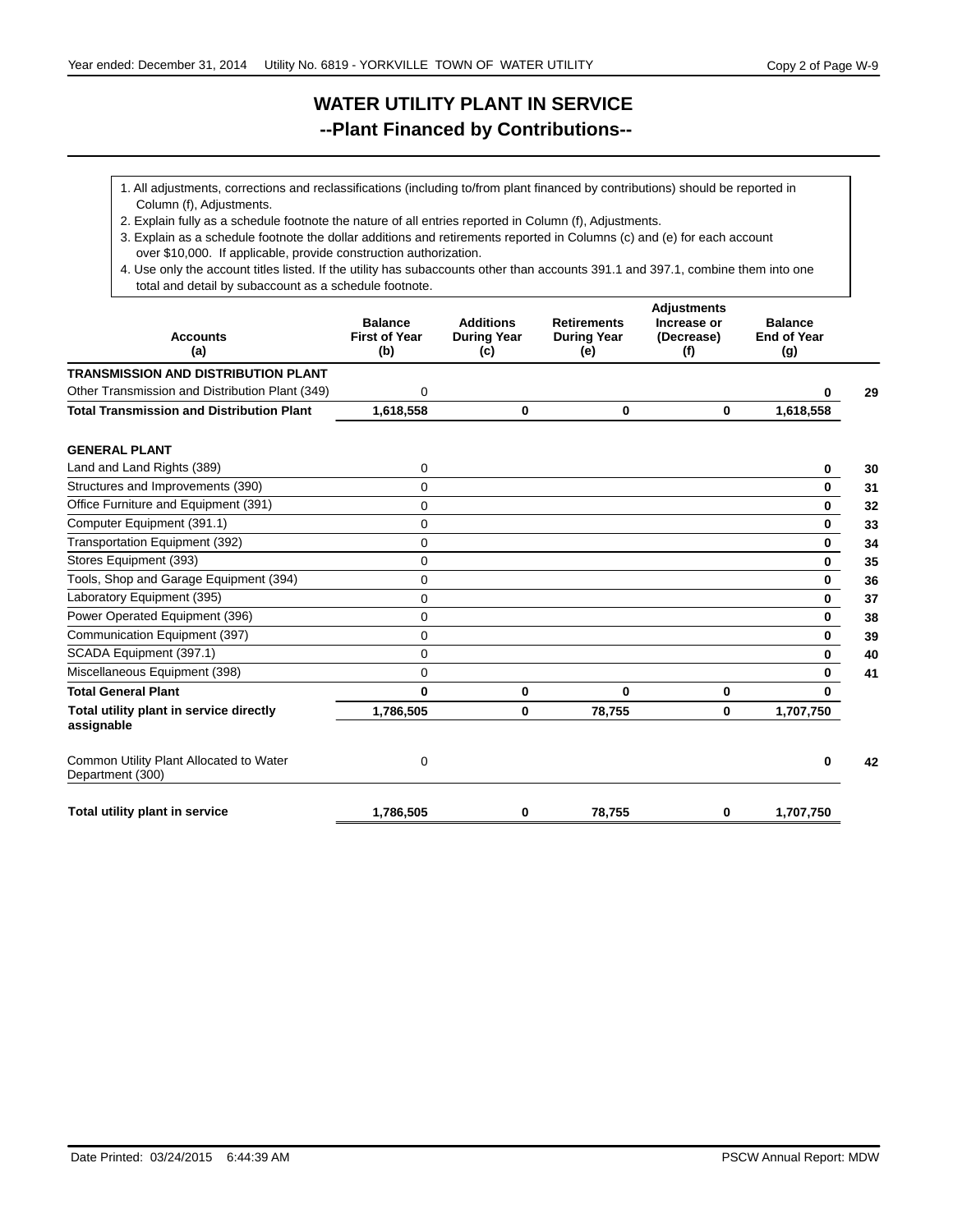# WATER UTILITY PLANT IN SERVICE
## --Plant Financed by Contributions--

1. All adjustments, corrections and reclassifications (including to/from plant financed by contributions) should be reported in Column (f), Adjustments.
2. Explain fully as a schedule footnote the nature of all entries reported in Column (f), Adjustments.
3. Explain as a schedule footnote the dollar additions and retirements reported in Columns (c) and (e) for each account over $10,000. If applicable, provide construction authorization.
4. Use only the account titles listed. If the utility has subaccounts other than accounts 391.1 and 397.1, combine them into one total and detail by subaccount as a schedule footnote.

| Accounts (a) | Balance First of Year (b) | Additions During Year (c) | Retirements During Year (e) | Adjustments Increase or (Decrease) (f) | Balance End of Year (g) | |
|---|---|---|---|---|---|---|
| **TRANSMISSION AND DISTRIBUTION PLANT** | | | | | | |
| Other Transmission and Distribution Plant (349) | 0 | | | | **0** | 29 |
| **Total Transmission and Distribution Plant** | **1,618,558** | **0** | **0** | **0** | **1,618,558** | |
| **GENERAL PLANT** | | | | | | |
| Land and Land Rights (389) | 0 | | | | **0** | 30 |
| Structures and Improvements (390) | 0 | | | | **0** | 31 |
| Office Furniture and Equipment (391) | 0 | | | | **0** | 32 |
| Computer Equipment (391.1) | 0 | | | | **0** | 33 |
| Transportation Equipment (392) | 0 | | | | **0** | 34 |
| Stores Equipment (393) | 0 | | | | **0** | 35 |
| Tools, Shop and Garage Equipment (394) | 0 | | | | **0** | 36 |
| Laboratory Equipment (395) | 0 | | | | **0** | 37 |
| Power Operated Equipment (396) | 0 | | | | **0** | 38 |
| Communication Equipment (397) | 0 | | | | **0** | 39 |
| SCADA Equipment (397.1) | 0 | | | | **0** | 40 |
| Miscellaneous Equipment (398) | 0 | | | | **0** | 41 |
| **Total General Plant** | **0** | **0** | **0** | **0** | **0** | |
| **Total utility plant in service directly assignable** | **1,786,505** | **0** | **78,755** | **0** | **1,707,750** | |
| Common Utility Plant Allocated to Water Department (300) | 0 | | | | **0** | 42 |
| **Total utility plant in service** | **1,786,505** | **0** | **78,755** | **0** | **1,707,750** | |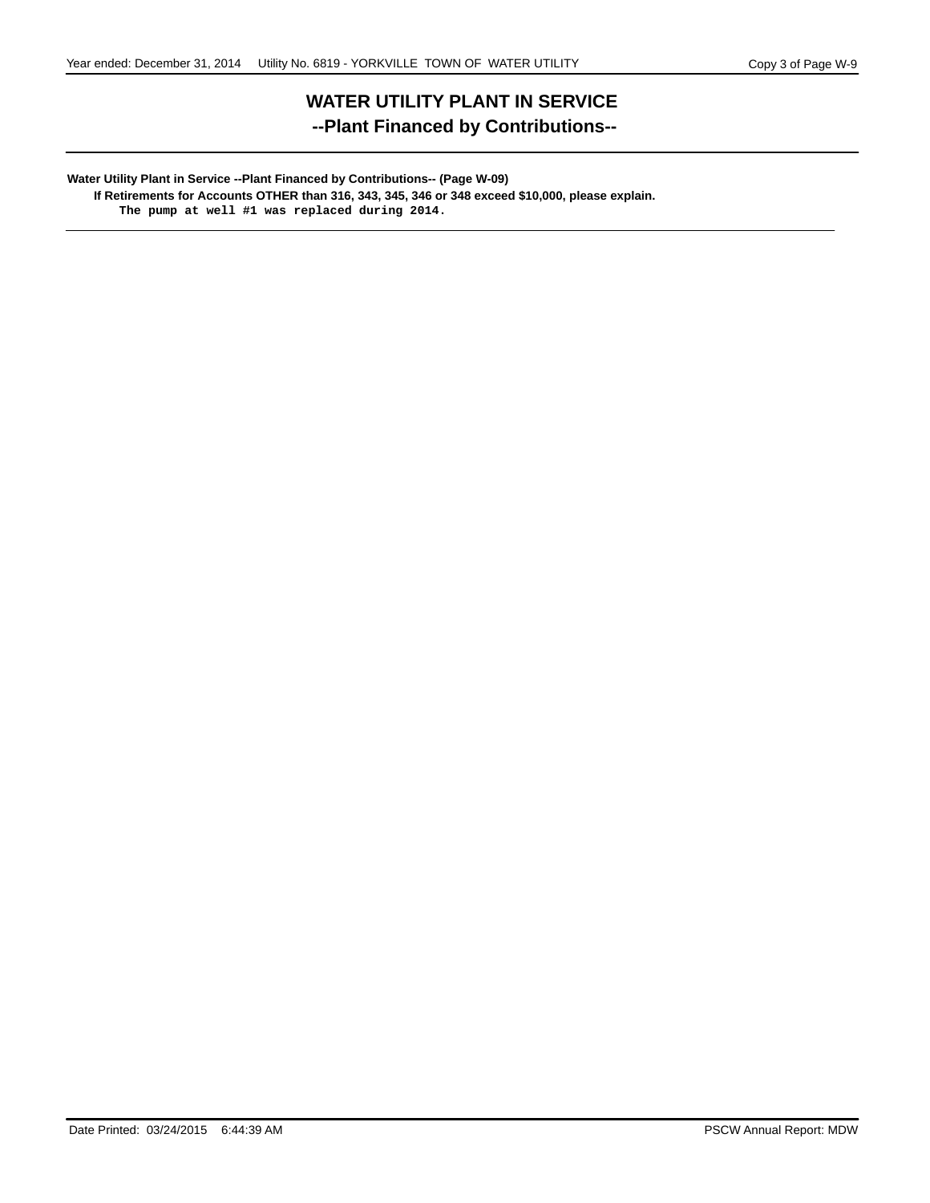# WATER UTILITY PLANT IN SERVICE

## --Plant Financed by Contributions--

**Water Utility Plant in Service --Plant Financed by Contributions-- (Page W-09)**

**If Retirements for Accounts OTHER than 316, 343, 345, 346 or 348 exceed $10,000, please explain.**

The pump at well #1 was replaced during 2014.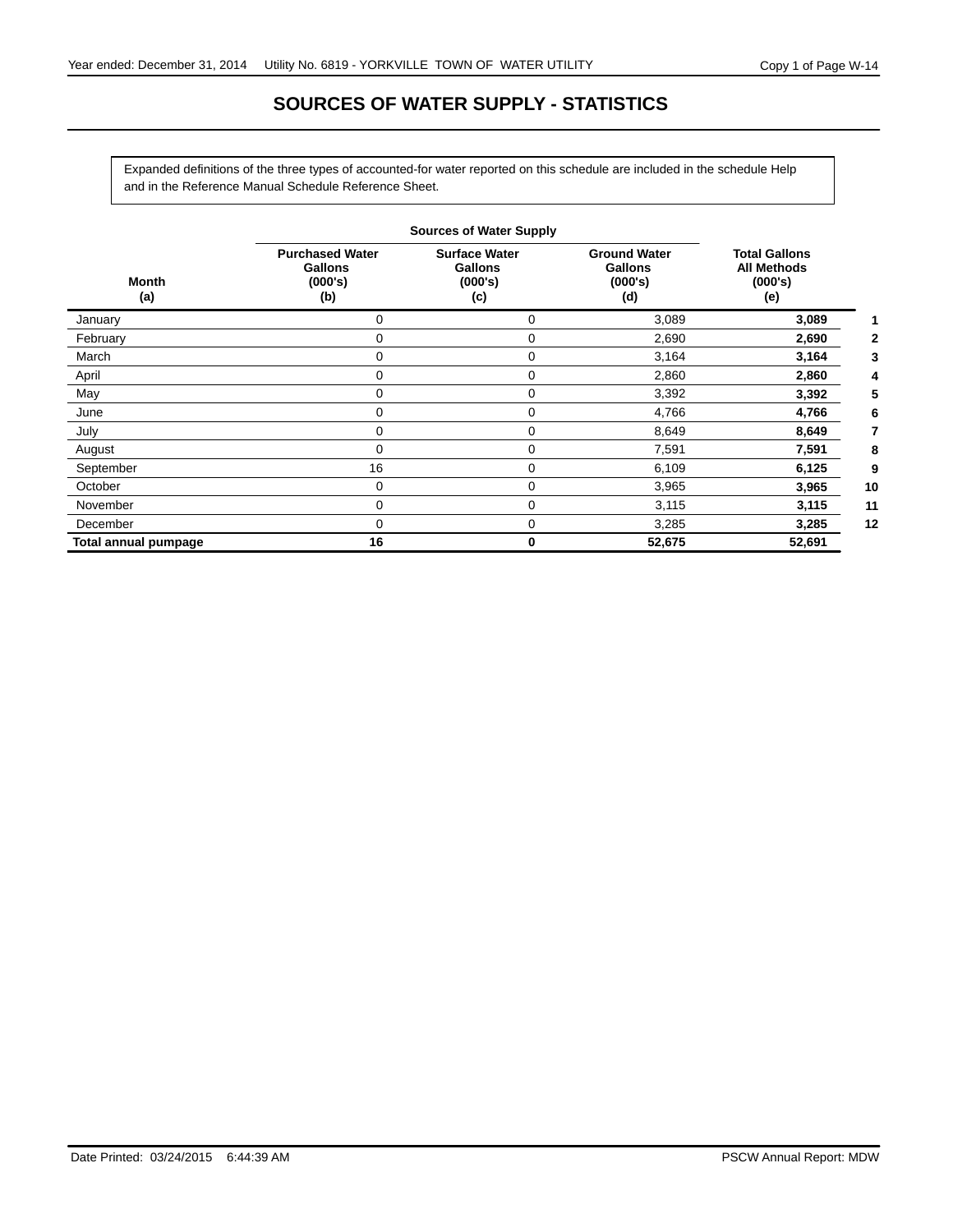# SOURCES OF WATER SUPPLY - STATISTICS

Expanded definitions of the three types of accounted-for water reported on this schedule are included in the schedule Help and in the Reference Manual Schedule Reference Sheet.

| Month (a) | Sources of Water Supply: Purchased Water Gallons (000's) (b) | Surface Water Gallons (000's) (c) | Ground Water Gallons (000's) (d) | Total Gallons All Methods (000's) (e) | |
|---|---|---|---|---|---|
| January | 0 | 0 | 3,089 | **3,089** | **1** |
| February | 0 | 0 | 2,690 | **2,690** | **2** |
| March | 0 | 0 | 3,164 | **3,164** | **3** |
| April | 0 | 0 | 2,860 | **2,860** | **4** |
| May | 0 | 0 | 3,392 | **3,392** | **5** |
| June | 0 | 0 | 4,766 | **4,766** | **6** |
| July | 0 | 0 | 8,649 | **8,649** | **7** |
| August | 0 | 0 | 7,591 | **7,591** | **8** |
| September | 16 | 0 | 6,109 | **6,125** | **9** |
| October | 0 | 0 | 3,965 | **3,965** | **10** |
| November | 0 | 0 | 3,115 | **3,115** | **11** |
| December | 0 | 0 | 3,285 | **3,285** | **12** |
| **Total annual pumpage** | **16** | **0** | **52,675** | **52,691** | |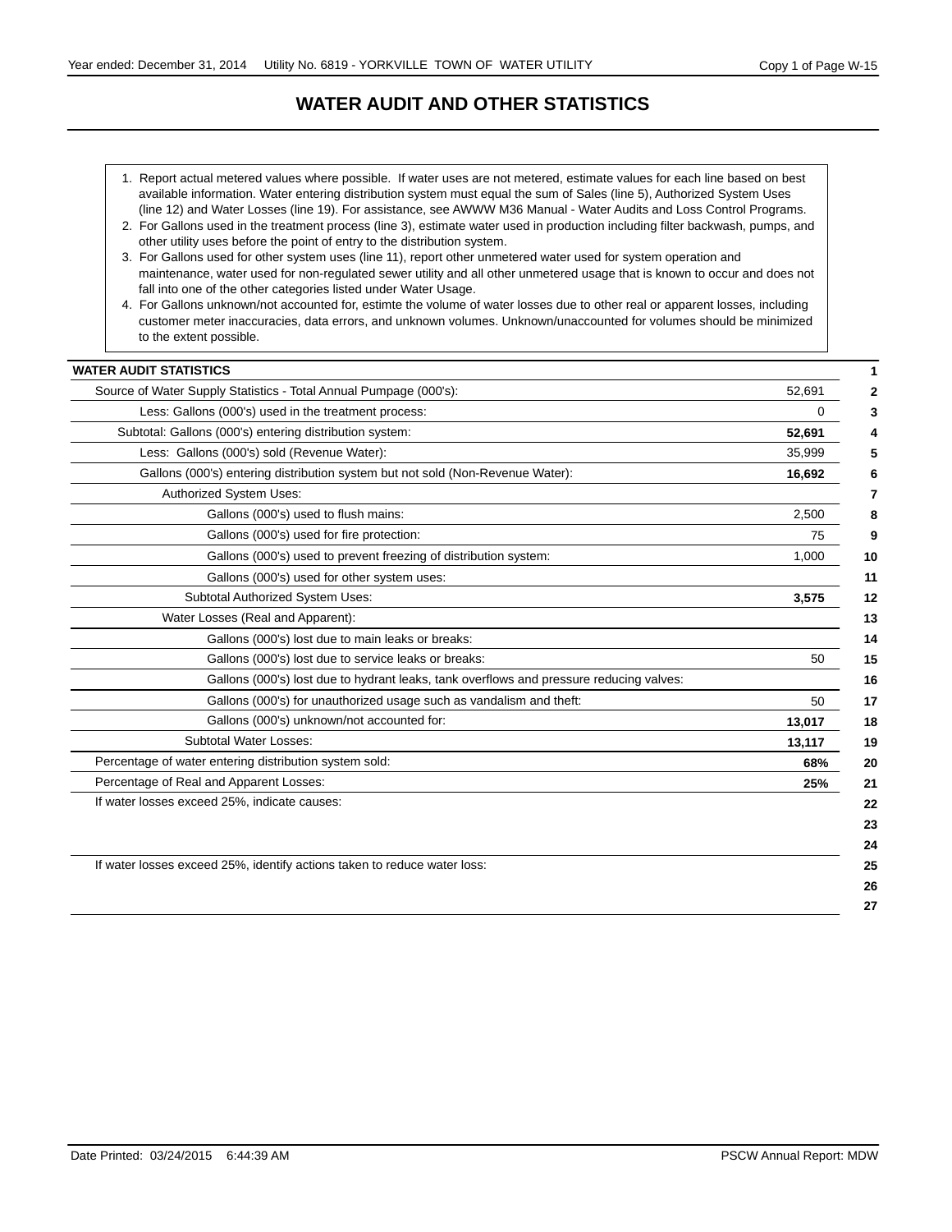# WATER AUDIT AND OTHER STATISTICS

1. Report actual metered values where possible. If water uses are not metered, estimate values for each line based on best available information. Water entering distribution system must equal the sum of Sales (line 5), Authorized System Uses (line 12) and Water Losses (line 19). For assistance, see AWWW M36 Manual - Water Audits and Loss Control Programs.
2. For Gallons used in the treatment process (line 3), estimate water used in production including filter backwash, pumps, and other utility uses before the point of entry to the distribution system.
3. For Gallons used for other system uses (line 11), report other unmetered water used for system operation and maintenance, water used for non-regulated sewer utility and all other unmetered usage that is known to occur and does not fall into one of the other categories listed under Water Usage.
4. For Gallons unknown/not accounted for, estimte the volume of water losses due to other real or apparent losses, including customer meter inaccuracies, data errors, and unknown volumes. Unknown/unaccounted for volumes should be minimized to the extent possible.

| WATER AUDIT STATISTICS | | 1 |
|---|---|---|
| Source of Water Supply Statistics - Total Annual Pumpage (000's): | 52,691 | 2 |
| Less: Gallons (000's) used in the treatment process: | 0 | 3 |
| Subtotal: Gallons (000's) entering distribution system: | **52,691** | 4 |
| Less: Gallons (000's) sold (Revenue Water): | 35,999 | 5 |
| Gallons (000's) entering distribution system but not sold (Non-Revenue Water): | **16,692** | 6 |
| Authorized System Uses: | | 7 |
| Gallons (000's) used to flush mains: | 2,500 | 8 |
| Gallons (000's) used for fire protection: | 75 | 9 |
| Gallons (000's) used to prevent freezing of distribution system: | 1,000 | 10 |
| Gallons (000's) used for other system uses: | | 11 |
| Subtotal Authorized System Uses: | **3,575** | 12 |
| Water Losses (Real and Apparent): | | 13 |
| Gallons (000's) lost due to main leaks or breaks: | | 14 |
| Gallons (000's) lost due to service leaks or breaks: | 50 | 15 |
| Gallons (000's) lost due to hydrant leaks, tank overflows and pressure reducing valves: | | 16 |
| Gallons (000's) for unauthorized usage such as vandalism and theft: | 50 | 17 |
| Gallons (000's) unknown/not accounted for: | **13,017** | 18 |
| Subtotal Water Losses: | **13,117** | 19 |
| Percentage of water entering distribution system sold: | **68%** | 20 |
| Percentage of Real and Apparent Losses: | **25%** | 21 |
| If water losses exceed 25%, indicate causes: | | 22 |
| | | 23 |
| | | 24 |
| If water losses exceed 25%, identify actions taken to reduce water loss: | | 25 |
| | | 26 |
| | | 27 |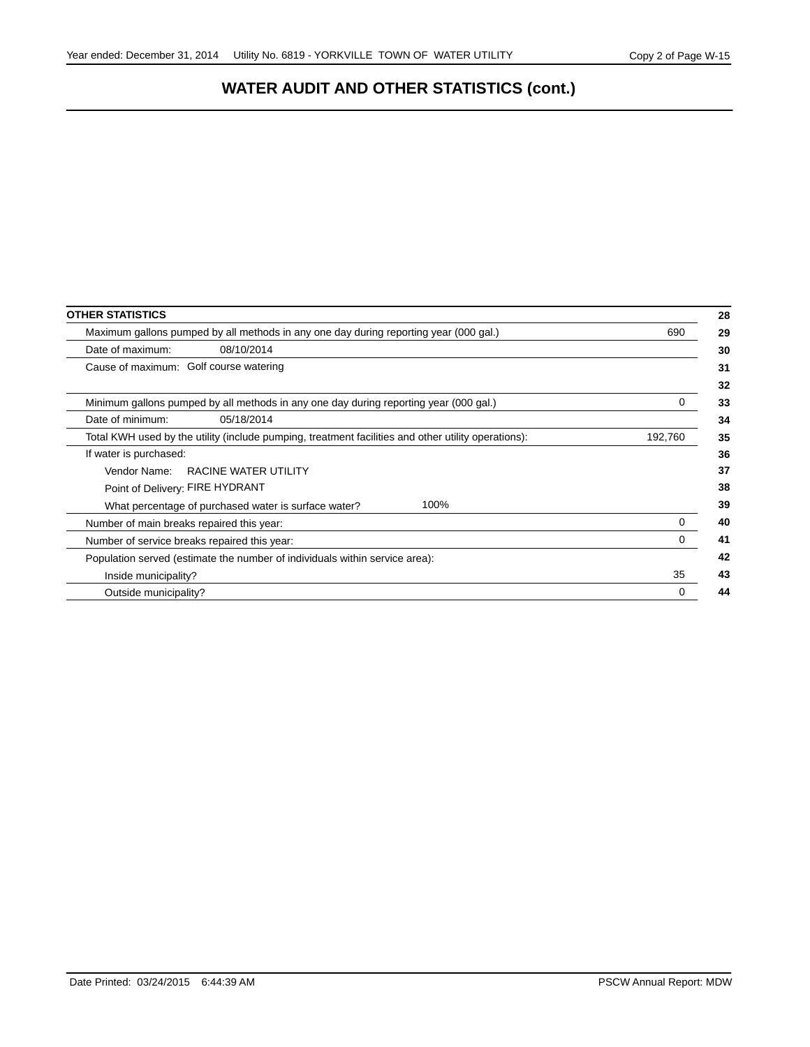# WATER AUDIT AND OTHER STATISTICS (cont.)

| OTHER STATISTICS | | | 28 |
|---|---|---|---|
| Maximum gallons pumped by all methods in any one day during reporting year (000 gal.) | | 690 | 29 |
| Date of maximum: | 08/10/2014 | | 30 |
| Cause of maximum: | Golf course watering | | 31 |
| | | | 32 |
| Minimum gallons pumped by all methods in any one day during reporting year (000 gal.) | | 0 | 33 |
| Date of minimum: | 05/18/2014 | | 34 |
| Total KWH used by the utility (include pumping, treatment facilities and other utility operations): | | 192,760 | 35 |
| If water is purchased: | | | 36 |
| Vendor Name: | RACINE WATER UTILITY | | 37 |
| Point of Delivery: | FIRE HYDRANT | | 38 |
| What percentage of purchased water is surface water? | 100% | | 39 |
| Number of main breaks repaired this year: | | 0 | 40 |
| Number of service breaks repaired this year: | | 0 | 41 |
| Population served (estimate the number of individuals within service area): | | | 42 |
| Inside municipality? | | 35 | 43 |
| Outside municipality? | | 0 | 44 |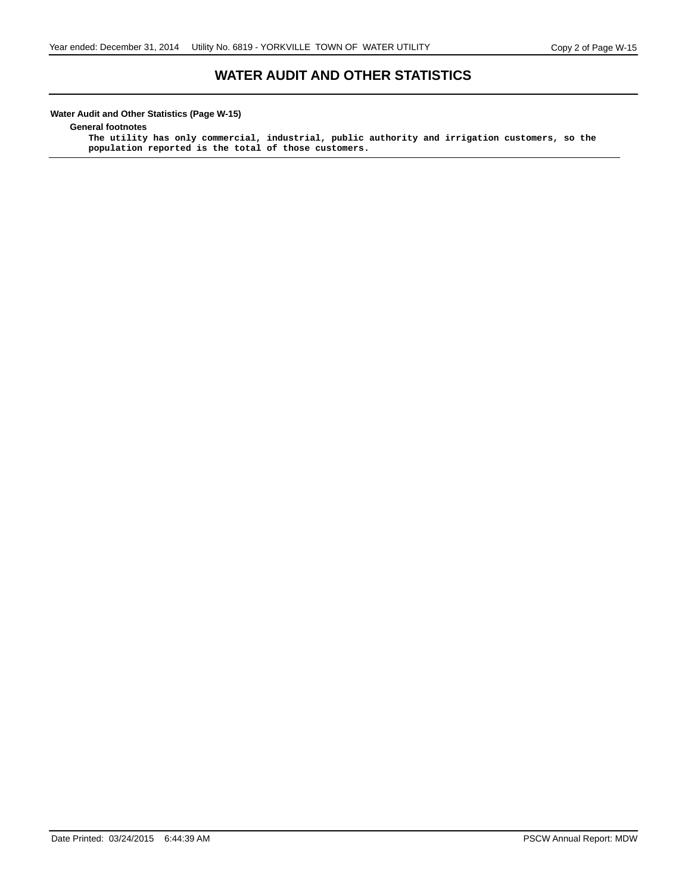# WATER AUDIT AND OTHER STATISTICS

**Water Audit and Other Statistics (Page W-15)**

**General footnotes**

The utility has only commercial, industrial, public authority and irrigation customers, so the population reported is the total of those customers.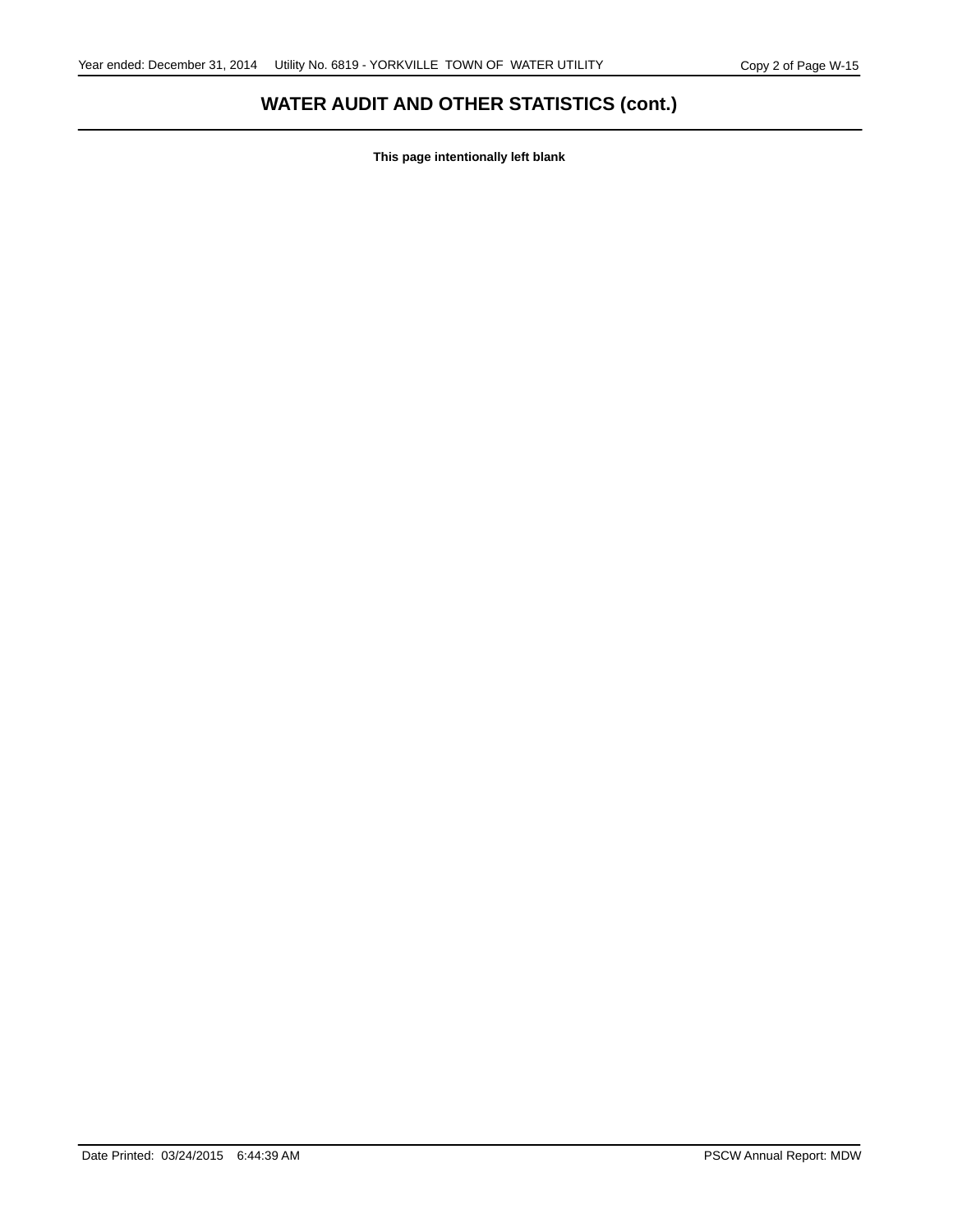## WATER AUDIT AND OTHER STATISTICS (cont.)

**This page intentionally left blank**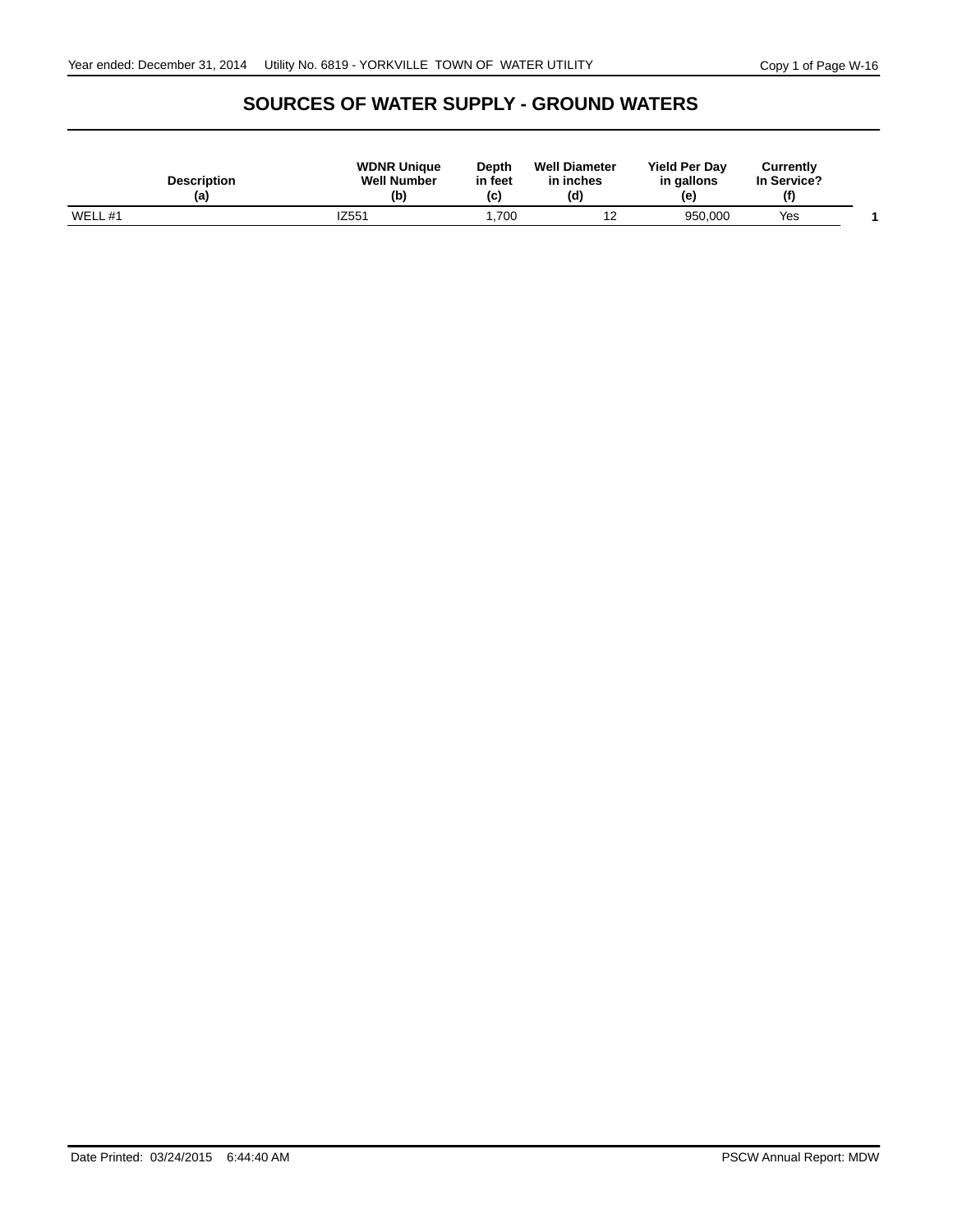# SOURCES OF WATER SUPPLY - GROUND WATERS

| Description (a) | WDNR Unique Well Number (b) | Depth in feet (c) | Well Diameter in inches (d) | Yield Per Day in gallons (e) | Currently In Service? (f) | |
|---|---|---|---|---|---|---|
| WELL #1 | IZ551 | 1,700 | 12 | 950,000 | Yes | 1 |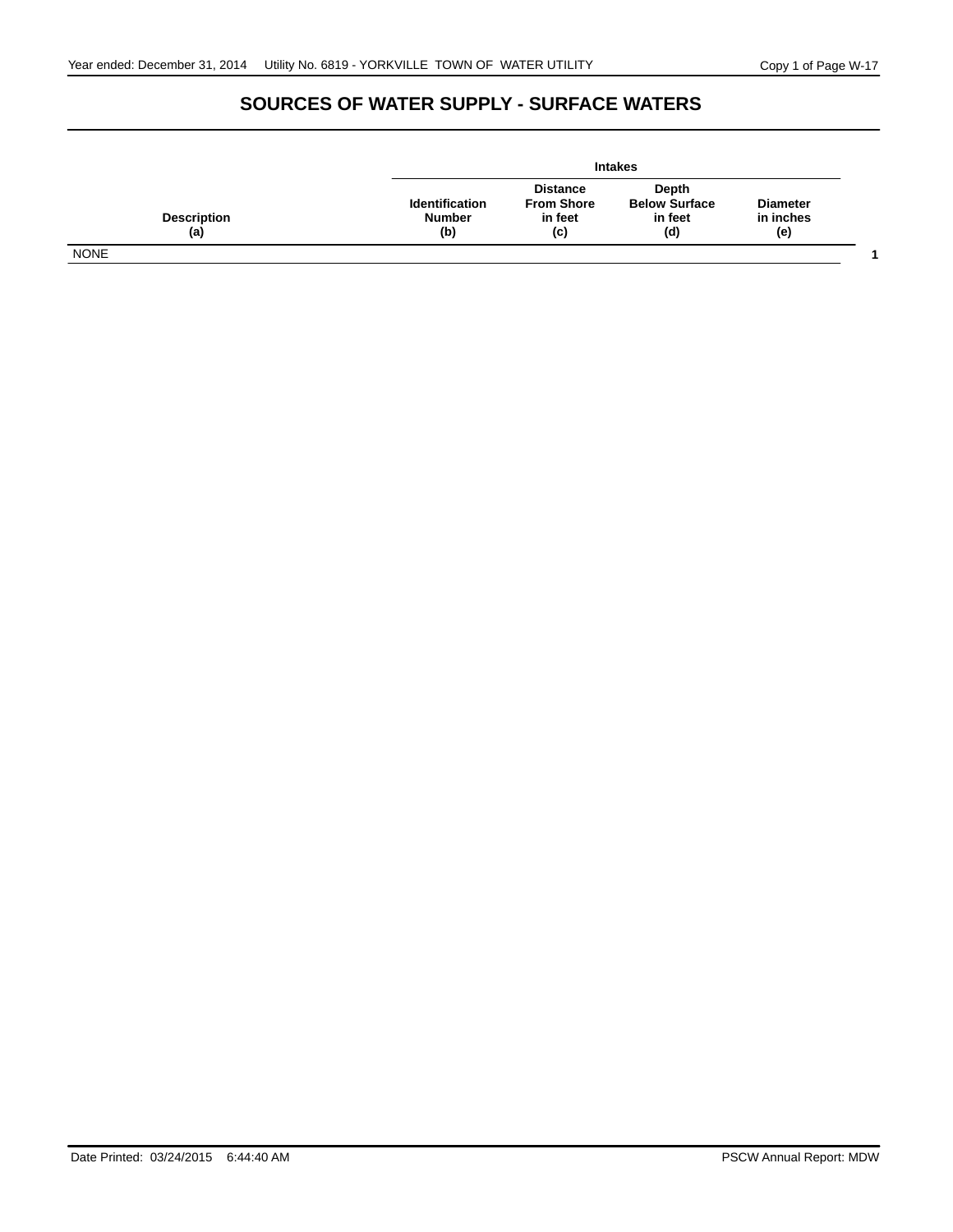# SOURCES OF WATER SUPPLY - SURFACE WATERS

| Description (a) | Intakes Identification Number (b) | Distance From Shore in feet (c) | Depth Below Surface in feet (d) | Diameter in inches (e) | |
|---|---|---|---|---|---|
| NONE | | | | | 1 |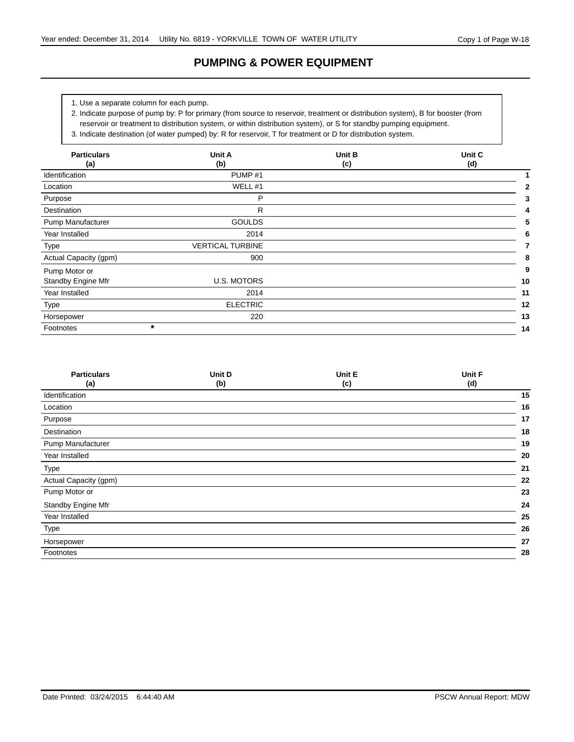# PUMPING & POWER EQUIPMENT

1. Use a separate column for each pump.
2. Indicate purpose of pump by: P for primary (from source to reservoir, treatment or distribution system), B for booster (from reservoir or treatment to distribution system, or within distribution system), or S for standby pumping equipment.
3. Indicate destination (of water pumped) by: R for reservoir, T for treatment or D for distribution system.

| Particulars (a) | Unit A (b) | Unit B (c) | Unit C (d) | |
|---|---|---|---|---|
| Identification | PUMP #1 | | | 1 |
| Location | WELL #1 | | | 2 |
| Purpose | P | | | 3 |
| Destination | R | | | 4 |
| Pump Manufacturer | GOULDS | | | 5 |
| Year Installed | 2014 | | | 6 |
| Type | VERTICAL TURBINE | | | 7 |
| Actual Capacity (gpm) | 900 | | | 8 |
| Pump Motor or | | | | 9 |
| Standby Engine Mfr | U.S. MOTORS | | | 10 |
| Year Installed | 2014 | | | 11 |
| Type | ELECTRIC | | | 12 |
| Horsepower | 220 | | | 13 |
| Footnotes | * | | | 14 |

| Particulars (a) | Unit D (b) | Unit E (c) | Unit F (d) | |
|---|---|---|---|---|
| Identification | | | | 15 |
| Location | | | | 16 |
| Purpose | | | | 17 |
| Destination | | | | 18 |
| Pump Manufacturer | | | | 19 |
| Year Installed | | | | 20 |
| Type | | | | 21 |
| Actual Capacity (gpm) | | | | 22 |
| Pump Motor or | | | | 23 |
| Standby Engine Mfr | | | | 24 |
| Year Installed | | | | 25 |
| Type | | | | 26 |
| Horsepower | | | | 27 |
| Footnotes | | | | 28 |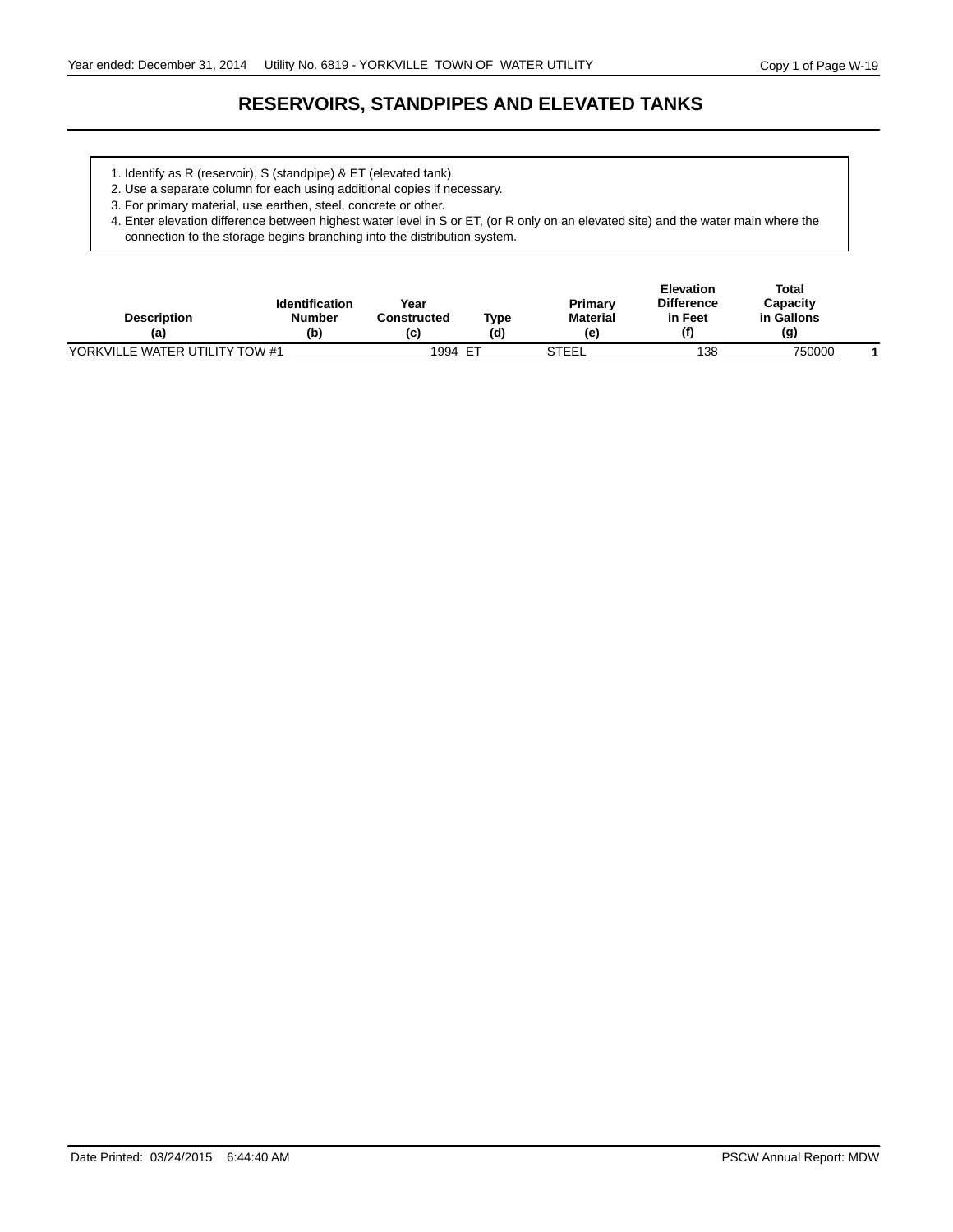# RESERVOIRS, STANDPIPES AND ELEVATED TANKS

1. Identify as R (reservoir), S (standpipe) & ET (elevated tank).
2. Use a separate column for each using additional copies if necessary.
3. For primary material, use earthen, steel, concrete or other.
4. Enter elevation difference between highest water level in S or ET, (or R only on an elevated site) and the water main where the connection to the storage begins branching into the distribution system.

| Description (a) | Identification Number (b) | Year Constructed (c) | Type (d) | Primary Material (e) | Elevation Difference in Feet (f) | Total Capacity in Gallons (g) | |
|---|---|---|---|---|---|---|---|
| YORKVILLE WATER UTILITY TOW #1 | | 1994 | ET | STEEL | 138 | 750000 | 1 |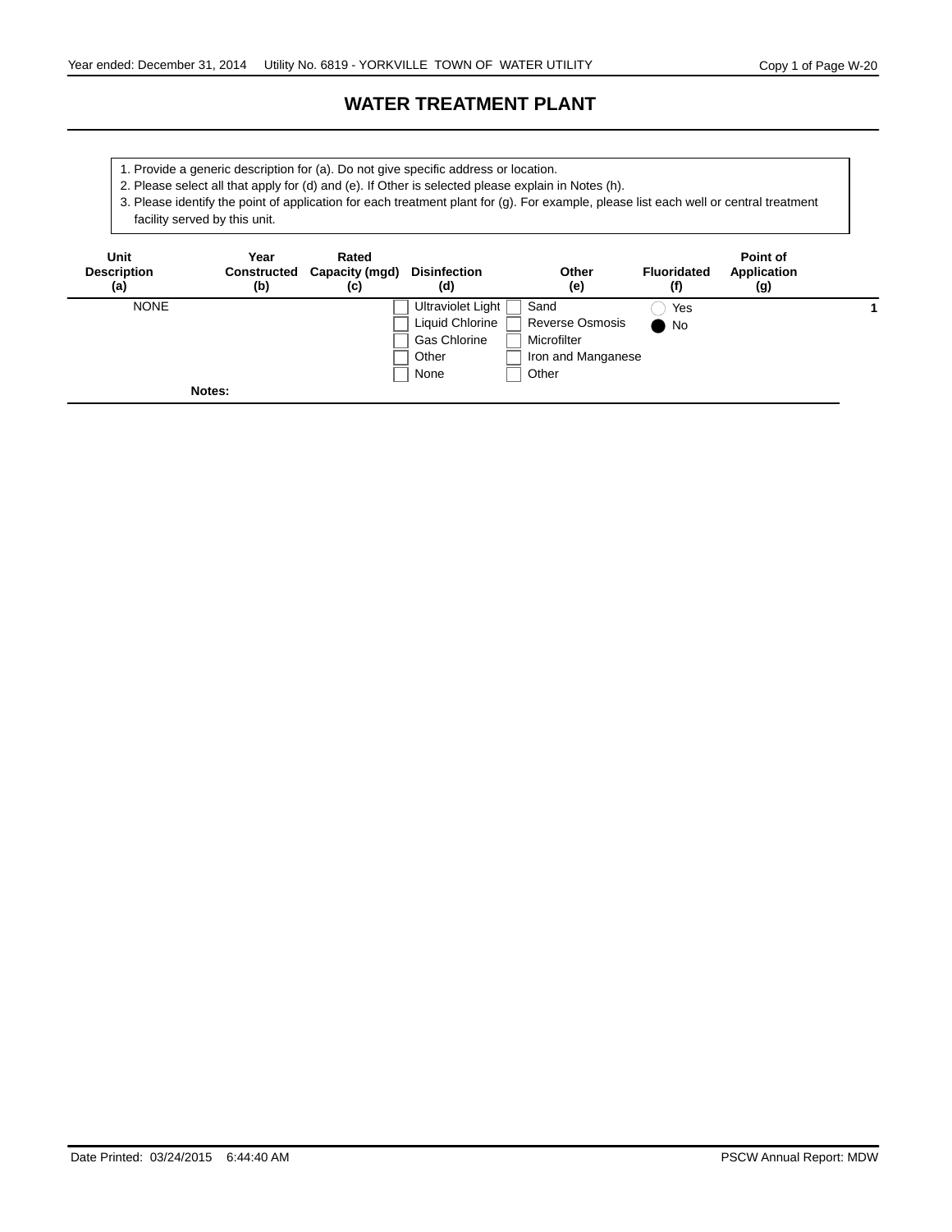# WATER TREATMENT PLANT

1. Provide a generic description for (a). Do not give specific address or location.
2. Please select all that apply for (d) and (e). If Other is selected please explain in Notes (h).
3. Please identify the point of application for each treatment plant for (g). For example, please list each well or central treatment facility served by this unit.

| Unit Description (a) | Year Constructed (b) | Rated Capacity (mgd) (c) | Disinfection (d) | Other (e) | Fluoridated (f) | Point of Application (g) | |
|---|---|---|---|---|---|---|---|
| NONE | | | ☐ Ultraviolet Light<br>☐ Liquid Chlorine<br>☐ Gas Chlorine<br>☐ Other<br>☐ None | ☐ Sand<br>☐ Reverse Osmosis<br>☐ Microfilter<br>☐ Iron and Manganese<br>☐ Other | ○ Yes<br>● No | | 1 |

**Notes:**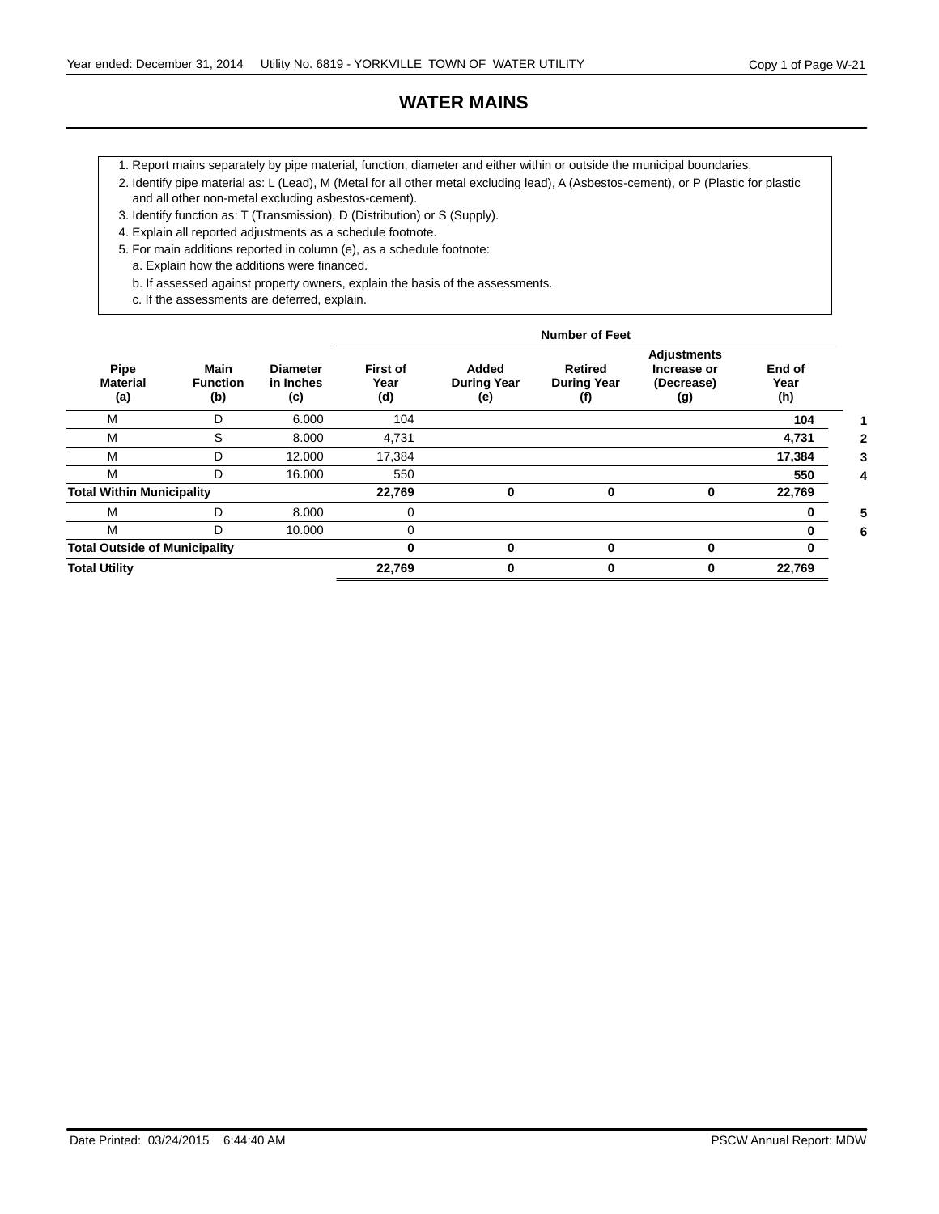# WATER MAINS

1. Report mains separately by pipe material, function, diameter and either within or outside the municipal boundaries.
2. Identify pipe material as: L (Lead), M (Metal for all other metal excluding lead), A (Asbestos-cement), or P (Plastic for plastic and all other non-metal excluding asbestos-cement).
3. Identify function as: T (Transmission), D (Distribution) or S (Supply).
4. Explain all reported adjustments as a schedule footnote.
5. For main additions reported in column (e), as a schedule footnote:
   a. Explain how the additions were financed.
   b. If assessed against property owners, explain the basis of the assessments.
   c. If the assessments are deferred, explain.

| | | | Number of Feet | | | | | |
|---|---|---|---|---|---|---|---|---|
| Pipe Material (a) | Main Function (b) | Diameter in Inches (c) | First of Year (d) | Added During Year (e) | Retired During Year (f) | Adjustments Increase or (Decrease) (g) | End of Year (h) | |
| M | D | 6.000 | 104 | | | | **104** | **1** |
| M | S | 8.000 | 4,731 | | | | **4,731** | **2** |
| M | D | 12.000 | 17,384 | | | | **17,384** | **3** |
| M | D | 16.000 | 550 | | | | **550** | **4** |
| **Total Within Municipality** | | | **22,769** | **0** | **0** | **0** | **22,769** | |
| M | D | 8.000 | 0 | | | | **0** | **5** |
| M | D | 10.000 | 0 | | | | **0** | **6** |
| **Total Outside of Municipality** | | | **0** | **0** | **0** | **0** | **0** | |
| **Total Utility** | | | **22,769** | **0** | **0** | **0** | **22,769** | |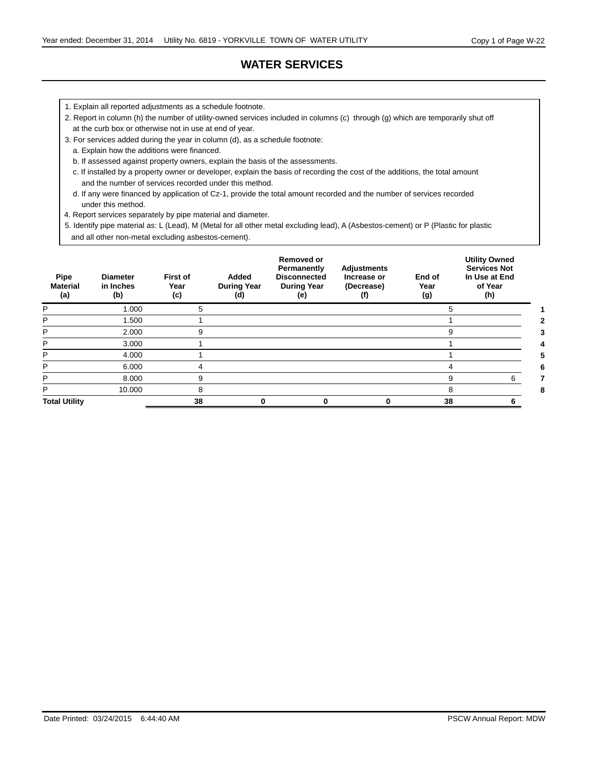# WATER SERVICES

1. Explain all reported adjustments as a schedule footnote.
2. Report in column (h) the number of utility-owned services included in columns (c) through (g) which are temporarily shut off at the curb box or otherwise not in use at end of year.
3. For services added during the year in column (d), as a schedule footnote:
   a. Explain how the additions were financed.
   b. If assessed against property owners, explain the basis of the assessments.
   c. If installed by a property owner or developer, explain the basis of recording the cost of the additions, the total amount and the number of services recorded under this method.
   d. If any were financed by application of Cz-1, provide the total amount recorded and the number of services recorded under this method.
4. Report services separately by pipe material and diameter.
5. Identify pipe material as: L (Lead), M (Metal for all other metal excluding lead), A (Asbestos-cement) or P (Plastic for plastic and all other non-metal excluding asbestos-cement).

| Pipe Material (a) | Diameter in Inches (b) | First of Year (c) | Added During Year (d) | Removed or Permanently Disconnected During Year (e) | Adjustments Increase or (Decrease) (f) | End of Year (g) | Utility Owned Services Not In Use at End of Year (h) | |
|---|---|---|---|---|---|---|---|---|
| P | 1.000 | 5 | | | | 5 | | 1 |
| P | 1.500 | 1 | | | | 1 | | 2 |
| P | 2.000 | 9 | | | | 9 | | 3 |
| P | 3.000 | 1 | | | | 1 | | 4 |
| P | 4.000 | 1 | | | | 1 | | 5 |
| P | 6.000 | 4 | | | | 4 | | 6 |
| P | 8.000 | 9 | | | | 9 | 6 | 7 |
| P | 10.000 | 8 | | | | 8 | | 8 |
| **Total Utility** | | **38** | **0** | **0** | **0** | **38** | **6** | |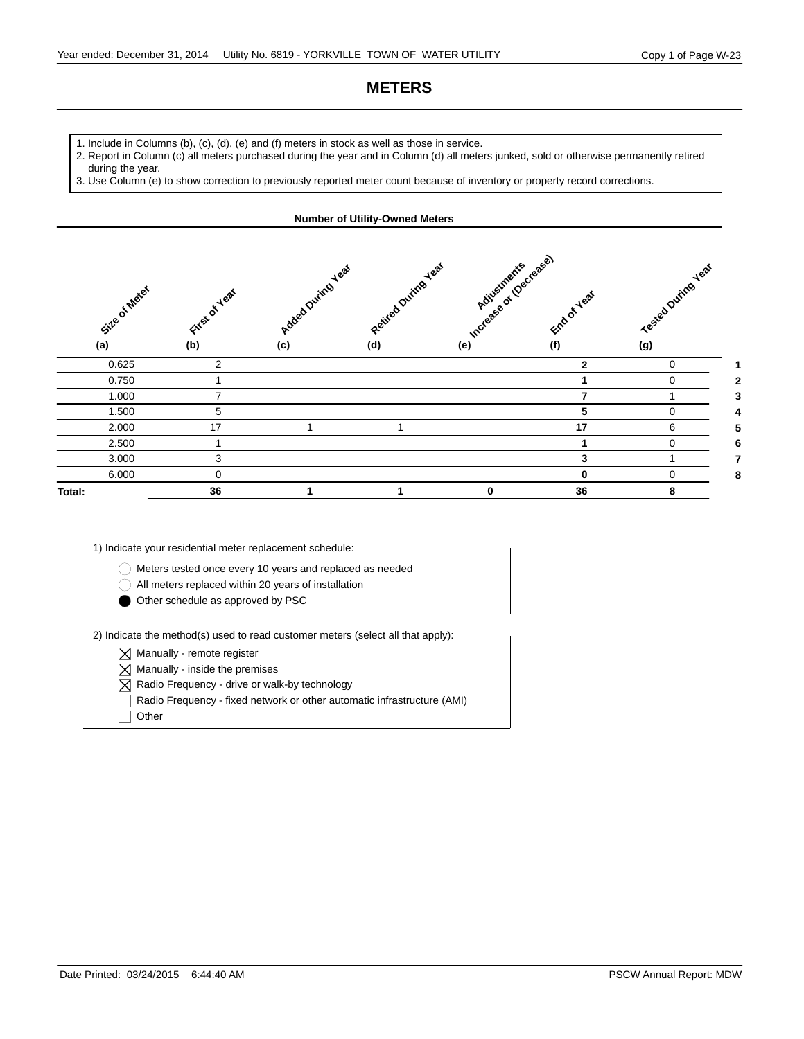# METERS

1. Include in Columns (b), (c), (d), (e) and (f) meters in stock as well as those in service.
2. Report in Column (c) all meters purchased during the year and in Column (d) all meters junked, sold or otherwise permanently retired during the year.
3. Use Column (e) to show correction to previously reported meter count because of inventory or property record corrections.

**Number of Utility-Owned Meters**

| Size of Meter (a) | First of Year (b) | Added During Year (c) | Retired During Year (d) | Adjustments Increase or (Decrease) (e) | End of Year (f) | Tested During Year (g) | |
|---|---|---|---|---|---|---|---|
| 0.625 | 2 | | | | **2** | 0 | 1 |
| 0.750 | 1 | | | | **1** | 0 | 2 |
| 1.000 | 7 | | | | **7** | 1 | 3 |
| 1.500 | 5 | | | | **5** | 0 | 4 |
| 2.000 | 17 | 1 | 1 | | **17** | 6 | 5 |
| 2.500 | 1 | | | | **1** | 0 | 6 |
| 3.000 | 3 | | | | **3** | 1 | 7 |
| 6.000 | 0 | | | | **0** | 0 | 8 |
| **Total:** | **36** | **1** | **1** | **0** | **36** | **8** | |

1) Indicate your residential meter replacement schedule:

- ○ Meters tested once every 10 years and replaced as needed
- ○ All meters replaced within 20 years of installation
- ● Other schedule as approved by PSC

2) Indicate the method(s) used to read customer meters (select all that apply):

- [x] Manually - remote register
- [x] Manually - inside the premises
- [x] Radio Frequency - drive or walk-by technology
- [ ] Radio Frequency - fixed network or other automatic infrastructure (AMI)
- [ ] Other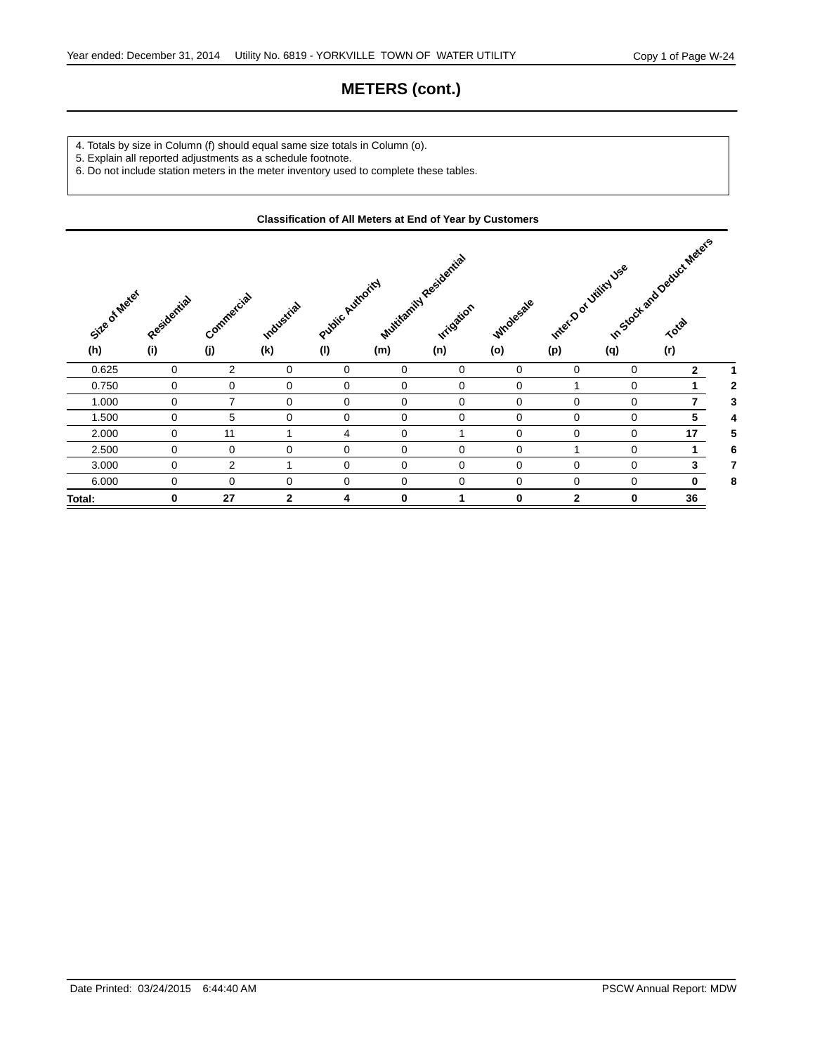# METERS (cont.)

4. Totals by size in Column (f) should equal same size totals in Column (o).
5. Explain all reported adjustments as a schedule footnote.
6. Do not include station meters in the meter inventory used to complete these tables.

**Classification of All Meters at End of Year by Customers**

| Size of Meter (h) | Residential (i) | Commercial (j) | Industrial (k) | Public Authority (l) | Multifamily Residential (m) | Irrigation (n) | Wholesale (o) | Inter-D or Utility Use (p) | In Stock and Deduct Meters (q) | Total (r) | |
|---|---|---|---|---|---|---|---|---|---|---|---|
| 0.625 | 0 | 2 | 0 | 0 | 0 | 0 | 0 | 0 | 0 | **2** | **1** |
| 0.750 | 0 | 0 | 0 | 0 | 0 | 0 | 0 | 1 | 0 | **1** | **2** |
| 1.000 | 0 | 7 | 0 | 0 | 0 | 0 | 0 | 0 | 0 | **7** | **3** |
| 1.500 | 0 | 5 | 0 | 0 | 0 | 0 | 0 | 0 | 0 | **5** | **4** |
| 2.000 | 0 | 11 | 1 | 4 | 0 | 1 | 0 | 0 | 0 | **17** | **5** |
| 2.500 | 0 | 0 | 0 | 0 | 0 | 0 | 0 | 1 | 0 | **1** | **6** |
| 3.000 | 0 | 2 | 1 | 0 | 0 | 0 | 0 | 0 | 0 | **3** | **7** |
| 6.000 | 0 | 0 | 0 | 0 | 0 | 0 | 0 | 0 | 0 | **0** | **8** |
| **Total:** | **0** | **27** | **2** | **4** | **0** | **1** | **0** | **2** | **0** | **36** | |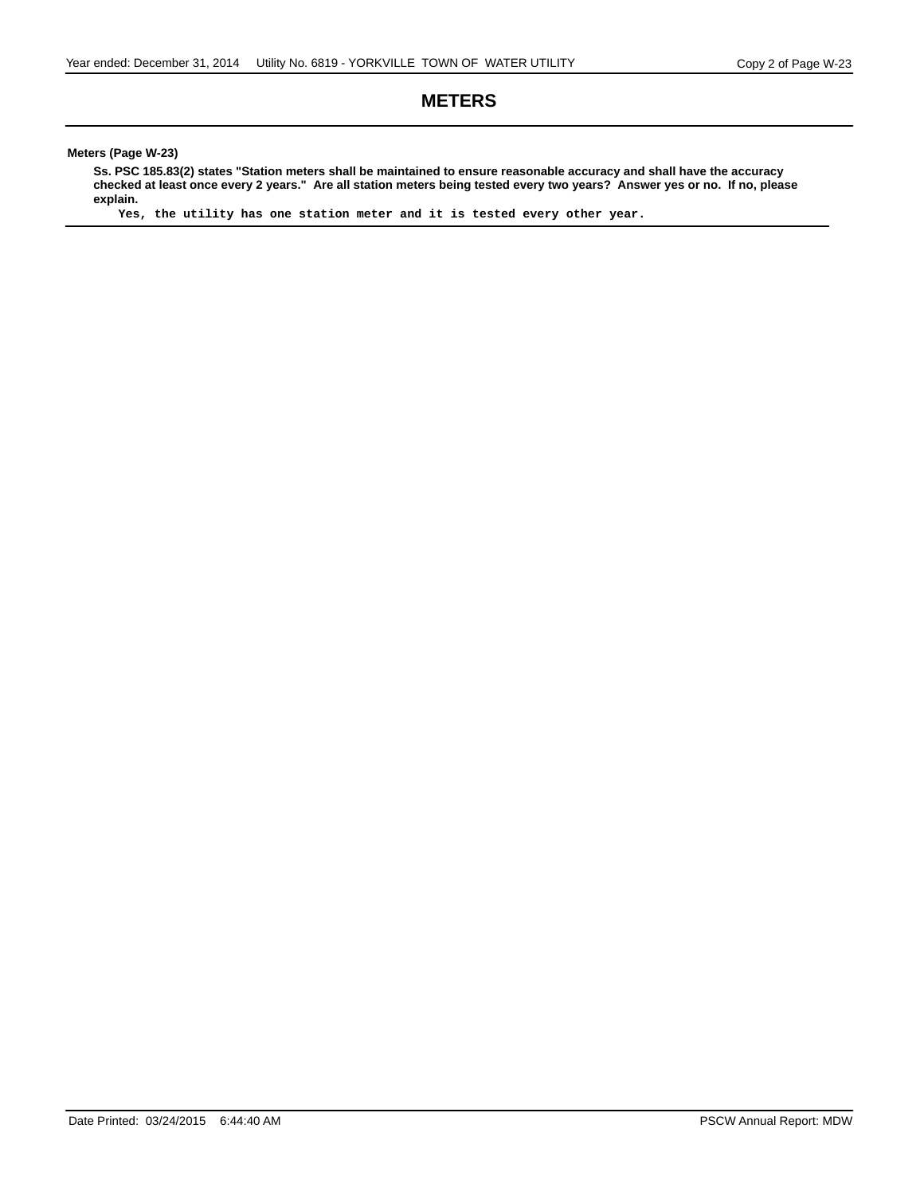# METERS

**Meters (Page W-23)**

**Ss. PSC 185.83(2) states "Station meters shall be maintained to ensure reasonable accuracy and shall have the accuracy checked at least once every 2 years." Are all station meters being tested every two years? Answer yes or no. If no, please explain.**

Yes, the utility has one station meter and it is tested every other year.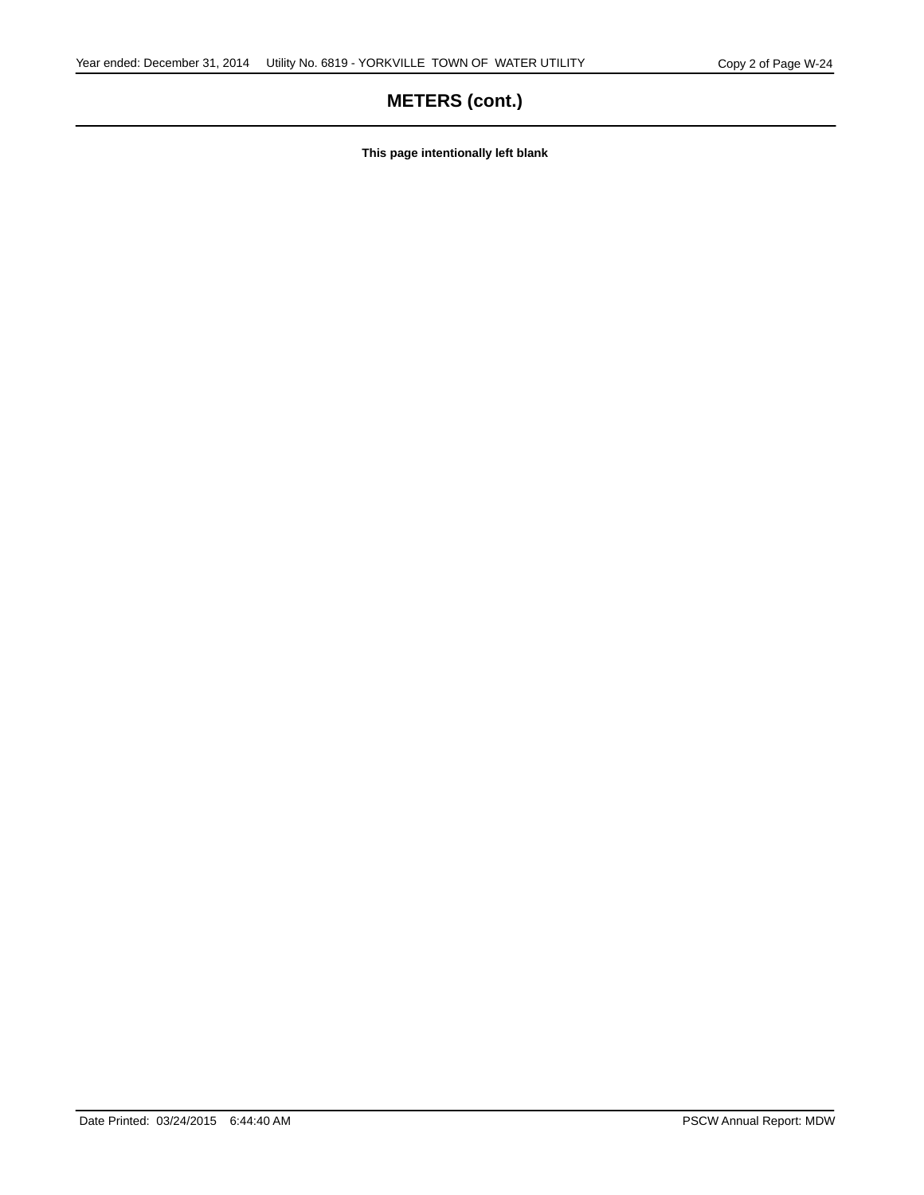# METERS (cont.)

**This page intentionally left blank**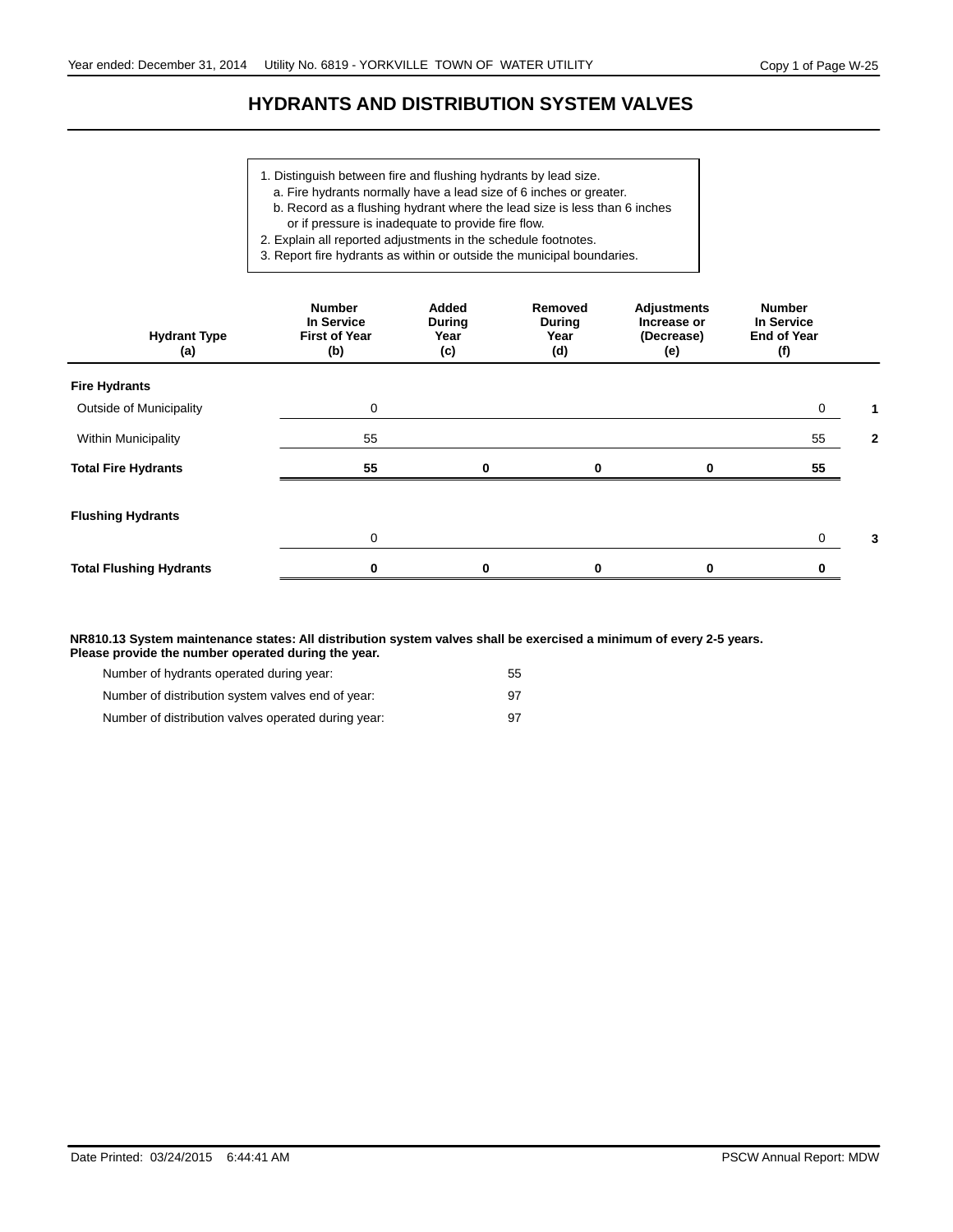# HYDRANTS AND DISTRIBUTION SYSTEM VALVES

1. Distinguish between fire and flushing hydrants by lead size.
   a. Fire hydrants normally have a lead size of 6 inches or greater.
   b. Record as a flushing hydrant where the lead size is less than 6 inches or if pressure is inadequate to provide fire flow.
2. Explain all reported adjustments in the schedule footnotes.
3. Report fire hydrants as within or outside the municipal boundaries.

| Hydrant Type (a) | Number In Service First of Year (b) | Added During Year (c) | Removed During Year (d) | Adjustments Increase or (Decrease) (e) | Number In Service End of Year (f) | |
|---|---|---|---|---|---|---|
| **Fire Hydrants** | | | | | | |
| Outside of Municipality | 0 | | | | 0 | 1 |
| Within Municipality | 55 | | | | 55 | 2 |
| **Total Fire Hydrants** | **55** | **0** | **0** | **0** | **55** | |
| **Flushing Hydrants** | | | | | | |
| | 0 | | | | 0 | 3 |
| **Total Flushing Hydrants** | **0** | **0** | **0** | **0** | **0** | |

**NR810.13 System maintenance states: All distribution system valves shall be exercised a minimum of every 2-5 years. Please provide the number operated during the year.**

| | |
|---|---|
| Number of hydrants operated during year: | 55 |
| Number of distribution system valves end of year: | 97 |
| Number of distribution valves operated during year: | 97 |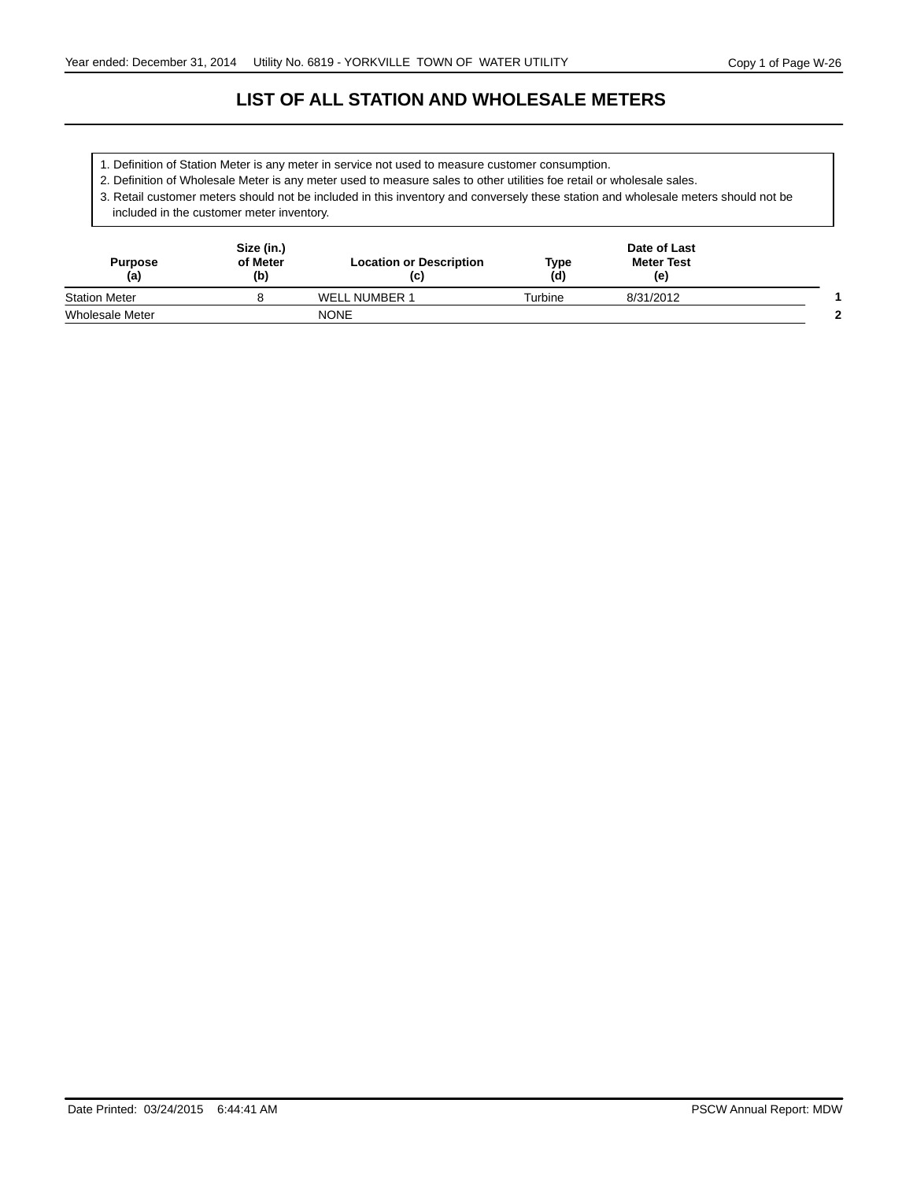# LIST OF ALL STATION AND WHOLESALE METERS

1. Definition of Station Meter is any meter in service not used to measure customer consumption.
2. Definition of Wholesale Meter is any meter used to measure sales to other utilities foe retail or wholesale sales.
3. Retail customer meters should not be included in this inventory and conversely these station and wholesale meters should not be included in the customer meter inventory.

| Purpose (a) | Size (in.) of Meter (b) | Location or Description (c) | Type (d) | Date of Last Meter Test (e) | |
|---|---|---|---|---|---|
| Station Meter | 8 | WELL NUMBER 1 | Turbine | 8/31/2012 | 1 |
| Wholesale Meter | | NONE | | | 2 |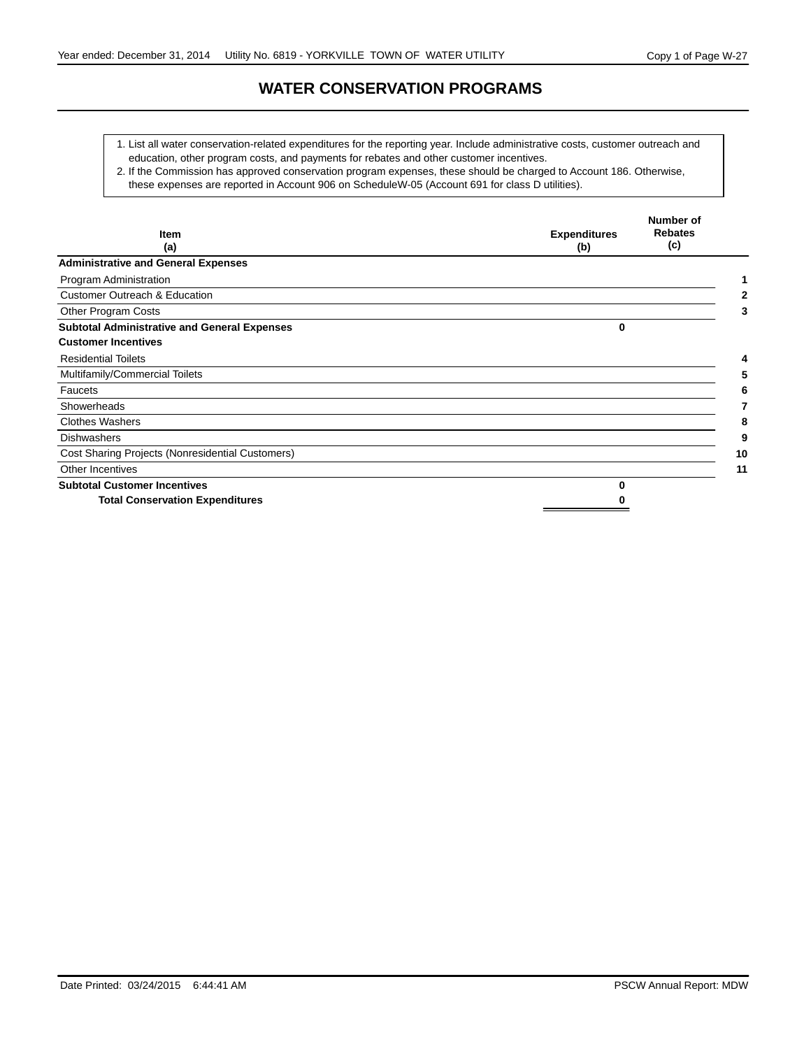# WATER CONSERVATION PROGRAMS

1. List all water conservation-related expenditures for the reporting year. Include administrative costs, customer outreach and education, other program costs, and payments for rebates and other customer incentives.
2. If the Commission has approved conservation program expenses, these should be charged to Account 186. Otherwise, these expenses are reported in Account 906 on ScheduleW-05 (Account 691 for class D utilities).

| Item (a) | Expenditures (b) | Number of Rebates (c) | |
|---|---|---|---|
| **Administrative and General Expenses** | | | |
| Program Administration | | | 1 |
| Customer Outreach & Education | | | 2 |
| Other Program Costs | | | 3 |
| **Subtotal Administrative and General Expenses** | **0** | | |
| **Customer Incentives** | | | |
| Residential Toilets | | | 4 |
| Multifamily/Commercial Toilets | | | 5 |
| Faucets | | | 6 |
| Showerheads | | | 7 |
| Clothes Washers | | | 8 |
| Dishwashers | | | 9 |
| Cost Sharing Projects (Nonresidential Customers) | | | 10 |
| Other Incentives | | | 11 |
| **Subtotal Customer Incentives** | **0** | | |
| **Total Conservation Expenditures** | **0** | | |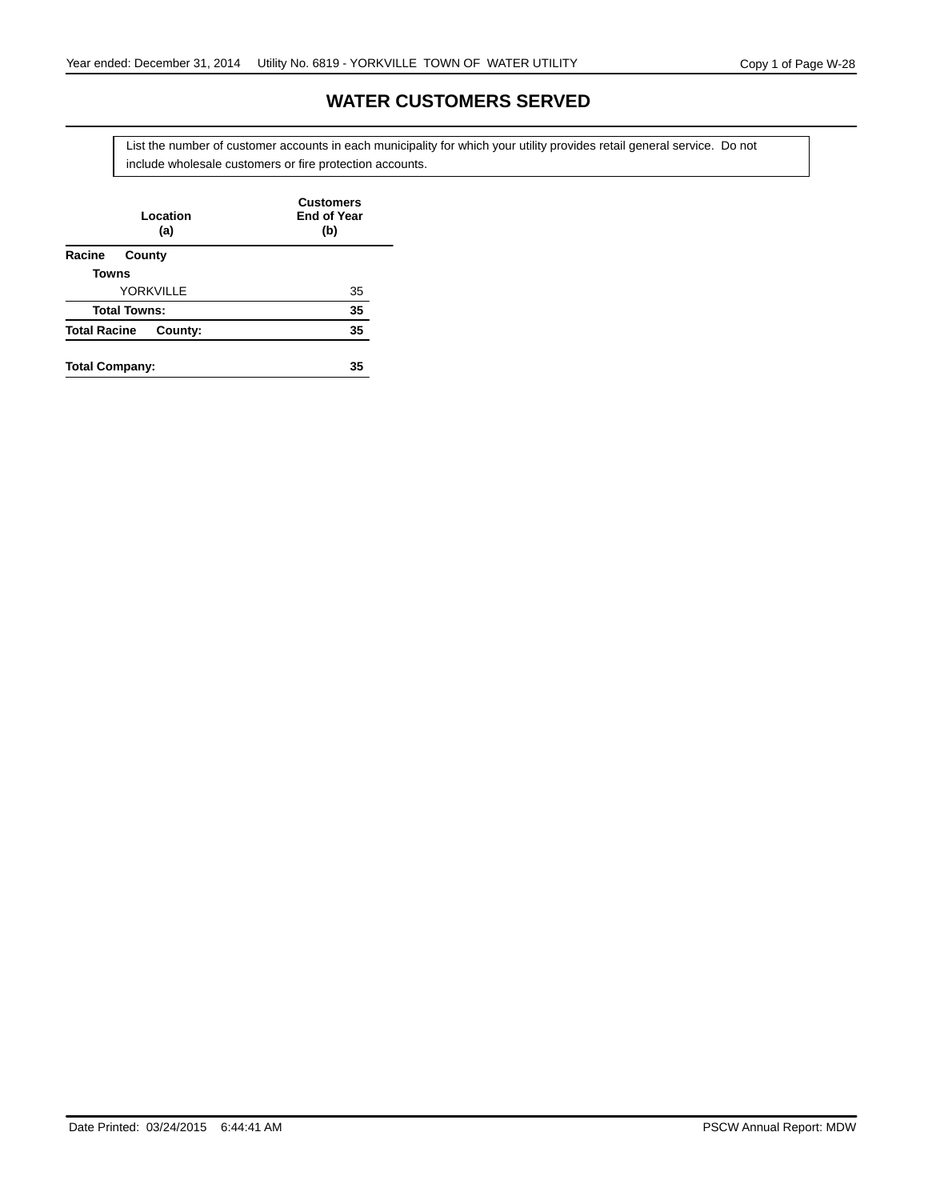# WATER CUSTOMERS SERVED

List the number of customer accounts in each municipality for which your utility provides retail general service. Do not include wholesale customers or fire protection accounts.

| Location (a) | Customers End of Year (b) |
|---|---|
| **Racine County** | |
| **Towns** | |
| YORKVILLE | 35 |
| **Total Towns:** | **35** |
| **Total Racine County:** | **35** |
| **Total Company:** | **35** |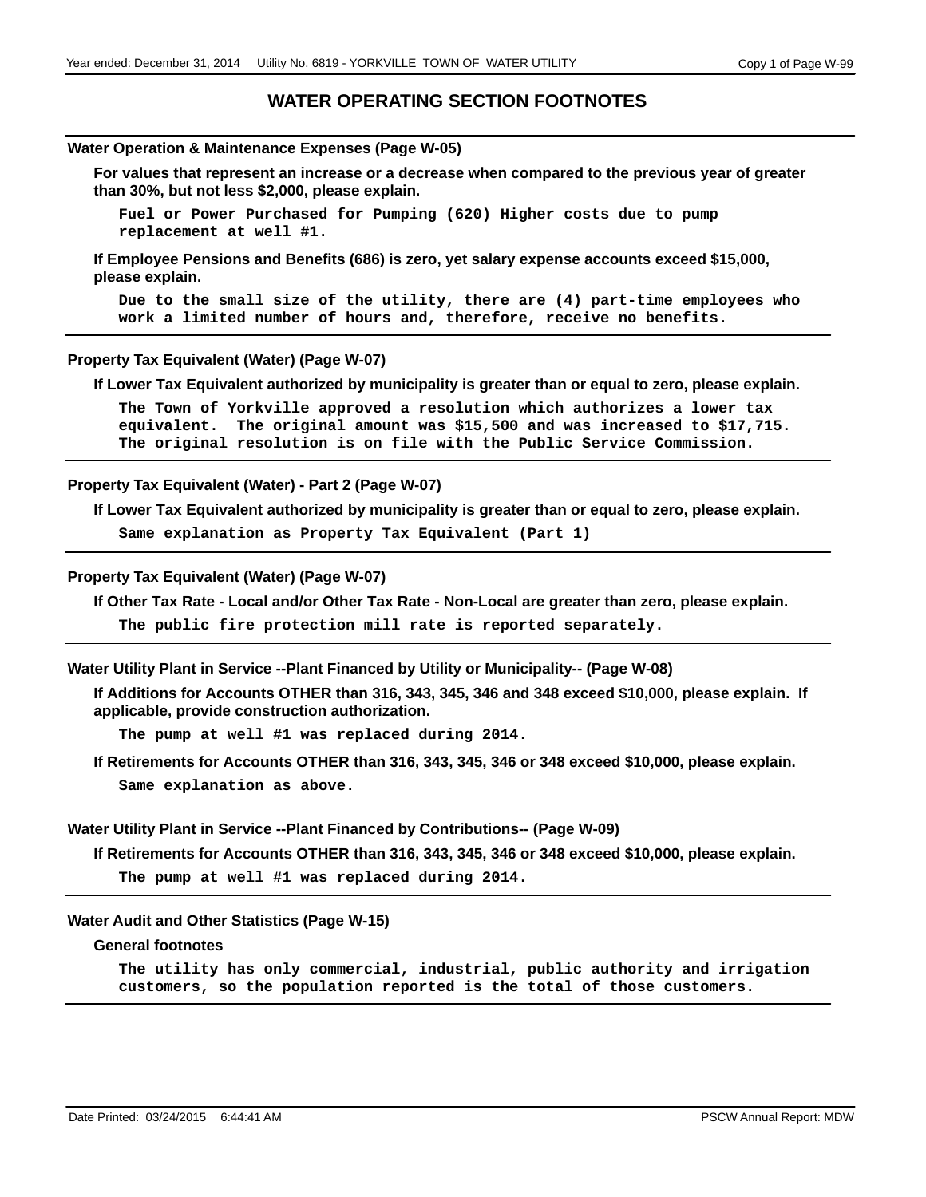# WATER OPERATING SECTION FOOTNOTES

**Water Operation & Maintenance Expenses (Page W-05)**

**For values that represent an increase or a decrease when compared to the previous year of greater than 30%, but not less $2,000, please explain.**

Fuel or Power Purchased for Pumping (620) Higher costs due to pump replacement at well #1.

**If Employee Pensions and Benefits (686) is zero, yet salary expense accounts exceed $15,000, please explain.**

Due to the small size of the utility, there are (4) part-time employees who work a limited number of hours and, therefore, receive no benefits.

**Property Tax Equivalent (Water) (Page W-07)**

**If Lower Tax Equivalent authorized by municipality is greater than or equal to zero, please explain.**

The Town of Yorkville approved a resolution which authorizes a lower tax equivalent. The original amount was $15,500 and was increased to $17,715. The original resolution is on file with the Public Service Commission.

**Property Tax Equivalent (Water) - Part 2 (Page W-07)**

**If Lower Tax Equivalent authorized by municipality is greater than or equal to zero, please explain.**

Same explanation as Property Tax Equivalent (Part 1)

**Property Tax Equivalent (Water) (Page W-07)**

**If Other Tax Rate - Local and/or Other Tax Rate - Non-Local are greater than zero, please explain.**

The public fire protection mill rate is reported separately.

**Water Utility Plant in Service --Plant Financed by Utility or Municipality-- (Page W-08)**

**If Additions for Accounts OTHER than 316, 343, 345, 346 and 348 exceed $10,000, please explain. If applicable, provide construction authorization.**

The pump at well #1 was replaced during 2014.

**If Retirements for Accounts OTHER than 316, 343, 345, 346 or 348 exceed $10,000, please explain.**

Same explanation as above.

**Water Utility Plant in Service --Plant Financed by Contributions-- (Page W-09)**

**If Retirements for Accounts OTHER than 316, 343, 345, 346 or 348 exceed $10,000, please explain.**

The pump at well #1 was replaced during 2014.

**Water Audit and Other Statistics (Page W-15)**

**General footnotes**

The utility has only commercial, industrial, public authority and irrigation customers, so the population reported is the total of those customers.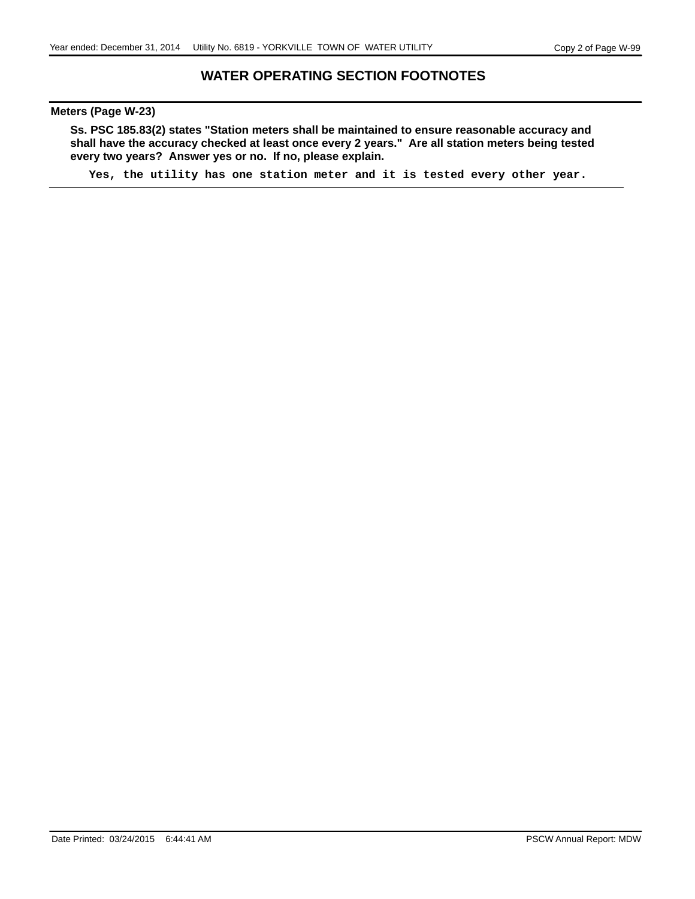# WATER OPERATING SECTION FOOTNOTES

**Meters (Page W-23)**

**Ss. PSC 185.83(2) states "Station meters shall be maintained to ensure reasonable accuracy and shall have the accuracy checked at least once every 2 years." Are all station meters being tested every two years? Answer yes or no. If no, please explain.**

Yes, the utility has one station meter and it is tested every other year.